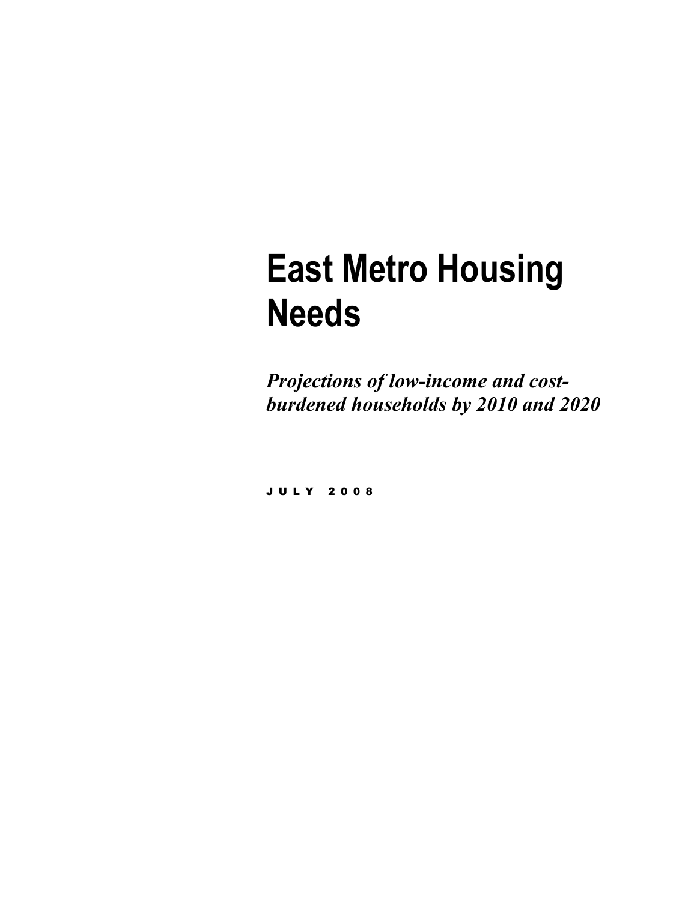# East Metro Housing Needs

***Projections of low-income and cost-burdened households by 2010 and 2020***

JULY 2008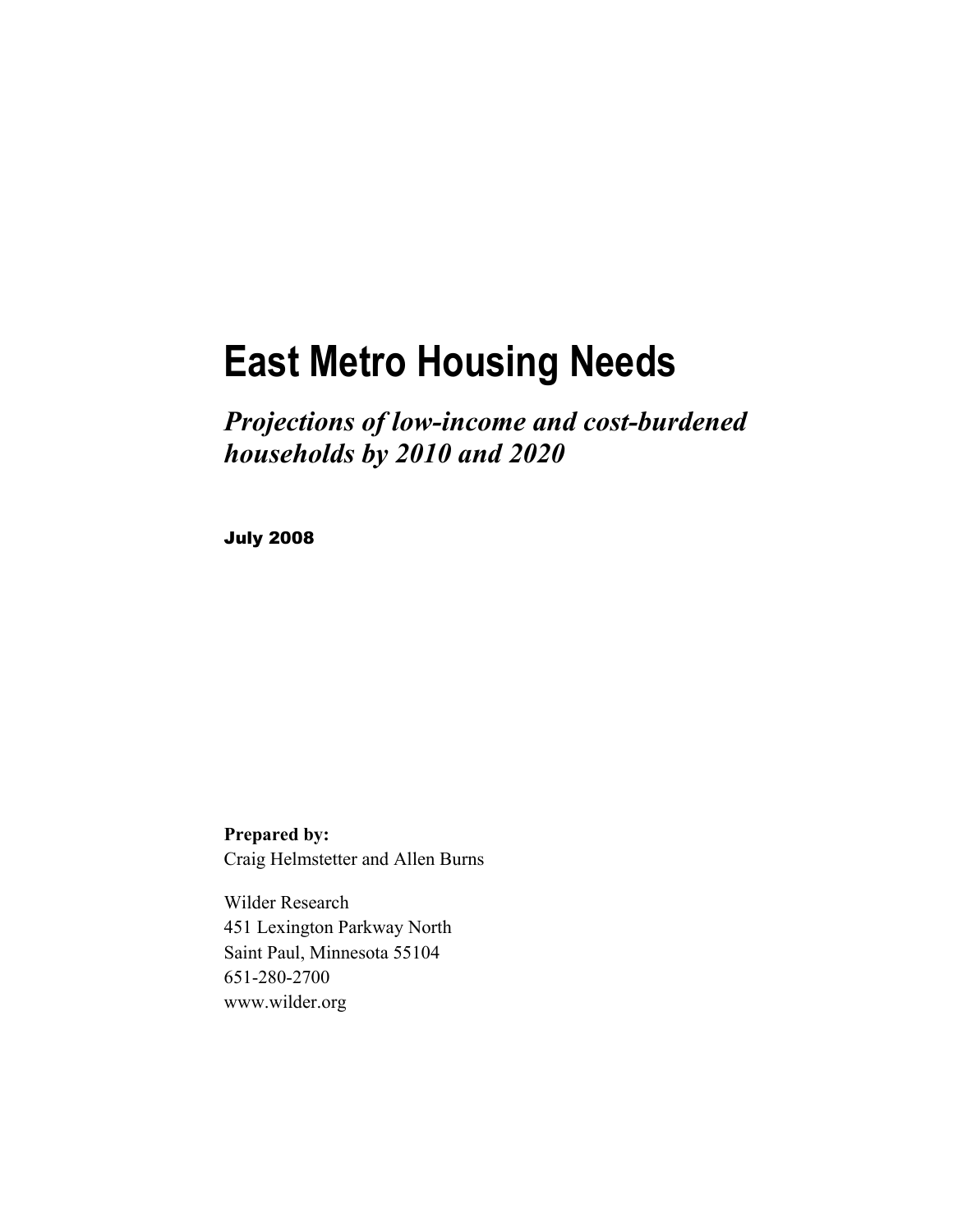# East Metro Housing Needs

## *Projections of low-income and cost-burdened households by 2010 and 2020*

**July 2008**

**Prepared by:**
Craig Helmstetter and Allen Burns

Wilder Research
451 Lexington Parkway North
Saint Paul, Minnesota 55104
651-280-2700
www.wilder.org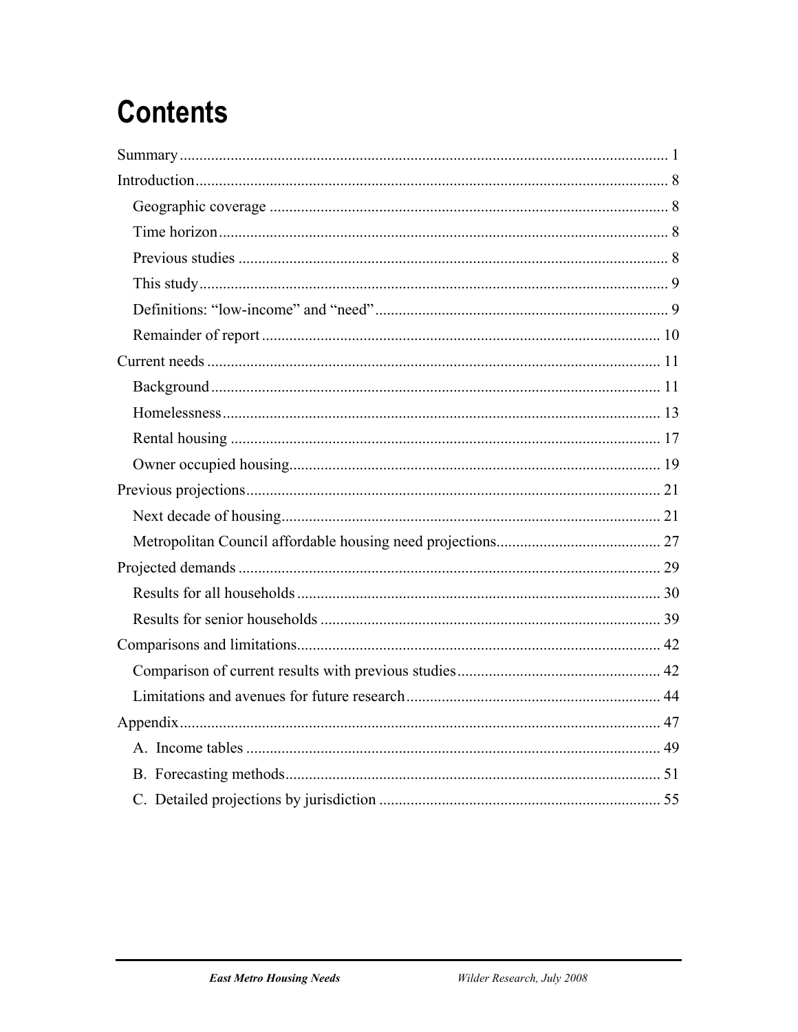# Contents

Summary ............................................................ 1

Introduction ............................................................ 8

- Geographic coverage ............................................................ 8
- Time horizon ............................................................ 8
- Previous studies ............................................................ 8
- This study ............................................................ 9
- Definitions: "low-income" and "need" ............................................................ 9
- Remainder of report ............................................................ 10

Current needs ............................................................ 11

- Background ............................................................ 11
- Homelessness ............................................................ 13
- Rental housing ............................................................ 17
- Owner occupied housing ............................................................ 19

Previous projections ............................................................ 21

- Next decade of housing ............................................................ 21
- Metropolitan Council affordable housing need projections ............................................................ 27

Projected demands ............................................................ 29

- Results for all households ............................................................ 30
- Results for senior households ............................................................ 39

Comparisons and limitations ............................................................ 42

- Comparison of current results with previous studies ............................................................ 42
- Limitations and avenues for future research ............................................................ 44

Appendix ............................................................ 47

- A. Income tables ............................................................ 49
- B. Forecasting methods ............................................................ 51
- C. Detailed projections by jurisdiction ............................................................ 55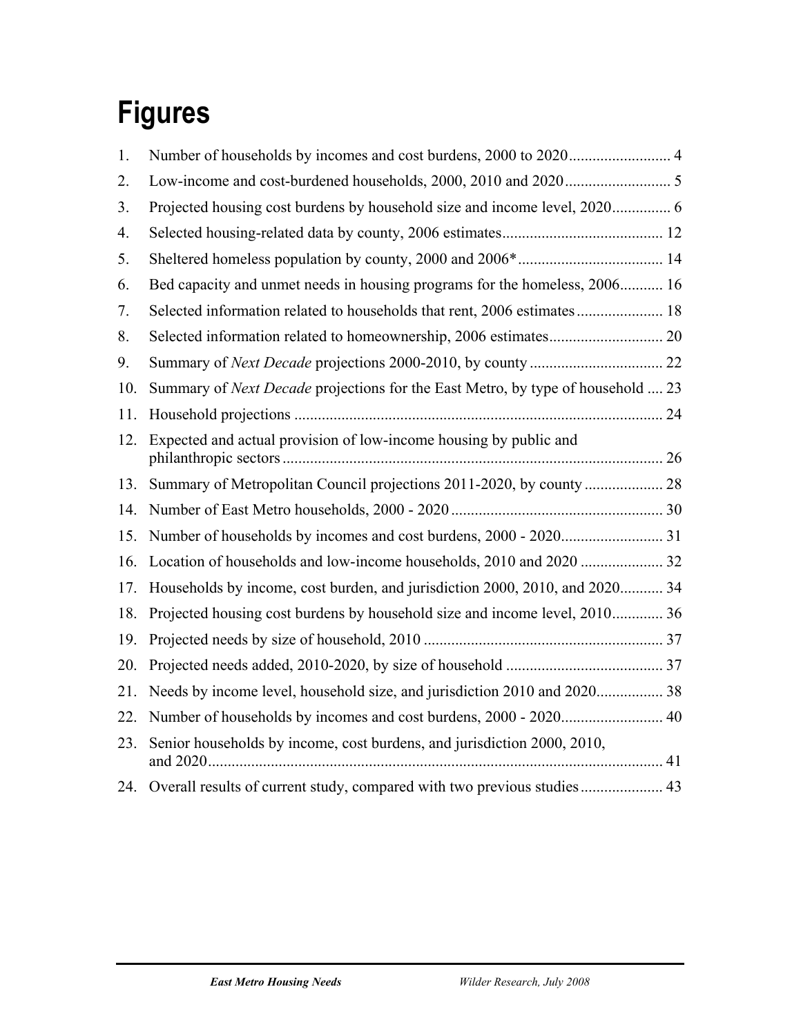# Figures

1. Number of households by incomes and cost burdens, 2000 to 2020 .......................... 4
2. Low-income and cost-burdened households, 2000, 2010 and 2020 .......................... 5
3. Projected housing cost burdens by household size and income level, 2020 .............. 6
4. Selected housing-related data by county, 2006 estimates ......................................... 12
5. Sheltered homeless population by county, 2000 and 2006* ..................................... 14
6. Bed capacity and unmet needs in housing programs for the homeless, 2006 ........... 16
7. Selected information related to households that rent, 2006 estimates ...................... 18
8. Selected information related to homeownership, 2006 estimates ............................. 20
9. Summary of *Next Decade* projections 2000-2010, by county .................................. 22
10. Summary of *Next Decade* projections for the East Metro, by type of household .... 23
11. Household projections ............................................................................................. 24
12. Expected and actual provision of low-income housing by public and philanthropic sectors ................................................................................................ 26
13. Summary of Metropolitan Council projections 2011-2020, by county .................... 28
14. Number of East Metro households, 2000 - 2020 ..................................................... 30
15. Number of households by incomes and cost burdens, 2000 - 2020 ......................... 31
16. Location of households and low-income households, 2010 and 2020 ..................... 32
17. Households by income, cost burden, and jurisdiction 2000, 2010, and 2020 ........... 34
18. Projected housing cost burdens by household size and income level, 2010 ............. 36
19. Projected needs by size of household, 2010 ............................................................ 37
20. Projected needs added, 2010-2020, by size of household ........................................ 37
21. Needs by income level, household size, and jurisdiction 2010 and 2020 ................. 38
22. Number of households by incomes and cost burdens, 2000 - 2020 ......................... 40
23. Senior households by income, cost burdens, and jurisdiction 2000, 2010, and 2020 ................................................................................................................ 41
24. Overall results of current study, compared with two previous studies ..................... 43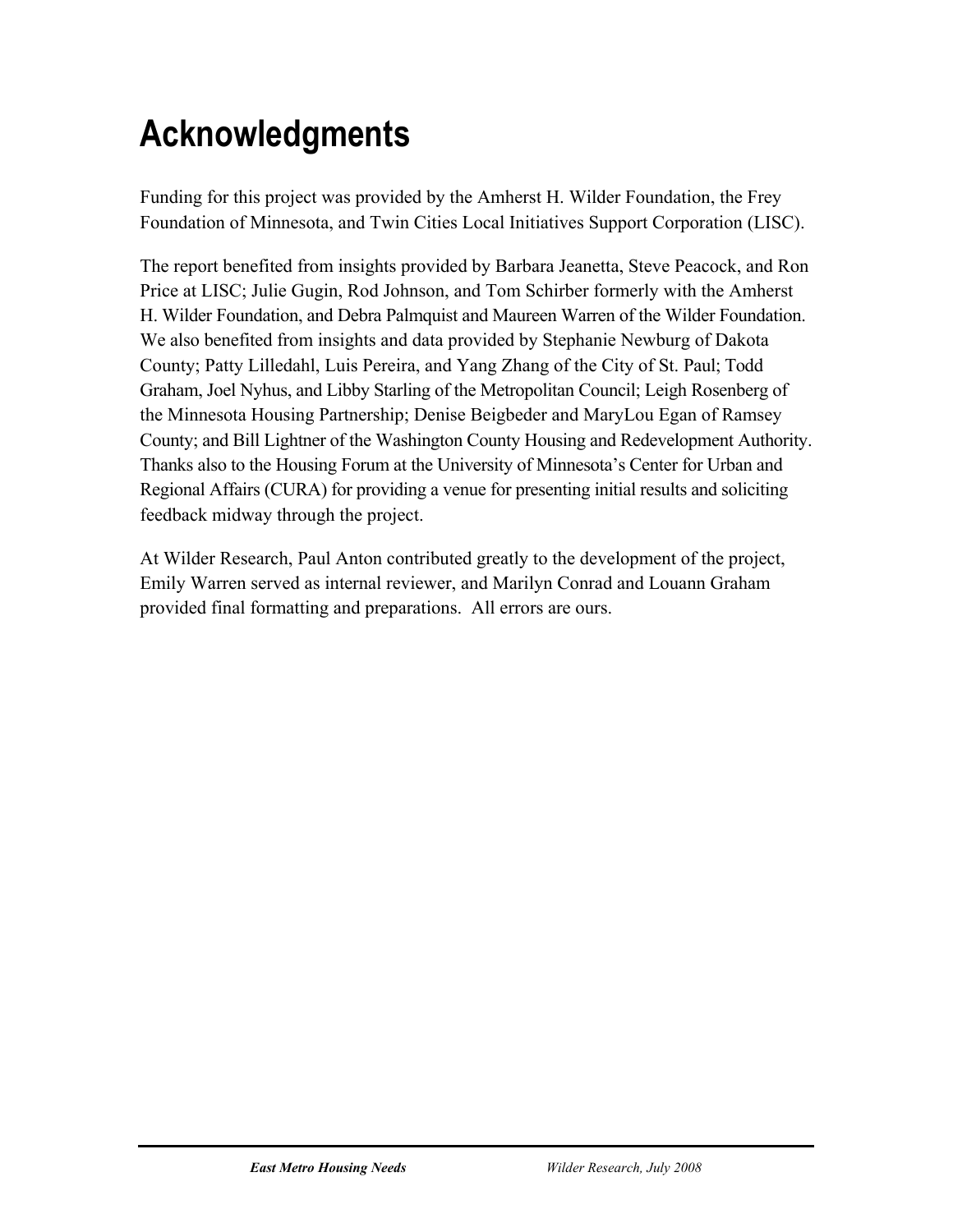# Acknowledgments

Funding for this project was provided by the Amherst H. Wilder Foundation, the Frey Foundation of Minnesota, and Twin Cities Local Initiatives Support Corporation (LISC).

The report benefited from insights provided by Barbara Jeanetta, Steve Peacock, and Ron Price at LISC; Julie Gugin, Rod Johnson, and Tom Schirber formerly with the Amherst H. Wilder Foundation, and Debra Palmquist and Maureen Warren of the Wilder Foundation. We also benefited from insights and data provided by Stephanie Newburg of Dakota County; Patty Lilledahl, Luis Pereira, and Yang Zhang of the City of St. Paul; Todd Graham, Joel Nyhus, and Libby Starling of the Metropolitan Council; Leigh Rosenberg of the Minnesota Housing Partnership; Denise Beigbeder and MaryLou Egan of Ramsey County; and Bill Lightner of the Washington County Housing and Redevelopment Authority. Thanks also to the Housing Forum at the University of Minnesota's Center for Urban and Regional Affairs (CURA) for providing a venue for presenting initial results and soliciting feedback midway through the project.

At Wilder Research, Paul Anton contributed greatly to the development of the project, Emily Warren served as internal reviewer, and Marilyn Conrad and Louann Graham provided final formatting and preparations. All errors are ours.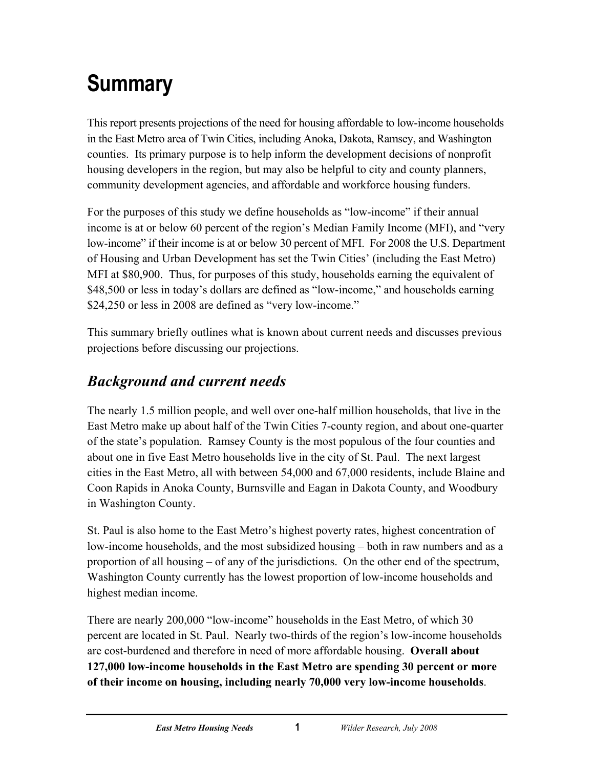# Summary

This report presents projections of the need for housing affordable to low-income households in the East Metro area of Twin Cities, including Anoka, Dakota, Ramsey, and Washington counties. Its primary purpose is to help inform the development decisions of nonprofit housing developers in the region, but may also be helpful to city and county planners, community development agencies, and affordable and workforce housing funders.

For the purposes of this study we define households as "low-income" if their annual income is at or below 60 percent of the region's Median Family Income (MFI), and "very low-income" if their income is at or below 30 percent of MFI. For 2008 the U.S. Department of Housing and Urban Development has set the Twin Cities' (including the East Metro) MFI at $80,900. Thus, for purposes of this study, households earning the equivalent of $48,500 or less in today's dollars are defined as "low-income," and households earning $24,250 or less in 2008 are defined as "very low-income."

This summary briefly outlines what is known about current needs and discusses previous projections before discussing our projections.

## *Background and current needs*

The nearly 1.5 million people, and well over one-half million households, that live in the East Metro make up about half of the Twin Cities 7-county region, and about one-quarter of the state's population. Ramsey County is the most populous of the four counties and about one in five East Metro households live in the city of St. Paul. The next largest cities in the East Metro, all with between 54,000 and 67,000 residents, include Blaine and Coon Rapids in Anoka County, Burnsville and Eagan in Dakota County, and Woodbury in Washington County.

St. Paul is also home to the East Metro's highest poverty rates, highest concentration of low-income households, and the most subsidized housing – both in raw numbers and as a proportion of all housing – of any of the jurisdictions. On the other end of the spectrum, Washington County currently has the lowest proportion of low-income households and highest median income.

There are nearly 200,000 "low-income" households in the East Metro, of which 30 percent are located in St. Paul. Nearly two-thirds of the region's low-income households are cost-burdened and therefore in need of more affordable housing. **Overall about 127,000 low-income households in the East Metro are spending 30 percent or more of their income on housing, including nearly 70,000 very low-income households**.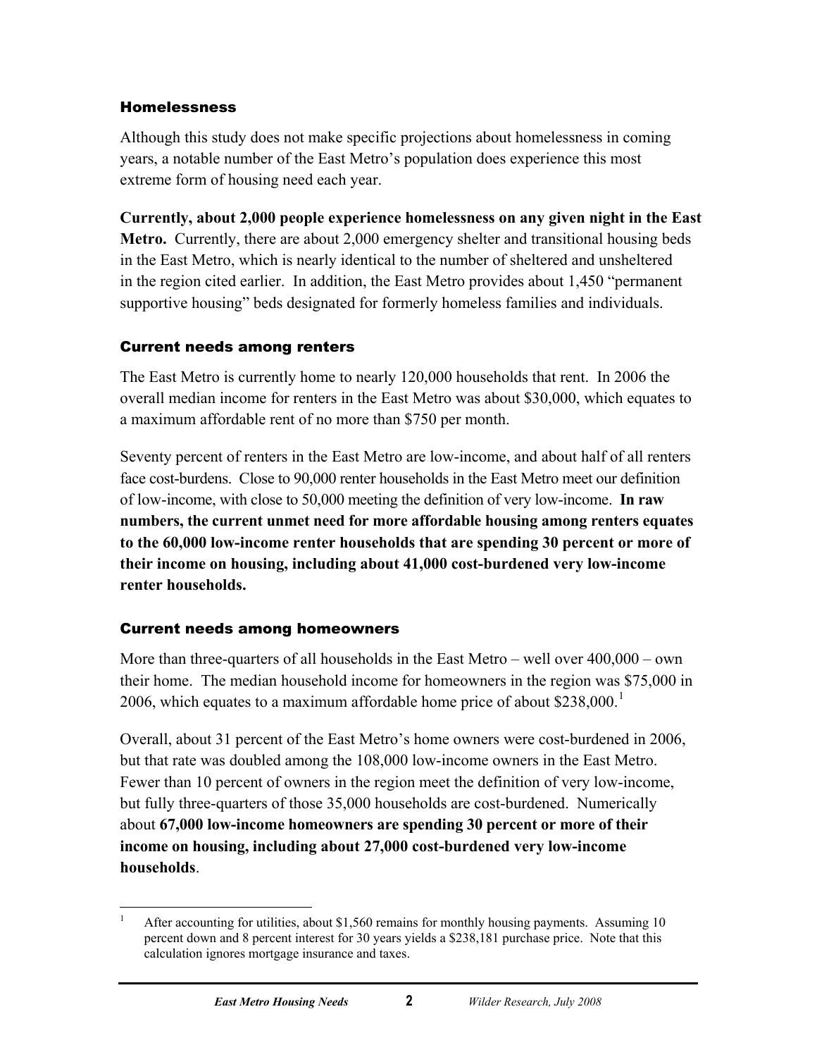## Homelessness

Although this study does not make specific projections about homelessness in coming years, a notable number of the East Metro's population does experience this most extreme form of housing need each year.

**Currently, about 2,000 people experience homelessness on any given night in the East Metro.** Currently, there are about 2,000 emergency shelter and transitional housing beds in the East Metro, which is nearly identical to the number of sheltered and unsheltered in the region cited earlier. In addition, the East Metro provides about 1,450 "permanent supportive housing" beds designated for formerly homeless families and individuals.

## Current needs among renters

The East Metro is currently home to nearly 120,000 households that rent. In 2006 the overall median income for renters in the East Metro was about $30,000, which equates to a maximum affordable rent of no more than $750 per month.

Seventy percent of renters in the East Metro are low-income, and about half of all renters face cost-burdens. Close to 90,000 renter households in the East Metro meet our definition of low-income, with close to 50,000 meeting the definition of very low-income. **In raw numbers, the current unmet need for more affordable housing among renters equates to the 60,000 low-income renter households that are spending 30 percent or more of their income on housing, including about 41,000 cost-burdened very low-income renter households.**

## Current needs among homeowners

More than three-quarters of all households in the East Metro – well over 400,000 – own their home. The median household income for homeowners in the region was $75,000 in 2006, which equates to a maximum affordable home price of about $238,000.[1]

Overall, about 31 percent of the East Metro's home owners were cost-burdened in 2006, but that rate was doubled among the 108,000 low-income owners in the East Metro. Fewer than 10 percent of owners in the region meet the definition of very low-income, but fully three-quarters of those 35,000 households are cost-burdened. Numerically about **67,000 low-income homeowners are spending 30 percent or more of their income on housing, including about 27,000 cost-burdened very low-income households**.

---

[1] After accounting for utilities, about $1,560 remains for monthly housing payments. Assuming 10 percent down and 8 percent interest for 30 years yields a $238,181 purchase price. Note that this calculation ignores mortgage insurance and taxes.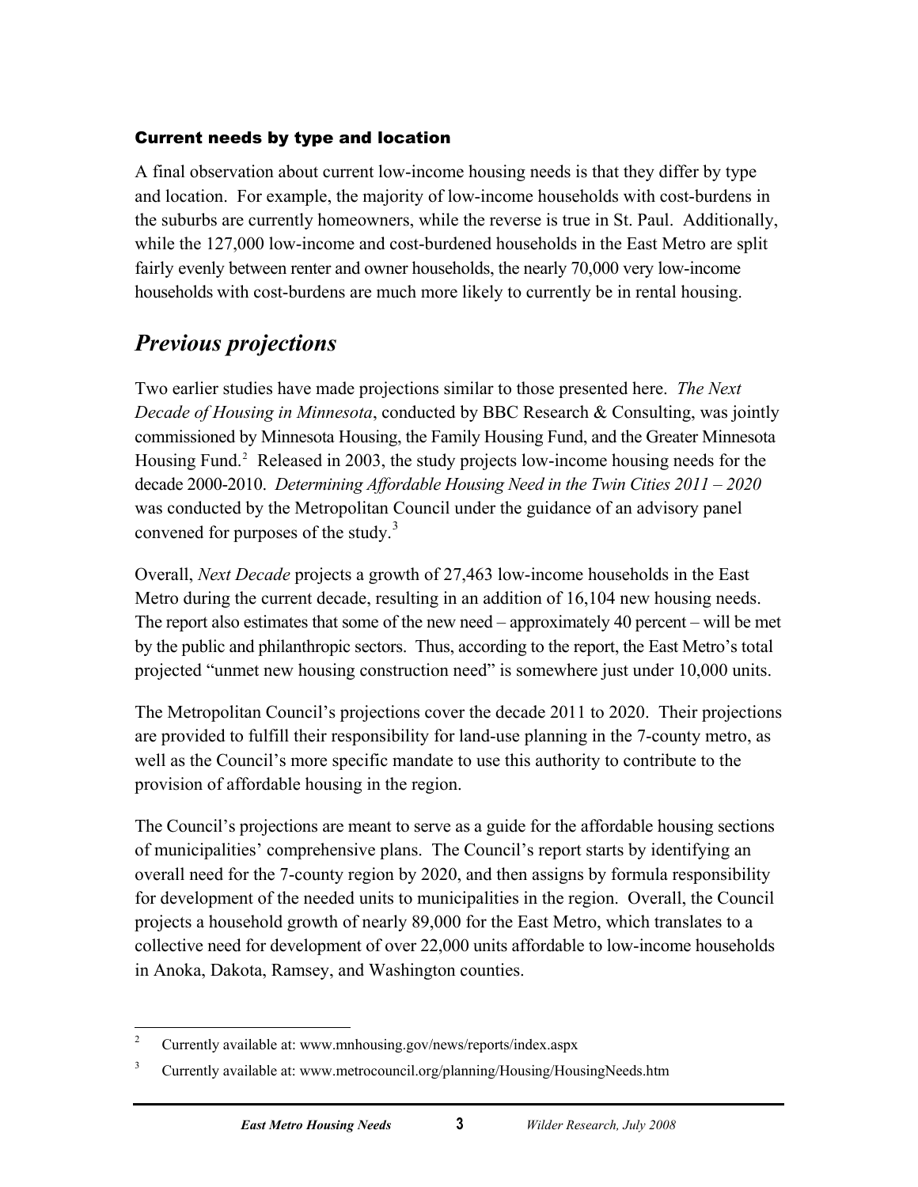### Current needs by type and location

A final observation about current low-income housing needs is that they differ by type and location. For example, the majority of low-income households with cost-burdens in the suburbs are currently homeowners, while the reverse is true in St. Paul. Additionally, while the 127,000 low-income and cost-burdened households in the East Metro are split fairly evenly between renter and owner households, the nearly 70,000 very low-income households with cost-burdens are much more likely to currently be in rental housing.

## *Previous projections*

Two earlier studies have made projections similar to those presented here. *The Next Decade of Housing in Minnesota*, conducted by BBC Research & Consulting, was jointly commissioned by Minnesota Housing, the Family Housing Fund, and the Greater Minnesota Housing Fund.[2] Released in 2003, the study projects low-income housing needs for the decade 2000-2010. *Determining Affordable Housing Need in the Twin Cities 2011 – 2020* was conducted by the Metropolitan Council under the guidance of an advisory panel convened for purposes of the study.[3]

Overall, *Next Decade* projects a growth of 27,463 low-income households in the East Metro during the current decade, resulting in an addition of 16,104 new housing needs. The report also estimates that some of the new need – approximately 40 percent – will be met by the public and philanthropic sectors. Thus, according to the report, the East Metro's total projected "unmet new housing construction need" is somewhere just under 10,000 units.

The Metropolitan Council's projections cover the decade 2011 to 2020. Their projections are provided to fulfill their responsibility for land-use planning in the 7-county metro, as well as the Council's more specific mandate to use this authority to contribute to the provision of affordable housing in the region.

The Council's projections are meant to serve as a guide for the affordable housing sections of municipalities' comprehensive plans. The Council's report starts by identifying an overall need for the 7-county region by 2020, and then assigns by formula responsibility for development of the needed units to municipalities in the region. Overall, the Council projects a household growth of nearly 89,000 for the East Metro, which translates to a collective need for development of over 22,000 units affordable to low-income households in Anoka, Dakota, Ramsey, and Washington counties.

---

[2] Currently available at: www.mnhousing.gov/news/reports/index.aspx

[3] Currently available at: www.metrocouncil.org/planning/Housing/HousingNeeds.htm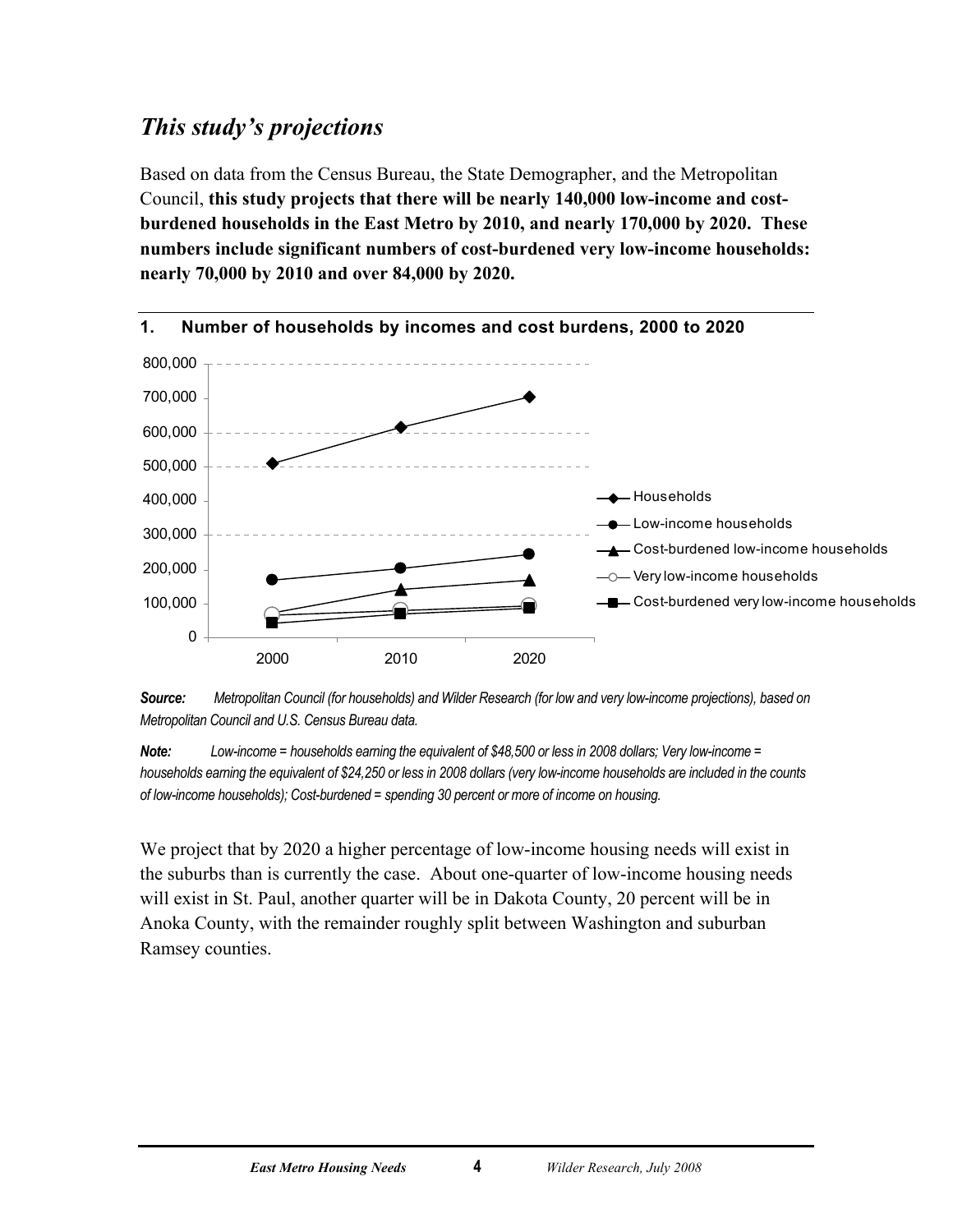## *This study's projections*

Based on data from the Census Bureau, the State Demographer, and the Metropolitan Council, **this study projects that there will be nearly 140,000 low-income and cost-burdened households in the East Metro by 2010, and nearly 170,000 by 2020. These numbers include significant numbers of cost-burdened very low-income households: nearly 70,000 by 2010 and over 84,000 by 2020.**

**1. Number of households by incomes and cost burdens, 2000 to 2020**

***Source:*** *Metropolitan Council (for households) and Wilder Research (for low and very low-income projections), based on Metropolitan Council and U.S. Census Bureau data.*

***Note:*** *Low-income = households earning the equivalent of $48,500 or less in 2008 dollars; Very low-income = households earning the equivalent of $24,250 or less in 2008 dollars (very low-income households are included in the counts of low-income households); Cost-burdened = spending 30 percent or more of income on housing.*

We project that by 2020 a higher percentage of low-income housing needs will exist in the suburbs than is currently the case. About one-quarter of low-income housing needs will exist in St. Paul, another quarter will be in Dakota County, 20 percent will be in Anoka County, with the remainder roughly split between Washington and suburban Ramsey counties.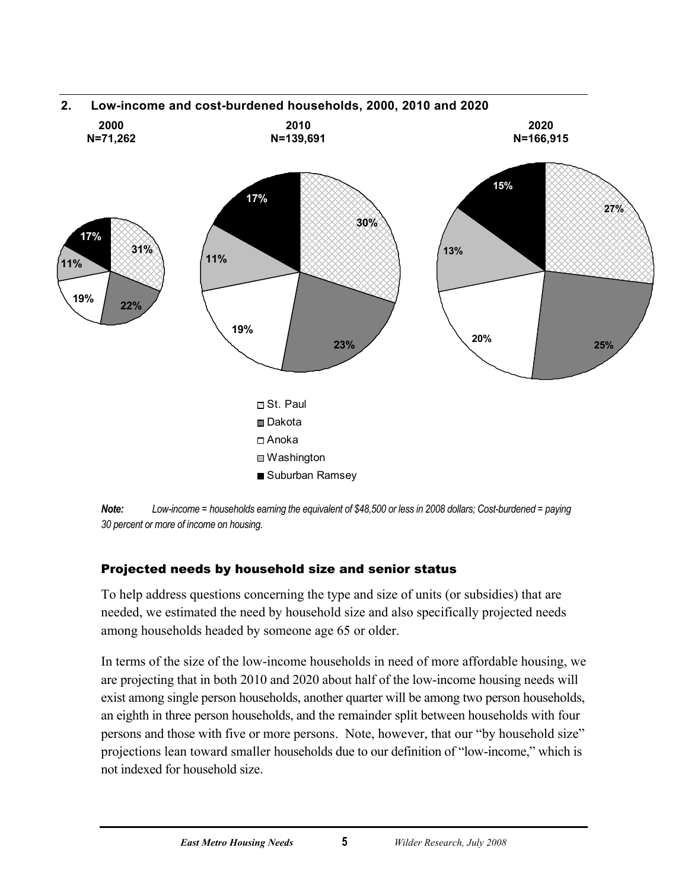## 2. Low-income and cost-burdened households, 2000, 2010 and 2020

| | 2000 (N=71,262) | 2010 (N=139,691) | 2020 (N=166,915) |
|---|---|---|---|
| St. Paul | 31% | 30% | 27% |
| Dakota | 22% | 23% | 25% |
| Anoka | 19% | 19% | 20% |
| Washington | 11% | 11% | 13% |
| Suburban Ramsey | 17% | 17% | 15% |

***Note:*** *Low-income = households earning the equivalent of $48,500 or less in 2008 dollars; Cost-burdened = paying 30 percent or more of income on housing.*

### Projected needs by household size and senior status

To help address questions concerning the type and size of units (or subsidies) that are needed, we estimated the need by household size and also specifically projected needs among households headed by someone age 65 or older.

In terms of the size of the low-income households in need of more affordable housing, we are projecting that in both 2010 and 2020 about half of the low-income housing needs will exist among single person households, another quarter will be among two person households, an eighth in three person households, and the remainder split between households with four persons and those with five or more persons. Note, however, that our "by household size" projections lean toward smaller households due to our definition of "low-income," which is not indexed for household size.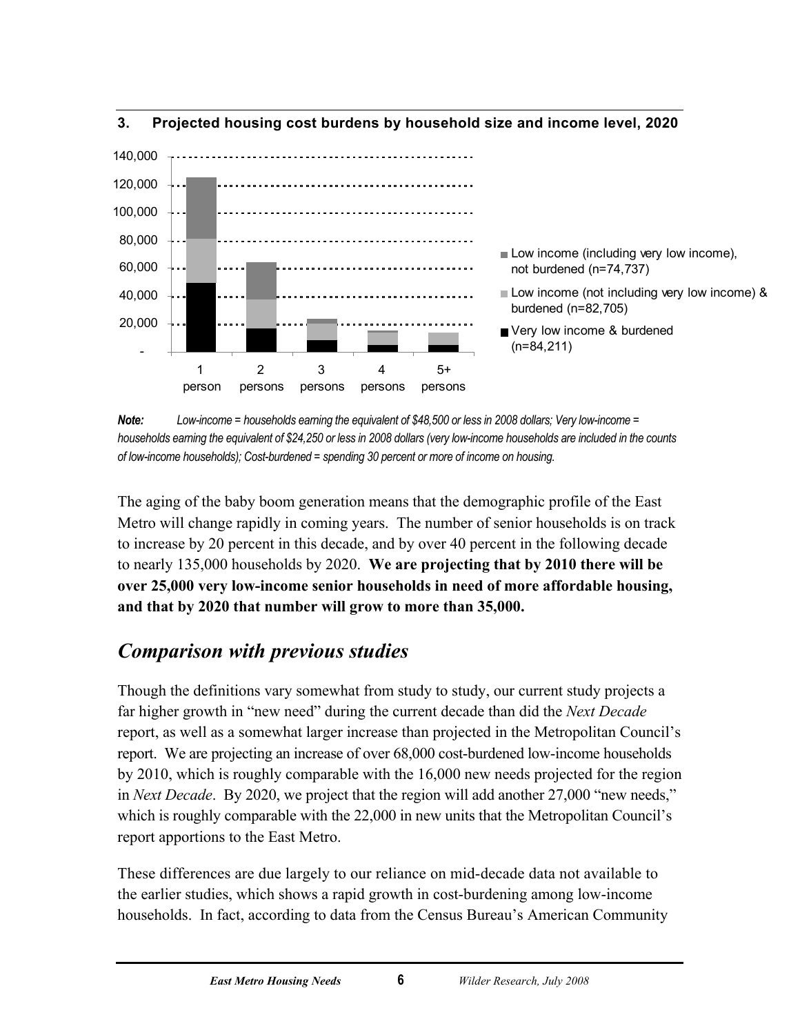### 3. Projected housing cost burdens by household size and income level, 2020

*Note:* *Low-income = households earning the equivalent of $48,500 or less in 2008 dollars; Very low-income = households earning the equivalent of $24,250 or less in 2008 dollars (very low-income households are included in the counts of low-income households); Cost-burdened = spending 30 percent or more of income on housing.*

The aging of the baby boom generation means that the demographic profile of the East Metro will change rapidly in coming years. The number of senior households is on track to increase by 20 percent in this decade, and by over 40 percent in the following decade to nearly 135,000 households by 2020. **We are projecting that by 2010 there will be over 25,000 very low-income senior households in need of more affordable housing, and that by 2020 that number will grow to more than 35,000.**

## *Comparison with previous studies*

Though the definitions vary somewhat from study to study, our current study projects a far higher growth in "new need" during the current decade than did the *Next Decade* report, as well as a somewhat larger increase than projected in the Metropolitan Council's report. We are projecting an increase of over 68,000 cost-burdened low-income households by 2010, which is roughly comparable with the 16,000 new needs projected for the region in *Next Decade*. By 2020, we project that the region will add another 27,000 "new needs," which is roughly comparable with the 22,000 in new units that the Metropolitan Council's report apportions to the East Metro.

These differences are due largely to our reliance on mid-decade data not available to the earlier studies, which shows a rapid growth in cost-burdening among low-income households. In fact, according to data from the Census Bureau's American Community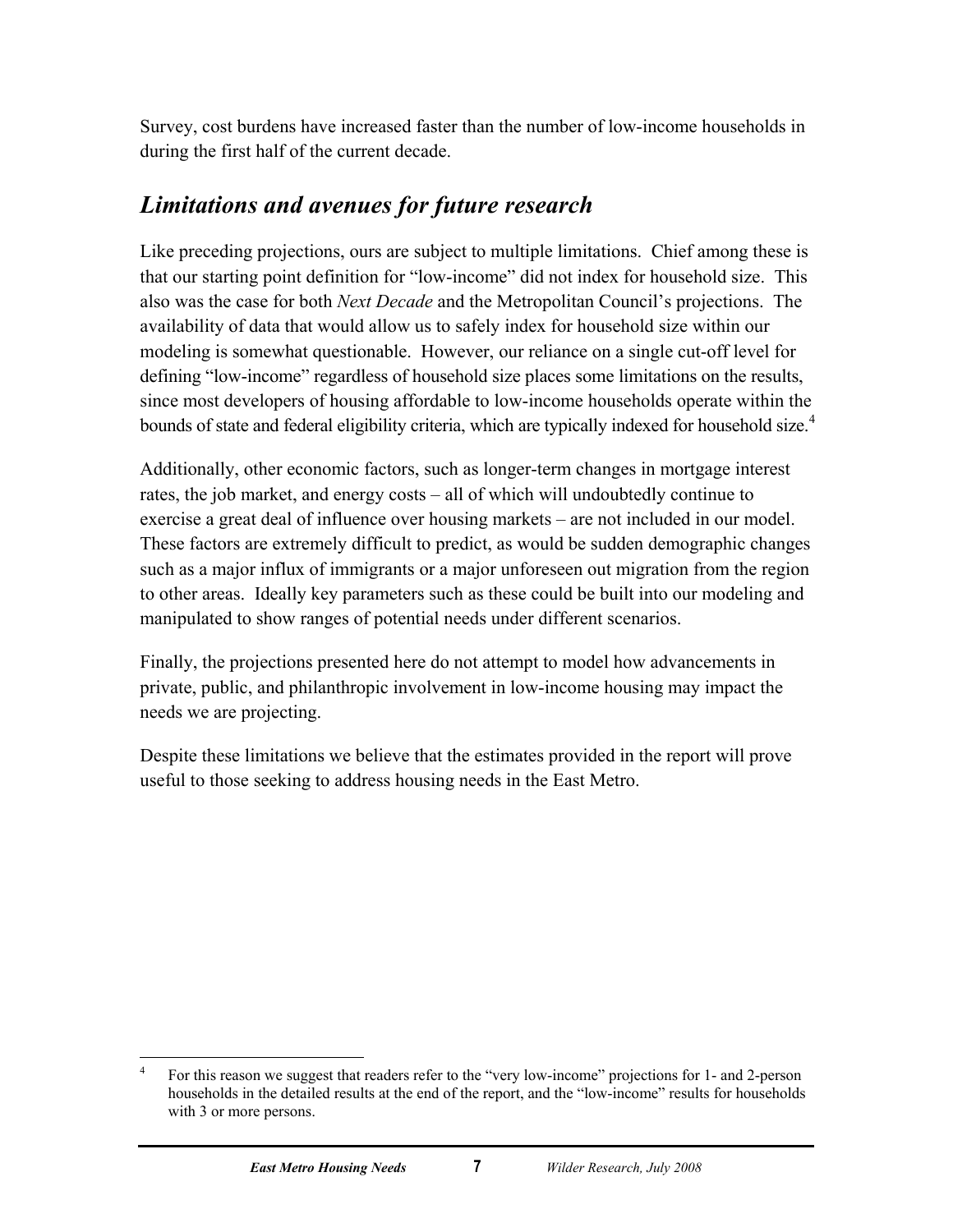Survey, cost burdens have increased faster than the number of low-income households in during the first half of the current decade.

## *Limitations and avenues for future research*

Like preceding projections, ours are subject to multiple limitations. Chief among these is that our starting point definition for "low-income" did not index for household size. This also was the case for both *Next Decade* and the Metropolitan Council's projections. The availability of data that would allow us to safely index for household size within our modeling is somewhat questionable. However, our reliance on a single cut-off level for defining "low-income" regardless of household size places some limitations on the results, since most developers of housing affordable to low-income households operate within the bounds of state and federal eligibility criteria, which are typically indexed for household size.[4]

Additionally, other economic factors, such as longer-term changes in mortgage interest rates, the job market, and energy costs – all of which will undoubtedly continue to exercise a great deal of influence over housing markets – are not included in our model. These factors are extremely difficult to predict, as would be sudden demographic changes such as a major influx of immigrants or a major unforeseen out migration from the region to other areas. Ideally key parameters such as these could be built into our modeling and manipulated to show ranges of potential needs under different scenarios.

Finally, the projections presented here do not attempt to model how advancements in private, public, and philanthropic involvement in low-income housing may impact the needs we are projecting.

Despite these limitations we believe that the estimates provided in the report will prove useful to those seeking to address housing needs in the East Metro.

---

[4] For this reason we suggest that readers refer to the "very low-income" projections for 1- and 2-person households in the detailed results at the end of the report, and the "low-income" results for households with 3 or more persons.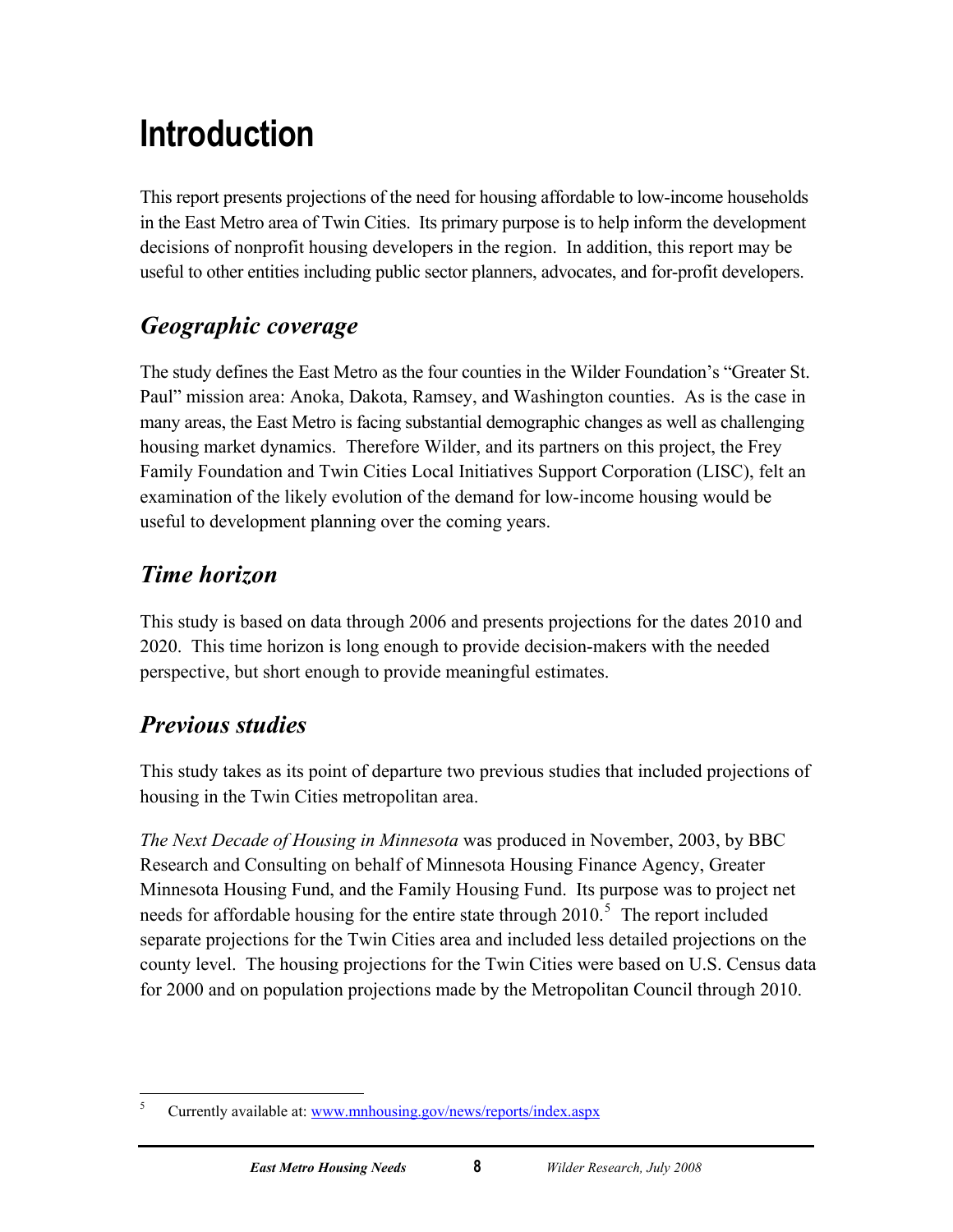# Introduction

This report presents projections of the need for housing affordable to low-income households in the East Metro area of Twin Cities. Its primary purpose is to help inform the development decisions of nonprofit housing developers in the region. In addition, this report may be useful to other entities including public sector planners, advocates, and for-profit developers.

## *Geographic coverage*

The study defines the East Metro as the four counties in the Wilder Foundation's "Greater St. Paul" mission area: Anoka, Dakota, Ramsey, and Washington counties. As is the case in many areas, the East Metro is facing substantial demographic changes as well as challenging housing market dynamics. Therefore Wilder, and its partners on this project, the Frey Family Foundation and Twin Cities Local Initiatives Support Corporation (LISC), felt an examination of the likely evolution of the demand for low-income housing would be useful to development planning over the coming years.

## *Time horizon*

This study is based on data through 2006 and presents projections for the dates 2010 and 2020. This time horizon is long enough to provide decision-makers with the needed perspective, but short enough to provide meaningful estimates.

## *Previous studies*

This study takes as its point of departure two previous studies that included projections of housing in the Twin Cities metropolitan area.

*The Next Decade of Housing in Minnesota* was produced in November, 2003, by BBC Research and Consulting on behalf of Minnesota Housing Finance Agency, Greater Minnesota Housing Fund, and the Family Housing Fund. Its purpose was to project net needs for affordable housing for the entire state through 2010.[5] The report included separate projections for the Twin Cities area and included less detailed projections on the county level. The housing projections for the Twin Cities were based on U.S. Census data for 2000 and on population projections made by the Metropolitan Council through 2010.

---

[5] Currently available at: www.mnhousing.gov/news/reports/index.aspx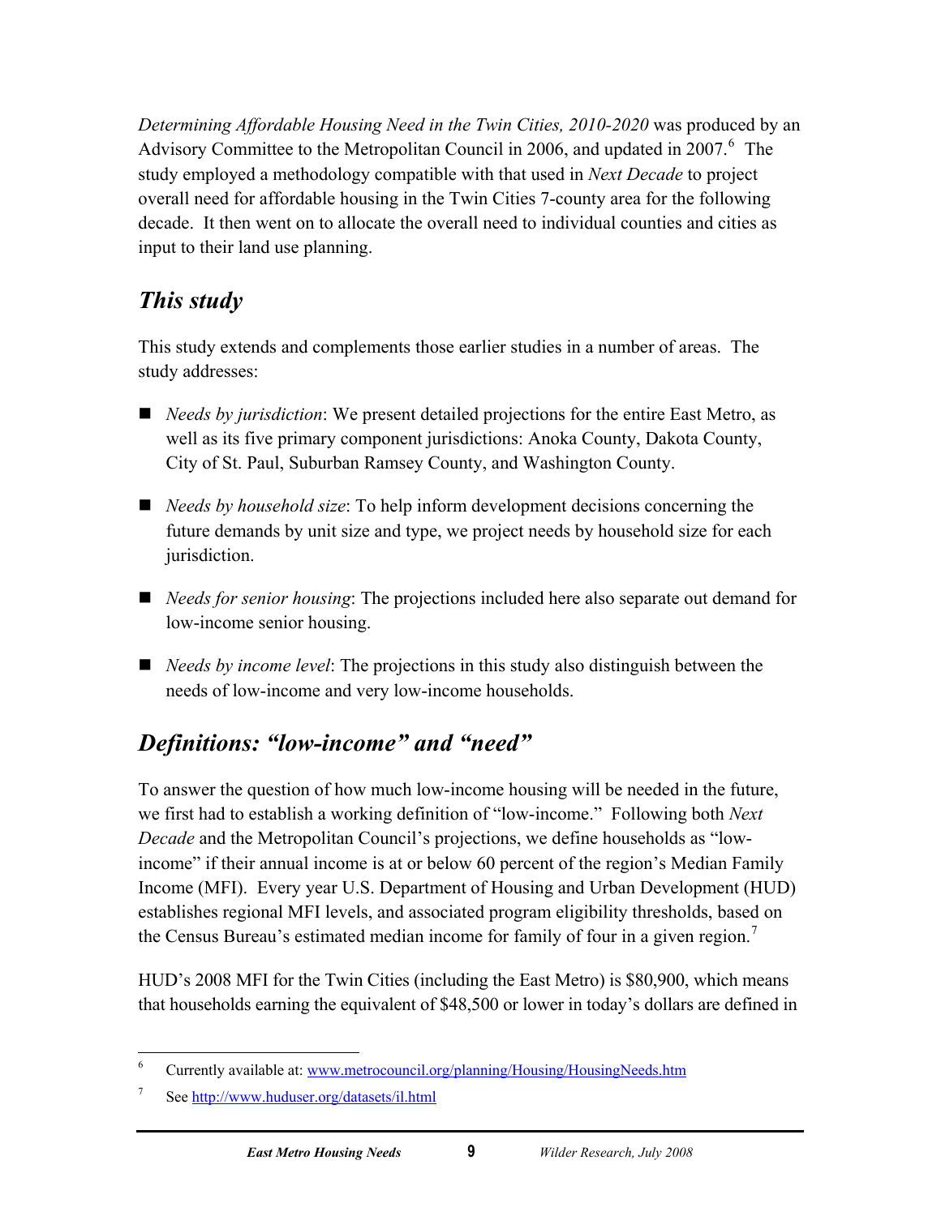*Determining Affordable Housing Need in the Twin Cities, 2010-2020* was produced by an Advisory Committee to the Metropolitan Council in 2006, and updated in 2007.[6] The study employed a methodology compatible with that used in *Next Decade* to project overall need for affordable housing in the Twin Cities 7-county area for the following decade. It then went on to allocate the overall need to individual counties and cities as input to their land use planning.

## *This study*

This study extends and complements those earlier studies in a number of areas. The study addresses:

- *Needs by jurisdiction*: We present detailed projections for the entire East Metro, as well as its five primary component jurisdictions: Anoka County, Dakota County, City of St. Paul, Suburban Ramsey County, and Washington County.
- *Needs by household size*: To help inform development decisions concerning the future demands by unit size and type, we project needs by household size for each jurisdiction.
- *Needs for senior housing*: The projections included here also separate out demand for low-income senior housing.
- *Needs by income level*: The projections in this study also distinguish between the needs of low-income and very low-income households.

## *Definitions: "low-income" and "need"*

To answer the question of how much low-income housing will be needed in the future, we first had to establish a working definition of "low-income." Following both *Next Decade* and the Metropolitan Council's projections, we define households as "low-income" if their annual income is at or below 60 percent of the region's Median Family Income (MFI). Every year U.S. Department of Housing and Urban Development (HUD) establishes regional MFI levels, and associated program eligibility thresholds, based on the Census Bureau's estimated median income for family of four in a given region.[7]

HUD's 2008 MFI for the Twin Cities (including the East Metro) is $80,900, which means that households earning the equivalent of $48,500 or lower in today's dollars are defined in

---

[6] Currently available at: www.metrocouncil.org/planning/Housing/HousingNeeds.htm

[7] See http://www.huduser.org/datasets/il.html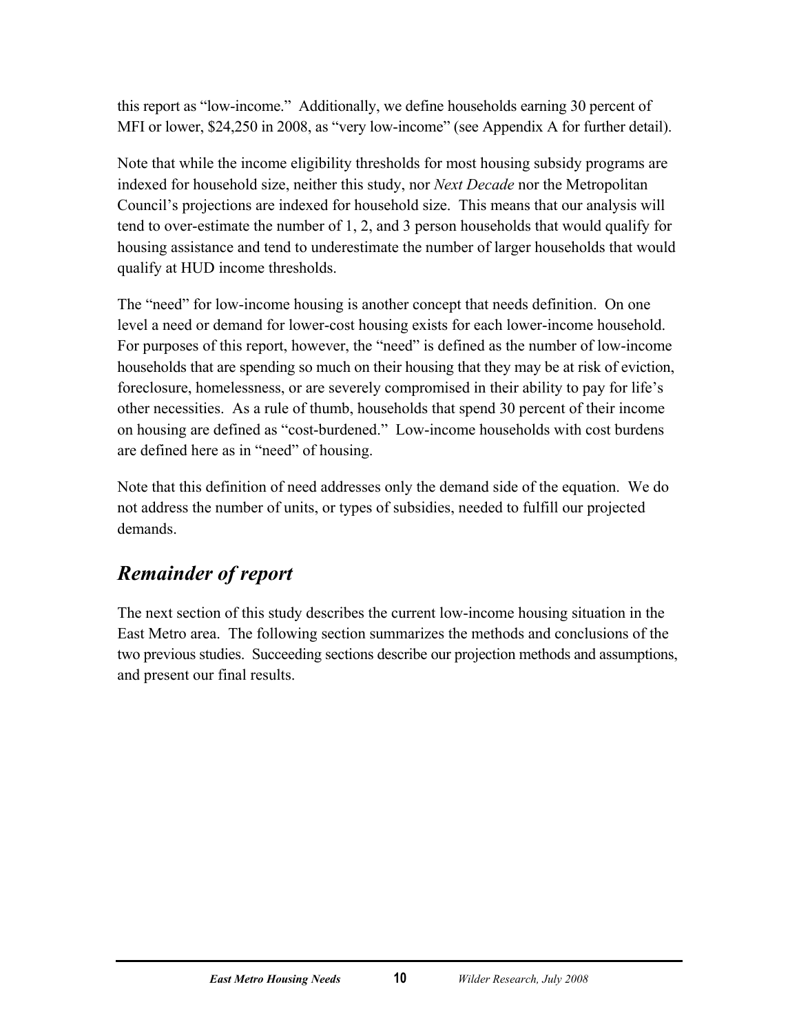this report as "low-income." Additionally, we define households earning 30 percent of MFI or lower, $24,250 in 2008, as "very low-income" (see Appendix A for further detail).

Note that while the income eligibility thresholds for most housing subsidy programs are indexed for household size, neither this study, nor *Next Decade* nor the Metropolitan Council's projections are indexed for household size. This means that our analysis will tend to over-estimate the number of 1, 2, and 3 person households that would qualify for housing assistance and tend to underestimate the number of larger households that would qualify at HUD income thresholds.

The "need" for low-income housing is another concept that needs definition. On one level a need or demand for lower-cost housing exists for each lower-income household. For purposes of this report, however, the "need" is defined as the number of low-income households that are spending so much on their housing that they may be at risk of eviction, foreclosure, homelessness, or are severely compromised in their ability to pay for life's other necessities. As a rule of thumb, households that spend 30 percent of their income on housing are defined as "cost-burdened." Low-income households with cost burdens are defined here as in "need" of housing.

Note that this definition of need addresses only the demand side of the equation. We do not address the number of units, or types of subsidies, needed to fulfill our projected demands.

## *Remainder of report*

The next section of this study describes the current low-income housing situation in the East Metro area. The following section summarizes the methods and conclusions of the two previous studies. Succeeding sections describe our projection methods and assumptions, and present our final results.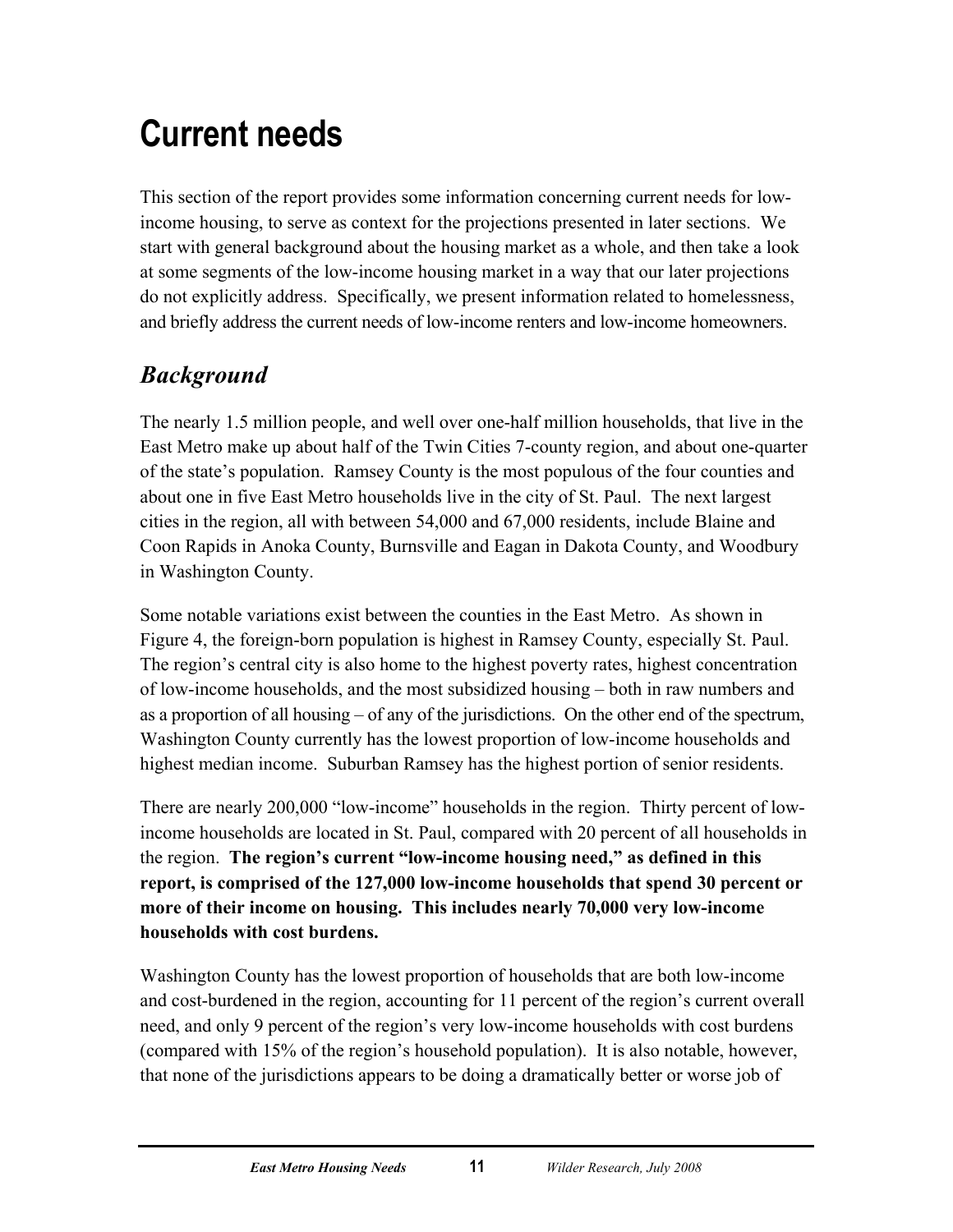# Current needs

This section of the report provides some information concerning current needs for low-income housing, to serve as context for the projections presented in later sections. We start with general background about the housing market as a whole, and then take a look at some segments of the low-income housing market in a way that our later projections do not explicitly address. Specifically, we present information related to homelessness, and briefly address the current needs of low-income renters and low-income homeowners.

## *Background*

The nearly 1.5 million people, and well over one-half million households, that live in the East Metro make up about half of the Twin Cities 7-county region, and about one-quarter of the state's population. Ramsey County is the most populous of the four counties and about one in five East Metro households live in the city of St. Paul. The next largest cities in the region, all with between 54,000 and 67,000 residents, include Blaine and Coon Rapids in Anoka County, Burnsville and Eagan in Dakota County, and Woodbury in Washington County.

Some notable variations exist between the counties in the East Metro. As shown in Figure 4, the foreign-born population is highest in Ramsey County, especially St. Paul. The region's central city is also home to the highest poverty rates, highest concentration of low-income households, and the most subsidized housing – both in raw numbers and as a proportion of all housing – of any of the jurisdictions. On the other end of the spectrum, Washington County currently has the lowest proportion of low-income households and highest median income. Suburban Ramsey has the highest portion of senior residents.

There are nearly 200,000 "low-income" households in the region. Thirty percent of low-income households are located in St. Paul, compared with 20 percent of all households in the region. **The region's current "low-income housing need," as defined in this report, is comprised of the 127,000 low-income households that spend 30 percent or more of their income on housing. This includes nearly 70,000 very low-income households with cost burdens.**

Washington County has the lowest proportion of households that are both low-income and cost-burdened in the region, accounting for 11 percent of the region's current overall need, and only 9 percent of the region's very low-income households with cost burdens (compared with 15% of the region's household population). It is also notable, however, that none of the jurisdictions appears to be doing a dramatically better or worse job of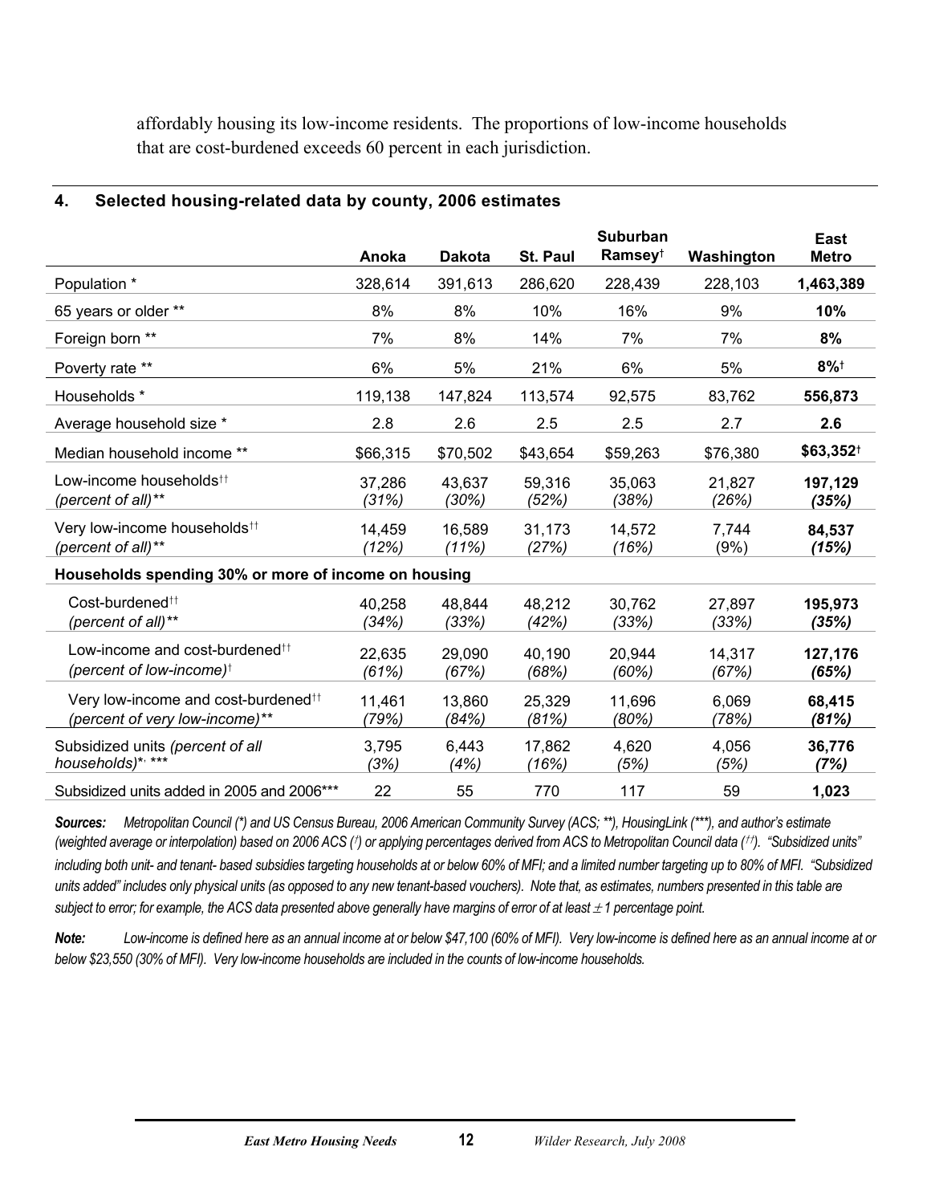affordably housing its low-income residents. The proportions of low-income households that are cost-burdened exceeds 60 percent in each jurisdiction.

## 4. Selected housing-related data by county, 2006 estimates

| | Anoka | Dakota | St. Paul | Suburban Ramsey† | Washington | East Metro |
|---|---|---|---|---|---|---|
| Population * | 328,614 | 391,613 | 286,620 | 228,439 | 228,103 | **1,463,389** |
| 65 years or older ** | 8% | 8% | 10% | 16% | 9% | **10%** |
| Foreign born ** | 7% | 8% | 14% | 7% | 7% | **8%** |
| Poverty rate ** | 6% | 5% | 21% | 6% | 5% | **8%†** |
| Households * | 119,138 | 147,824 | 113,574 | 92,575 | 83,762 | **556,873** |
| Average household size * | 2.8 | 2.6 | 2.5 | 2.5 | 2.7 | **2.6** |
| Median household income ** | $66,315 | $70,502 | $43,654 | $59,263 | $76,380 | **$63,352†** |
| Low-income households†† *(percent of all)*** | 37,286 *(31%)* | 43,637 *(30%)* | 59,316 *(52%)* | 35,063 *(38%)* | 21,827 *(26%)* | **197,129 *(35%)*** |
| Very low-income households†† *(percent of all)*** | 14,459 *(12%)* | 16,589 *(11%)* | 31,173 *(27%)* | 14,572 *(16%)* | 7,744 (9%) | **84,537 *(15%)*** |
| **Households spending 30% or more of income on housing** | | | | | | |
| Cost-burdened†† *(percent of all)*** | 40,258 *(34%)* | 48,844 *(33%)* | 48,212 *(42%)* | 30,762 *(33%)* | 27,897 *(33%)* | **195,973 *(35%)*** |
| Low-income and cost-burdened†† *(percent of low-income)*† | 22,635 *(61%)* | 29,090 *(67%)* | 40,190 *(68%)* | 20,944 *(60%)* | 14,317 *(67%)* | **127,176 *(65%)*** |
| Very low-income and cost-burdened†† *(percent of very low-income)*** | 11,461 *(79%)* | 13,860 *(84%)* | 25,329 *(81%)* | 11,696 *(80%)* | 6,069 *(78%)* | **68,415 *(81%)*** |
| Subsidized units *(percent of all households)**, *** | 3,795 *(3%)* | 6,443 *(4%)* | 17,862 *(16%)* | 4,620 *(5%)* | 4,056 *(5%)* | **36,776 *(7%)*** |
| Subsidized units added in 2005 and 2006*** | 22 | 55 | 770 | 117 | 59 | **1,023** |

***Sources:*** *Metropolitan Council (\*) and US Census Bureau, 2006 American Community Survey (ACS; \*\*), HousingLink (\*\*\*), and author's estimate (weighted average or interpolation) based on 2006 ACS (†) or applying percentages derived from ACS to Metropolitan Council data (††). "Subsidized units" including both unit- and tenant- based subsidies targeting households at or below 60% of MFI; and a limited number targeting up to 80% of MFI. "Subsidized units added" includes only physical units (as opposed to any new tenant-based vouchers). Note that, as estimates, numbers presented in this table are subject to error; for example, the ACS data presented above generally have margins of error of at least ± 1 percentage point.*

***Note:*** *Low-income is defined here as an annual income at or below $47,100 (60% of MFI). Very low-income is defined here as an annual income at or below $23,550 (30% of MFI). Very low-income households are included in the counts of low-income households.*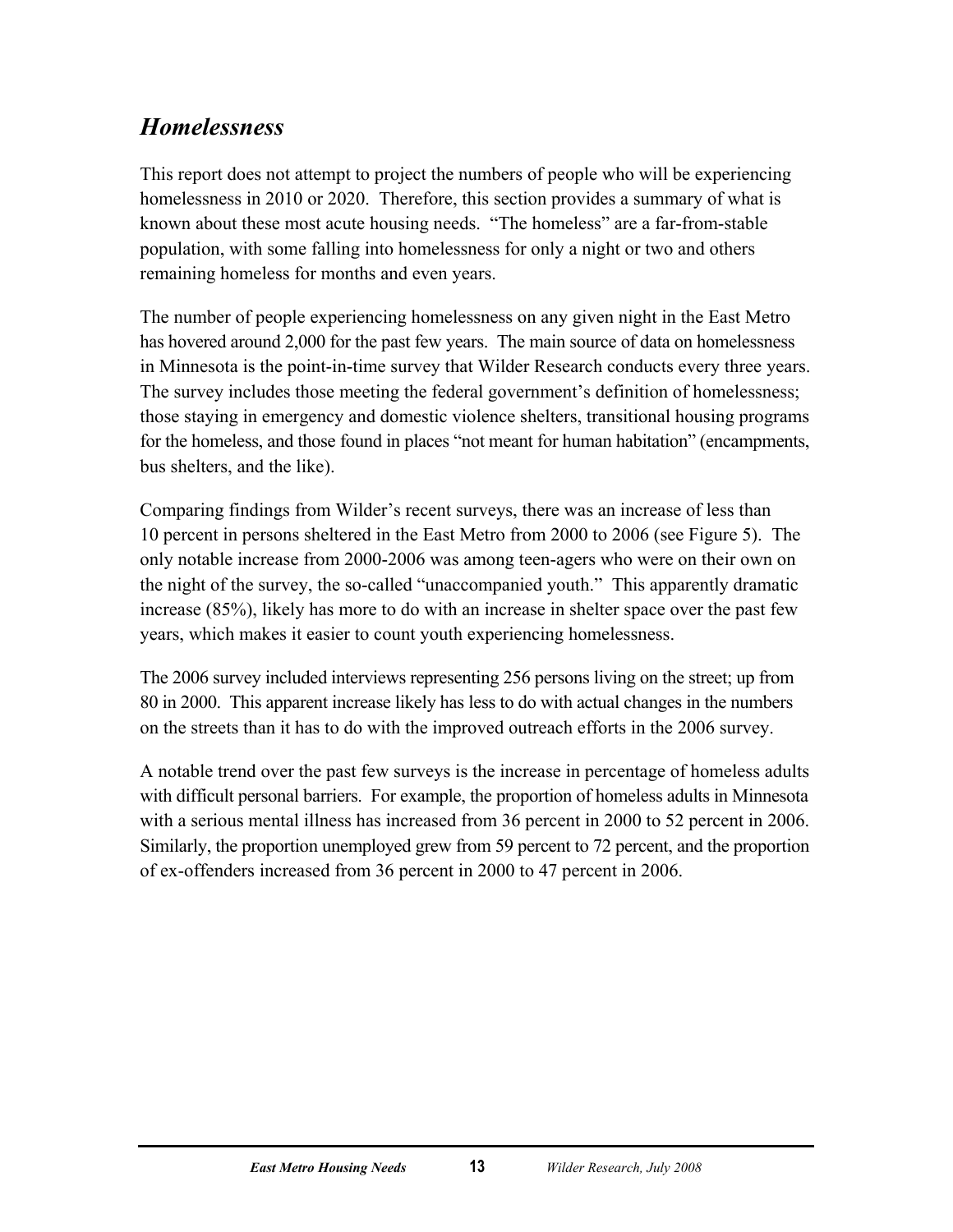## *Homelessness*

This report does not attempt to project the numbers of people who will be experiencing homelessness in 2010 or 2020. Therefore, this section provides a summary of what is known about these most acute housing needs. "The homeless" are a far-from-stable population, with some falling into homelessness for only a night or two and others remaining homeless for months and even years.

The number of people experiencing homelessness on any given night in the East Metro has hovered around 2,000 for the past few years. The main source of data on homelessness in Minnesota is the point-in-time survey that Wilder Research conducts every three years. The survey includes those meeting the federal government's definition of homelessness; those staying in emergency and domestic violence shelters, transitional housing programs for the homeless, and those found in places "not meant for human habitation" (encampments, bus shelters, and the like).

Comparing findings from Wilder's recent surveys, there was an increase of less than 10 percent in persons sheltered in the East Metro from 2000 to 2006 (see Figure 5). The only notable increase from 2000-2006 was among teen-agers who were on their own on the night of the survey, the so-called "unaccompanied youth." This apparently dramatic increase (85%), likely has more to do with an increase in shelter space over the past few years, which makes it easier to count youth experiencing homelessness.

The 2006 survey included interviews representing 256 persons living on the street; up from 80 in 2000. This apparent increase likely has less to do with actual changes in the numbers on the streets than it has to do with the improved outreach efforts in the 2006 survey.

A notable trend over the past few surveys is the increase in percentage of homeless adults with difficult personal barriers. For example, the proportion of homeless adults in Minnesota with a serious mental illness has increased from 36 percent in 2000 to 52 percent in 2006. Similarly, the proportion unemployed grew from 59 percent to 72 percent, and the proportion of ex-offenders increased from 36 percent in 2000 to 47 percent in 2006.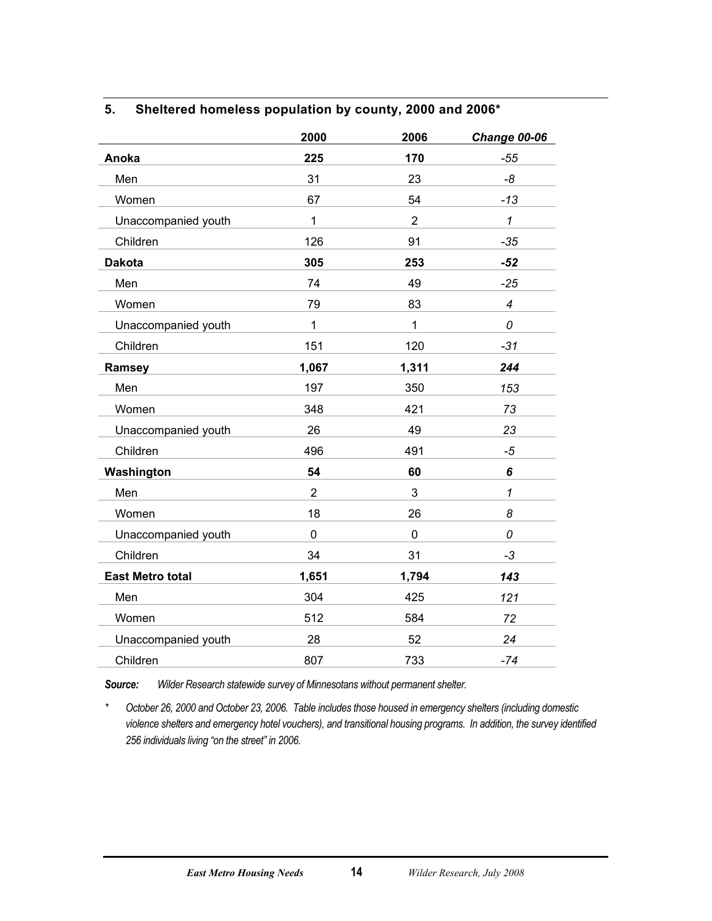### 5. Sheltered homeless population by county, 2000 and 2006*

| | 2000 | 2006 | *Change 00-06* |
|---|---|---|---|
| **Anoka** | **225** | **170** | *-55* |
| Men | 31 | 23 | *-8* |
| Women | 67 | 54 | *-13* |
| Unaccompanied youth | 1 | 2 | *1* |
| Children | 126 | 91 | *-35* |
| **Dakota** | **305** | **253** | ***-52*** |
| Men | 74 | 49 | *-25* |
| Women | 79 | 83 | *4* |
| Unaccompanied youth | 1 | 1 | *0* |
| Children | 151 | 120 | *-31* |
| **Ramsey** | **1,067** | **1,311** | ***244*** |
| Men | 197 | 350 | *153* |
| Women | 348 | 421 | *73* |
| Unaccompanied youth | 26 | 49 | *23* |
| Children | 496 | 491 | *-5* |
| **Washington** | **54** | **60** | ***6*** |
| Men | 2 | 3 | *1* |
| Women | 18 | 26 | *8* |
| Unaccompanied youth | 0 | 0 | *0* |
| Children | 34 | 31 | *-3* |
| **East Metro total** | **1,651** | **1,794** | ***143*** |
| Men | 304 | 425 | *121* |
| Women | 512 | 584 | *72* |
| Unaccompanied youth | 28 | 52 | *24* |
| Children | 807 | 733 | *-74* |

***Source:*** *Wilder Research statewide survey of Minnesotans without permanent shelter.*

\* *October 26, 2000 and October 23, 2006. Table includes those housed in emergency shelters (including domestic violence shelters and emergency hotel vouchers), and transitional housing programs. In addition, the survey identified 256 individuals living "on the street" in 2006.*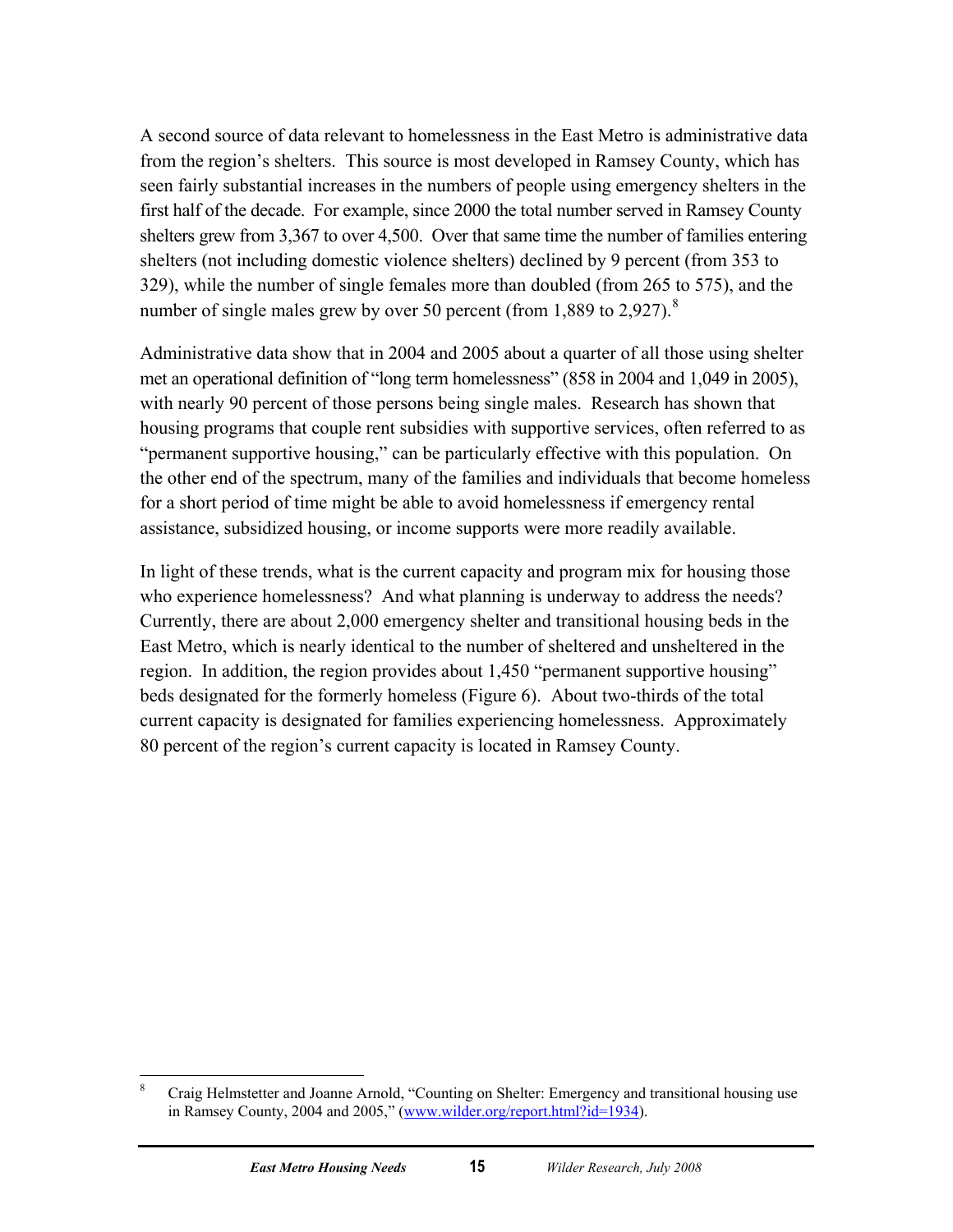A second source of data relevant to homelessness in the East Metro is administrative data from the region's shelters. This source is most developed in Ramsey County, which has seen fairly substantial increases in the numbers of people using emergency shelters in the first half of the decade. For example, since 2000 the total number served in Ramsey County shelters grew from 3,367 to over 4,500. Over that same time the number of families entering shelters (not including domestic violence shelters) declined by 9 percent (from 353 to 329), while the number of single females more than doubled (from 265 to 575), and the number of single males grew by over 50 percent (from 1,889 to 2,927).[8]

Administrative data show that in 2004 and 2005 about a quarter of all those using shelter met an operational definition of "long term homelessness" (858 in 2004 and 1,049 in 2005), with nearly 90 percent of those persons being single males. Research has shown that housing programs that couple rent subsidies with supportive services, often referred to as "permanent supportive housing," can be particularly effective with this population. On the other end of the spectrum, many of the families and individuals that become homeless for a short period of time might be able to avoid homelessness if emergency rental assistance, subsidized housing, or income supports were more readily available.

In light of these trends, what is the current capacity and program mix for housing those who experience homelessness? And what planning is underway to address the needs? Currently, there are about 2,000 emergency shelter and transitional housing beds in the East Metro, which is nearly identical to the number of sheltered and unsheltered in the region. In addition, the region provides about 1,450 "permanent supportive housing" beds designated for the formerly homeless (Figure 6). About two-thirds of the total current capacity is designated for families experiencing homelessness. Approximately 80 percent of the region's current capacity is located in Ramsey County.

---

[8] Craig Helmstetter and Joanne Arnold, "Counting on Shelter: Emergency and transitional housing use in Ramsey County, 2004 and 2005," (www.wilder.org/report.html?id=1934).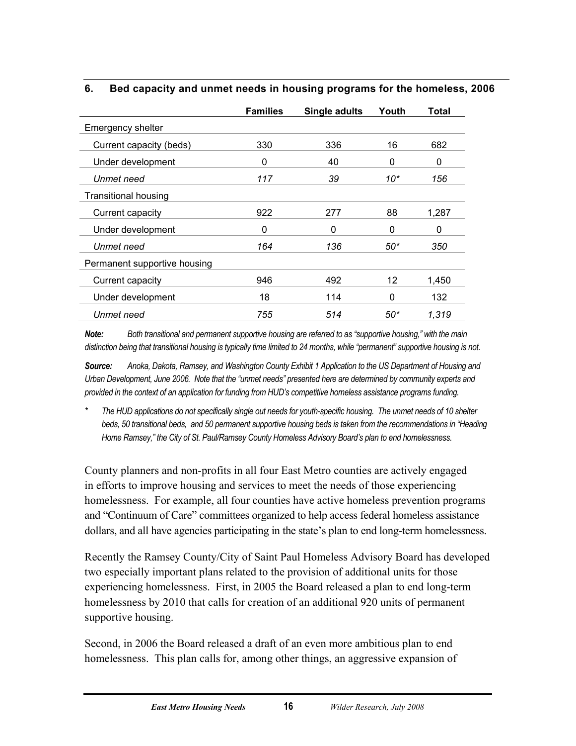### 6. Bed capacity and unmet needs in housing programs for the homeless, 2006

| | Families | Single adults | Youth | Total |
|---|---|---|---|---|
| Emergency shelter | | | | |
| Current capacity (beds) | 330 | 336 | 16 | 682 |
| Under development | 0 | 40 | 0 | 0 |
| *Unmet need* | *117* | *39* | *10** | *156* |
| Transitional housing | | | | |
| Current capacity | 922 | 277 | 88 | 1,287 |
| Under development | 0 | 0 | 0 | 0 |
| *Unmet need* | *164* | *136* | *50** | *350* |
| Permanent supportive housing | | | | |
| Current capacity | 946 | 492 | 12 | 1,450 |
| Under development | 18 | 114 | 0 | 132 |
| *Unmet need* | *755* | *514* | *50** | *1,319* |

***Note:*** *Both transitional and permanent supportive housing are referred to as "supportive housing," with the main distinction being that transitional housing is typically time limited to 24 months, while "permanent" supportive housing is not.*

***Source:*** *Anoka, Dakota, Ramsey, and Washington County Exhibit 1 Application to the US Department of Housing and Urban Development, June 2006. Note that the "unmet needs" presented here are determined by community experts and provided in the context of an application for funding from HUD's competitive homeless assistance programs funding.*

\* *The HUD applications do not specifically single out needs for youth-specific housing. The unmet needs of 10 shelter beds, 50 transitional beds, and 50 permanent supportive housing beds is taken from the recommendations in "Heading Home Ramsey," the City of St. Paul/Ramsey County Homeless Advisory Board's plan to end homelessness.*

County planners and non-profits in all four East Metro counties are actively engaged in efforts to improve housing and services to meet the needs of those experiencing homelessness. For example, all four counties have active homeless prevention programs and "Continuum of Care" committees organized to help access federal homeless assistance dollars, and all have agencies participating in the state's plan to end long-term homelessness.

Recently the Ramsey County/City of Saint Paul Homeless Advisory Board has developed two especially important plans related to the provision of additional units for those experiencing homelessness. First, in 2005 the Board released a plan to end long-term homelessness by 2010 that calls for creation of an additional 920 units of permanent supportive housing.

Second, in 2006 the Board released a draft of an even more ambitious plan to end homelessness. This plan calls for, among other things, an aggressive expansion of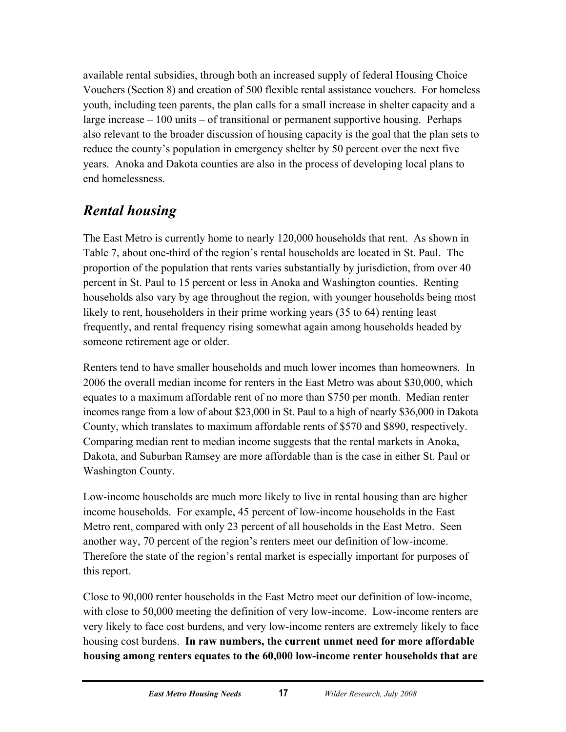available rental subsidies, through both an increased supply of federal Housing Choice Vouchers (Section 8) and creation of 500 flexible rental assistance vouchers. For homeless youth, including teen parents, the plan calls for a small increase in shelter capacity and a large increase – 100 units – of transitional or permanent supportive housing. Perhaps also relevant to the broader discussion of housing capacity is the goal that the plan sets to reduce the county's population in emergency shelter by 50 percent over the next five years. Anoka and Dakota counties are also in the process of developing local plans to end homelessness.

## *Rental housing*

The East Metro is currently home to nearly 120,000 households that rent. As shown in Table 7, about one-third of the region's rental households are located in St. Paul. The proportion of the population that rents varies substantially by jurisdiction, from over 40 percent in St. Paul to 15 percent or less in Anoka and Washington counties. Renting households also vary by age throughout the region, with younger households being most likely to rent, householders in their prime working years (35 to 64) renting least frequently, and rental frequency rising somewhat again among households headed by someone retirement age or older.

Renters tend to have smaller households and much lower incomes than homeowners. In 2006 the overall median income for renters in the East Metro was about $30,000, which equates to a maximum affordable rent of no more than $750 per month. Median renter incomes range from a low of about $23,000 in St. Paul to a high of nearly $36,000 in Dakota County, which translates to maximum affordable rents of $570 and $890, respectively. Comparing median rent to median income suggests that the rental markets in Anoka, Dakota, and Suburban Ramsey are more affordable than is the case in either St. Paul or Washington County.

Low-income households are much more likely to live in rental housing than are higher income households. For example, 45 percent of low-income households in the East Metro rent, compared with only 23 percent of all households in the East Metro. Seen another way, 70 percent of the region's renters meet our definition of low-income. Therefore the state of the region's rental market is especially important for purposes of this report.

Close to 90,000 renter households in the East Metro meet our definition of low-income, with close to 50,000 meeting the definition of very low-income. Low-income renters are very likely to face cost burdens, and very low-income renters are extremely likely to face housing cost burdens. **In raw numbers, the current unmet need for more affordable housing among renters equates to the 60,000 low-income renter households that are**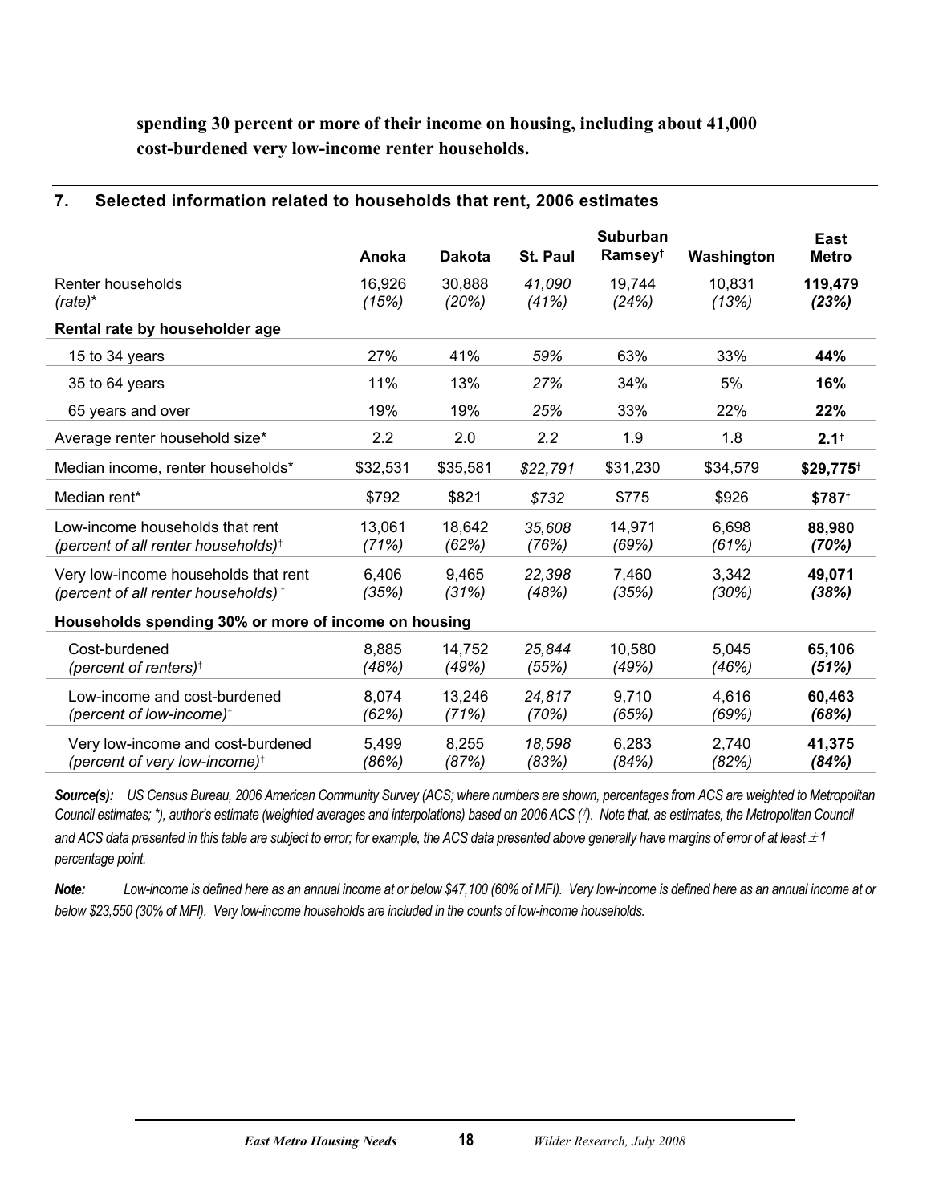**spending 30 percent or more of their income on housing, including about 41,000 cost-burdened very low-income renter households.**

## 7. Selected information related to households that rent, 2006 estimates

| | Anoka | Dakota | St. Paul | Suburban Ramsey† | Washington | East Metro |
|---|---|---|---|---|---|---|
| Renter households *(rate)** | 16,926 *(15%)* | 30,888 *(20%)* | *41,090 (41%)* | 19,744 *(24%)* | 10,831 *(13%)* | **119,479** ***(23%)*** |
| **Rental rate by householder age** | | | | | | |
| 15 to 34 years | 27% | 41% | *59%* | 63% | 33% | **44%** |
| 35 to 64 years | 11% | 13% | *27%* | 34% | 5% | **16%** |
| 65 years and over | 19% | 19% | *25%* | 33% | 22% | **22%** |
| Average renter household size* | 2.2 | 2.0 | *2.2* | 1.9 | 1.8 | **2.1†** |
| Median income, renter households* | $32,531 | $35,581 | *$22,791* | $31,230 | $34,579 | **$29,775†** |
| Median rent* | $792 | $821 | *$732* | $775 | $926 | **$787†** |
| Low-income households that rent *(percent of all renter households)†* | 13,061 *(71%)* | 18,642 *(62%)* | *35,608 (76%)* | 14,971 *(69%)* | 6,698 *(61%)* | **88,980** ***(70%)*** |
| Very low-income households that rent *(percent of all renter households) †* | 6,406 *(35%)* | 9,465 *(31%)* | *22,398 (48%)* | 7,460 *(35%)* | 3,342 *(30%)* | **49,071** ***(38%)*** |
| **Households spending 30% or more of income on housing** | | | | | | |
| Cost-burdened *(percent of renters)†* | 8,885 *(48%)* | 14,752 *(49%)* | *25,844 (55%)* | 10,580 *(49%)* | 5,045 *(46%)* | **65,106** ***(51%)*** |
| Low-income and cost-burdened *(percent of low-income)†* | 8,074 *(62%)* | 13,246 *(71%)* | *24,817 (70%)* | 9,710 *(65%)* | 4,616 *(69%)* | **60,463** ***(68%)*** |
| Very low-income and cost-burdened *(percent of very low-income)†* | 5,499 *(86%)* | 8,255 *(87%)* | *18,598 (83%)* | 6,283 *(84%)* | 2,740 *(82%)* | **41,375** ***(84%)*** |

***Source(s):*** *US Census Bureau, 2006 American Community Survey (ACS; where numbers are shown, percentages from ACS are weighted to Metropolitan Council estimates; \*), author's estimate (weighted averages and interpolations) based on 2006 ACS (†). Note that, as estimates, the Metropolitan Council and ACS data presented in this table are subject to error; for example, the ACS data presented above generally have margins of error of at least ± 1 percentage point.*

***Note:*** *Low-income is defined here as an annual income at or below $47,100 (60% of MFI). Very low-income is defined here as an annual income at or below $23,550 (30% of MFI). Very low-income households are included in the counts of low-income households.*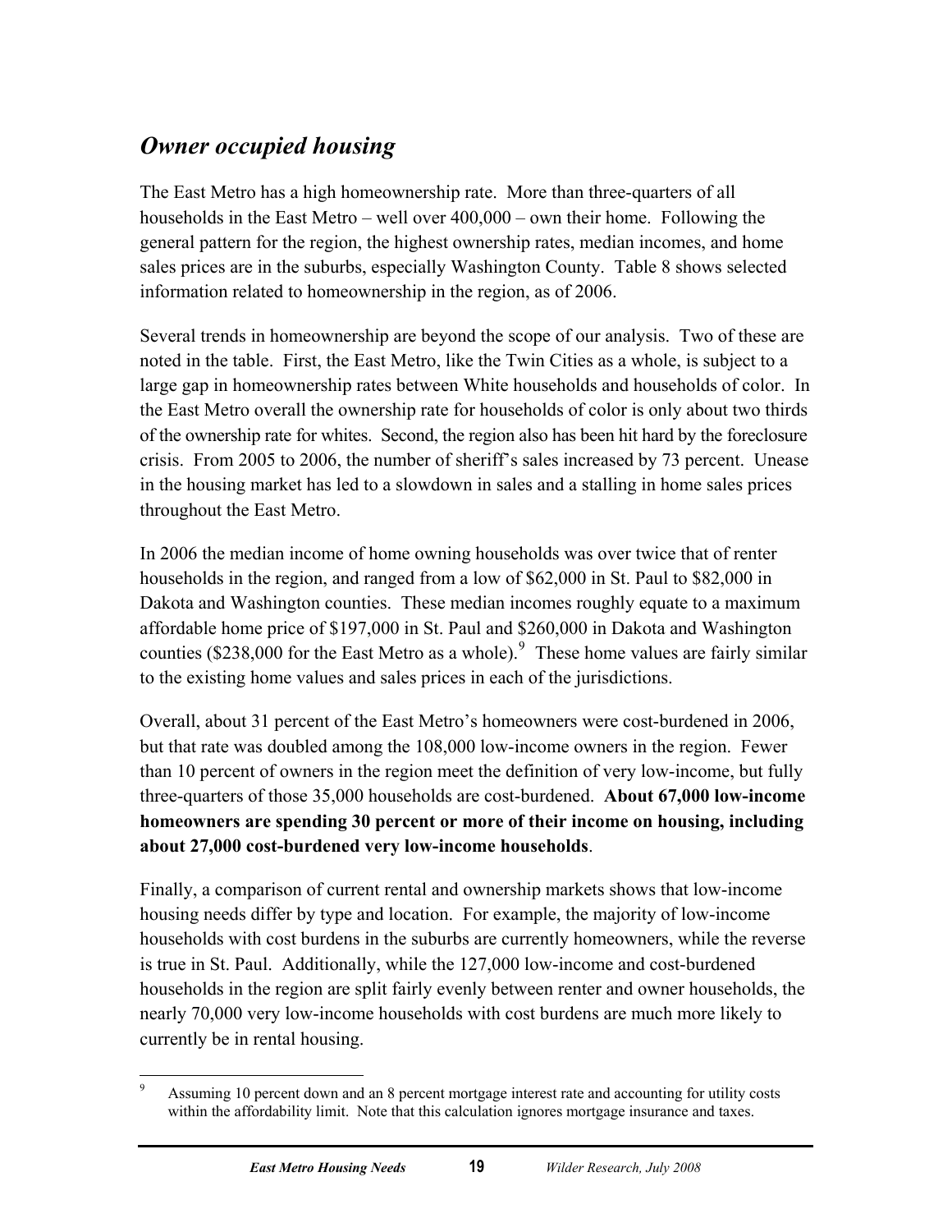## *Owner occupied housing*

The East Metro has a high homeownership rate. More than three-quarters of all households in the East Metro – well over 400,000 – own their home. Following the general pattern for the region, the highest ownership rates, median incomes, and home sales prices are in the suburbs, especially Washington County. Table 8 shows selected information related to homeownership in the region, as of 2006.

Several trends in homeownership are beyond the scope of our analysis. Two of these are noted in the table. First, the East Metro, like the Twin Cities as a whole, is subject to a large gap in homeownership rates between White households and households of color. In the East Metro overall the ownership rate for households of color is only about two thirds of the ownership rate for whites. Second, the region also has been hit hard by the foreclosure crisis. From 2005 to 2006, the number of sheriff's sales increased by 73 percent. Unease in the housing market has led to a slowdown in sales and a stalling in home sales prices throughout the East Metro.

In 2006 the median income of home owning households was over twice that of renter households in the region, and ranged from a low of $62,000 in St. Paul to $82,000 in Dakota and Washington counties. These median incomes roughly equate to a maximum affordable home price of $197,000 in St. Paul and $260,000 in Dakota and Washington counties ($238,000 for the East Metro as a whole).[9] These home values are fairly similar to the existing home values and sales prices in each of the jurisdictions.

Overall, about 31 percent of the East Metro's homeowners were cost-burdened in 2006, but that rate was doubled among the 108,000 low-income owners in the region. Fewer than 10 percent of owners in the region meet the definition of very low-income, but fully three-quarters of those 35,000 households are cost-burdened. **About 67,000 low-income homeowners are spending 30 percent or more of their income on housing, including about 27,000 cost-burdened very low-income households**.

Finally, a comparison of current rental and ownership markets shows that low-income housing needs differ by type and location. For example, the majority of low-income households with cost burdens in the suburbs are currently homeowners, while the reverse is true in St. Paul. Additionally, while the 127,000 low-income and cost-burdened households in the region are split fairly evenly between renter and owner households, the nearly 70,000 very low-income households with cost burdens are much more likely to currently be in rental housing.

---

[9] Assuming 10 percent down and an 8 percent mortgage interest rate and accounting for utility costs within the affordability limit. Note that this calculation ignores mortgage insurance and taxes.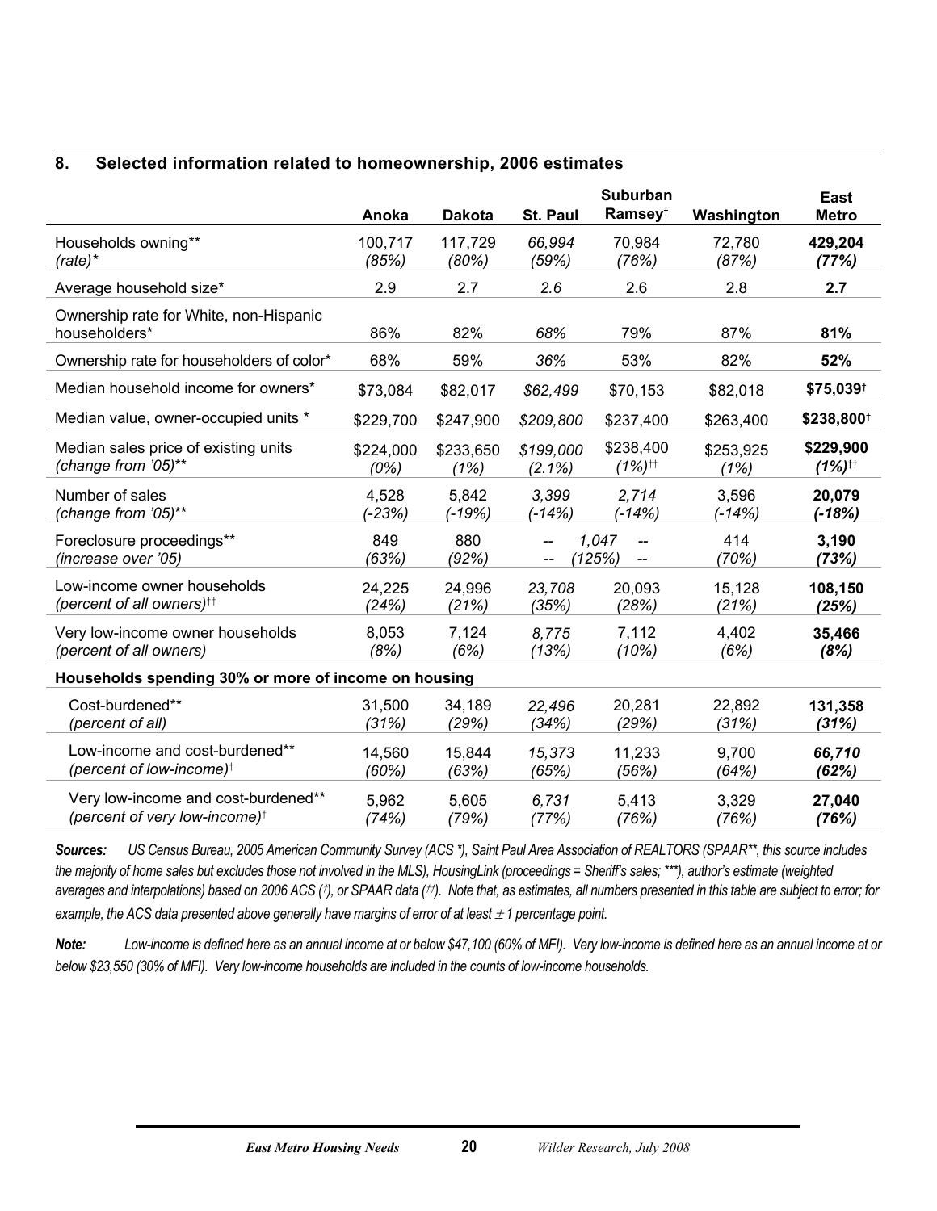## 8. Selected information related to homeownership, 2006 estimates

| | Anoka | Dakota | St. Paul | Suburban Ramsey[†] | Washington | East Metro |
|---|---|---|---|---|---|---|
| Households owning** *(rate)** | 100,717 *(85%)* | 117,729 *(80%)* | *66,994* *(59%)* | 70,984 *(76%)* | 72,780 *(87%)* | **429,204** ***(77%)*** |
| Average household size* | 2.9 | 2.7 | *2.6* | 2.6 | 2.8 | **2.7** |
| Ownership rate for White, non-Hispanic householders* | 86% | 82% | *68%* | 79% | 87% | **81%** |
| Ownership rate for householders of color* | 68% | 59% | *36%* | 53% | 82% | **52%** |
| Median household income for owners* | $73,084 | $82,017 | *$62,499* | $70,153 | $82,018 | **$75,039[†]** |
| Median value, owner-occupied units * | $229,700 | $247,900 | *$209,800* | $237,400 | $263,400 | **$238,800[†]** |
| Median sales price of existing units *(change from '05)*** | $224,000 *(0%)* | $233,650 *(1%)* | *$199,000* *(2.1%)* | $238,400 *(1%)[††]* | $253,925 *(1%)* | **$229,900** ***(1%)[††]*** |
| Number of sales *(change from '05)*** | 4,528 *(-23%)* | 5,842 *(-19%)* | *3,399* *(-14%)* | *2,714* *(-14%)* | 3,596 *(-14%)* | **20,079** ***(-18%)*** |
| Foreclosure proceedings** *(increase over '05)* | 849 *(63%)* | 880 *(92%)* | -- 1,047 *(125%)* | -- | 414 *(70%)* | **3,190** ***(73%)*** |
| Low-income owner households *(percent of all owners)[††]* | 24,225 *(24%)* | 24,996 *(21%)* | *23,708* *(35%)* | 20,093 *(28%)* | 15,128 *(21%)* | **108,150** ***(25%)*** |
| Very low-income owner households *(percent of all owners)* | 8,053 *(8%)* | 7,124 *(6%)* | *8,775* *(13%)* | 7,112 *(10%)* | 4,402 *(6%)* | **35,466** ***(8%)*** |
| **Households spending 30% or more of income on housing** | | | | | | |
| Cost-burdened** *(percent of all)* | 31,500 *(31%)* | 34,189 *(29%)* | *22,496* *(34%)* | 20,281 *(29%)* | 22,892 *(31%)* | **131,358** ***(31%)*** |
| Low-income and cost-burdened** *(percent of low-income)[†]* | 14,560 *(60%)* | 15,844 *(63%)* | *15,373* *(65%)* | 11,233 *(56%)* | 9,700 *(64%)* | ***66,710*** ***(62%)*** |
| Very low-income and cost-burdened** *(percent of very low-income)[†]* | 5,962 *(74%)* | 5,605 *(79%)* | *6,731* *(77%)* | 5,413 *(76%)* | 3,329 *(76%)* | **27,040** ***(76%)*** |

***Sources:*** *US Census Bureau, 2005 American Community Survey (ACS *), Saint Paul Area Association of REALTORS (SPAAR**, this source includes the majority of home sales but excludes those not involved in the MLS), HousingLink (proceedings = Sheriff's sales; ***), author's estimate (weighted averages and interpolations) based on 2006 ACS (†), or SPAAR data (††). Note that, as estimates, all numbers presented in this table are subject to error; for example, the ACS data presented above generally have margins of error of at least ± 1 percentage point.*

***Note:*** *Low-income is defined here as an annual income at or below $47,100 (60% of MFI). Very low-income is defined here as an annual income at or below $23,550 (30% of MFI). Very low-income households are included in the counts of low-income households.*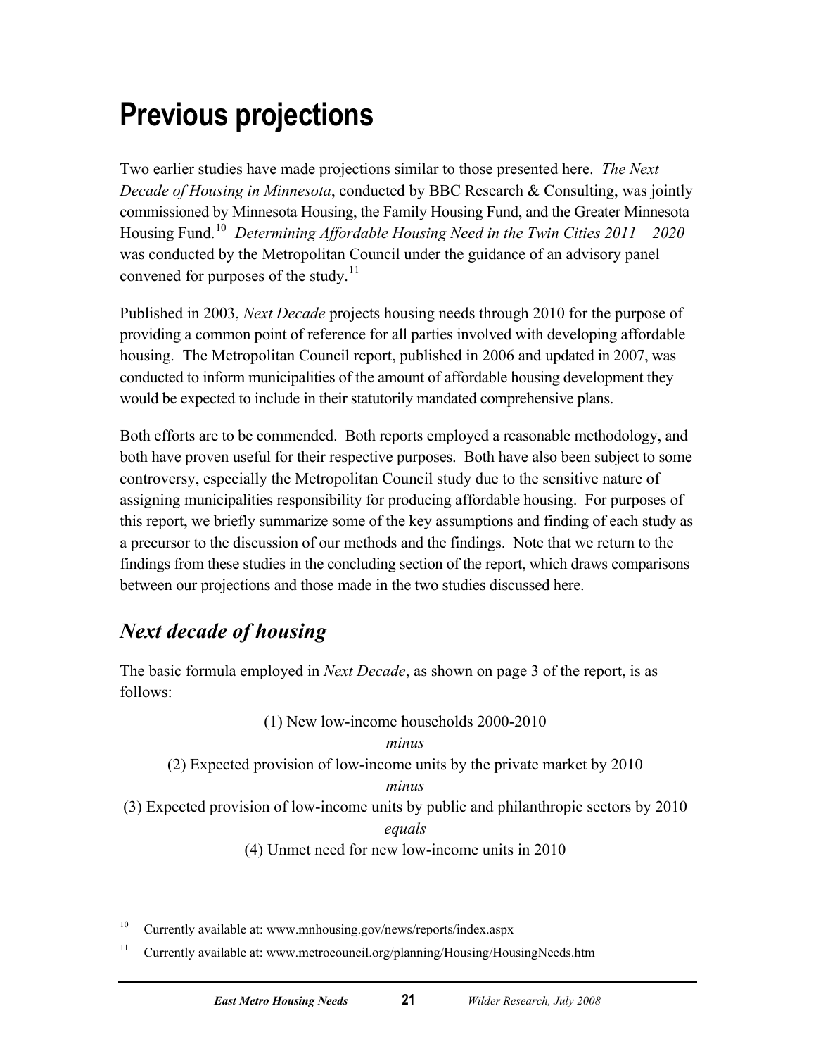# Previous projections

Two earlier studies have made projections similar to those presented here. *The Next Decade of Housing in Minnesota*, conducted by BBC Research & Consulting, was jointly commissioned by Minnesota Housing, the Family Housing Fund, and the Greater Minnesota Housing Fund.[10] *Determining Affordable Housing Need in the Twin Cities 2011 – 2020* was conducted by the Metropolitan Council under the guidance of an advisory panel convened for purposes of the study.[11]

Published in 2003, *Next Decade* projects housing needs through 2010 for the purpose of providing a common point of reference for all parties involved with developing affordable housing. The Metropolitan Council report, published in 2006 and updated in 2007, was conducted to inform municipalities of the amount of affordable housing development they would be expected to include in their statutorily mandated comprehensive plans.

Both efforts are to be commended. Both reports employed a reasonable methodology, and both have proven useful for their respective purposes. Both have also been subject to some controversy, especially the Metropolitan Council study due to the sensitive nature of assigning municipalities responsibility for producing affordable housing. For purposes of this report, we briefly summarize some of the key assumptions and finding of each study as a precursor to the discussion of our methods and the findings. Note that we return to the findings from these studies in the concluding section of the report, which draws comparisons between our projections and those made in the two studies discussed here.

## *Next decade of housing*

The basic formula employed in *Next Decade*, as shown on page 3 of the report, is as follows:

(1) New low-income households 2000-2010

*minus*

(2) Expected provision of low-income units by the private market by 2010

*minus*

(3) Expected provision of low-income units by public and philanthropic sectors by 2010

*equals*

(4) Unmet need for new low-income units in 2010

---

[10] Currently available at: www.mnhousing.gov/news/reports/index.aspx

[11] Currently available at: www.metrocouncil.org/planning/Housing/HousingNeeds.htm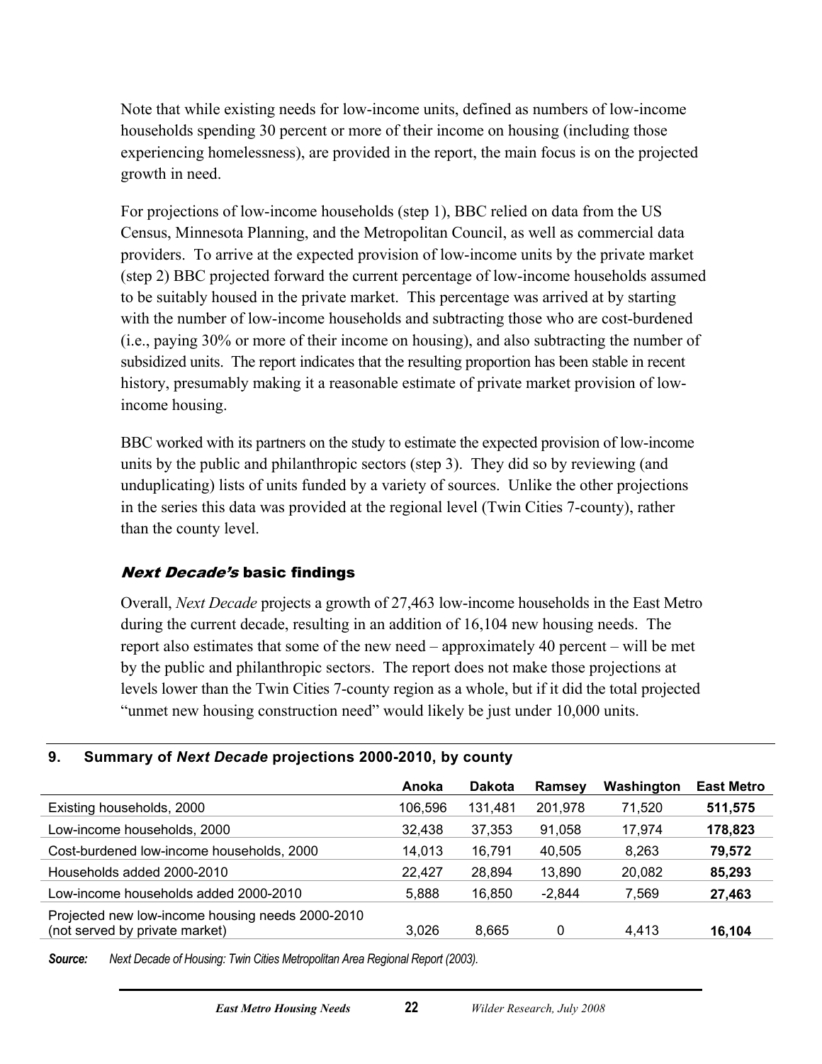Note that while existing needs for low-income units, defined as numbers of low-income households spending 30 percent or more of their income on housing (including those experiencing homelessness), are provided in the report, the main focus is on the projected growth in need.

For projections of low-income households (step 1), BBC relied on data from the US Census, Minnesota Planning, and the Metropolitan Council, as well as commercial data providers. To arrive at the expected provision of low-income units by the private market (step 2) BBC projected forward the current percentage of low-income households assumed to be suitably housed in the private market. This percentage was arrived at by starting with the number of low-income households and subtracting those who are cost-burdened (i.e., paying 30% or more of their income on housing), and also subtracting the number of subsidized units. The report indicates that the resulting proportion has been stable in recent history, presumably making it a reasonable estimate of private market provision of low-income housing.

BBC worked with its partners on the study to estimate the expected provision of low-income units by the public and philanthropic sectors (step 3). They did so by reviewing (and unduplicating) lists of units funded by a variety of sources. Unlike the other projections in the series this data was provided at the regional level (Twin Cities 7-county), rather than the county level.

### *Next Decade's* basic findings

Overall, *Next Decade* projects a growth of 27,463 low-income households in the East Metro during the current decade, resulting in an addition of 16,104 new housing needs. The report also estimates that some of the new need – approximately 40 percent – will be met by the public and philanthropic sectors. The report does not make those projections at levels lower than the Twin Cities 7-county region as a whole, but if it did the total projected "unmet new housing construction need" would likely be just under 10,000 units.

**9. Summary of *Next Decade* projections 2000-2010, by county**

| | Anoka | Dakota | Ramsey | Washington | East Metro |
|---|---|---|---|---|---|
| Existing households, 2000 | 106,596 | 131,481 | 201,978 | 71,520 | **511,575** |
| Low-income households, 2000 | 32,438 | 37,353 | 91,058 | 17,974 | **178,823** |
| Cost-burdened low-income households, 2000 | 14,013 | 16,791 | 40,505 | 8,263 | **79,572** |
| Households added 2000-2010 | 22,427 | 28,894 | 13,890 | 20,082 | **85,293** |
| Low-income households added 2000-2010 | 5,888 | 16,850 | -2,844 | 7,569 | **27,463** |
| Projected new low-income housing needs 2000-2010 (not served by private market) | 3,026 | 8,665 | 0 | 4,413 | **16,104** |

***Source:*** *Next Decade of Housing: Twin Cities Metropolitan Area Regional Report (2003).*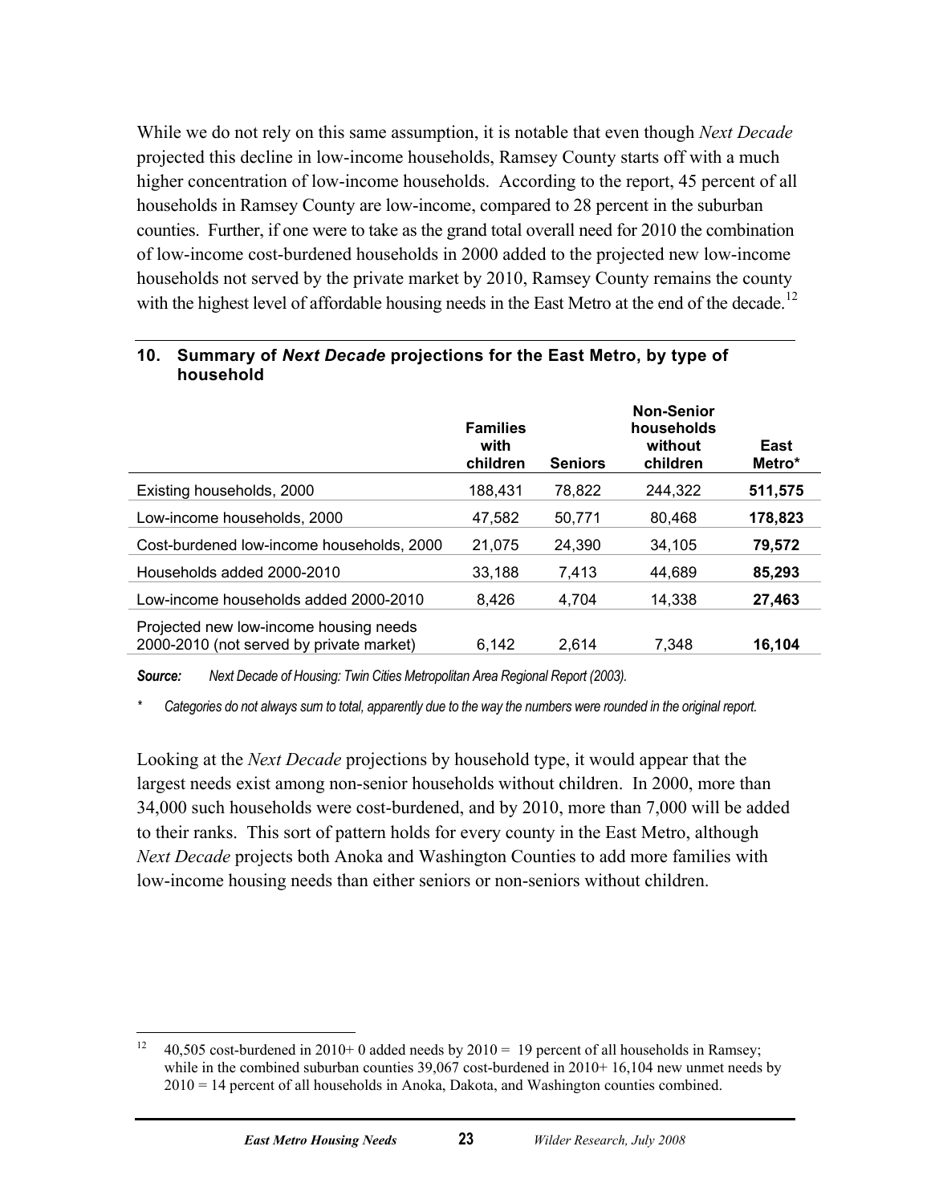While we do not rely on this same assumption, it is notable that even though *Next Decade* projected this decline in low-income households, Ramsey County starts off with a much higher concentration of low-income households. According to the report, 45 percent of all households in Ramsey County are low-income, compared to 28 percent in the suburban counties. Further, if one were to take as the grand total overall need for 2010 the combination of low-income cost-burdened households in 2000 added to the projected new low-income households not served by the private market by 2010, Ramsey County remains the county with the highest level of affordable housing needs in the East Metro at the end of the decade.[12]

### 10. Summary of *Next Decade* projections for the East Metro, by type of household

| | Families with children | Seniors | Non-Senior households without children | East Metro* |
|---|---|---|---|---|
| Existing households, 2000 | 188,431 | 78,822 | 244,322 | **511,575** |
| Low-income households, 2000 | 47,582 | 50,771 | 80,468 | **178,823** |
| Cost-burdened low-income households, 2000 | 21,075 | 24,390 | 34,105 | **79,572** |
| Households added 2000-2010 | 33,188 | 7,413 | 44,689 | **85,293** |
| Low-income households added 2000-2010 | 8,426 | 4,704 | 14,338 | **27,463** |
| Projected new low-income housing needs 2000-2010 (not served by private market) | 6,142 | 2,614 | 7,348 | **16,104** |

***Source:*** *Next Decade of Housing: Twin Cities Metropolitan Area Regional Report (2003).*

\* *Categories do not always sum to total, apparently due to the way the numbers were rounded in the original report.*

Looking at the *Next Decade* projections by household type, it would appear that the largest needs exist among non-senior households without children. In 2000, more than 34,000 such households were cost-burdened, and by 2010, more than 7,000 will be added to their ranks. This sort of pattern holds for every county in the East Metro, although *Next Decade* projects both Anoka and Washington Counties to add more families with low-income housing needs than either seniors or non-seniors without children.

[12] 40,505 cost-burdened in 2010+ 0 added needs by 2010 = 19 percent of all households in Ramsey; while in the combined suburban counties 39,067 cost-burdened in 2010+ 16,104 new unmet needs by 2010 = 14 percent of all households in Anoka, Dakota, and Washington counties combined.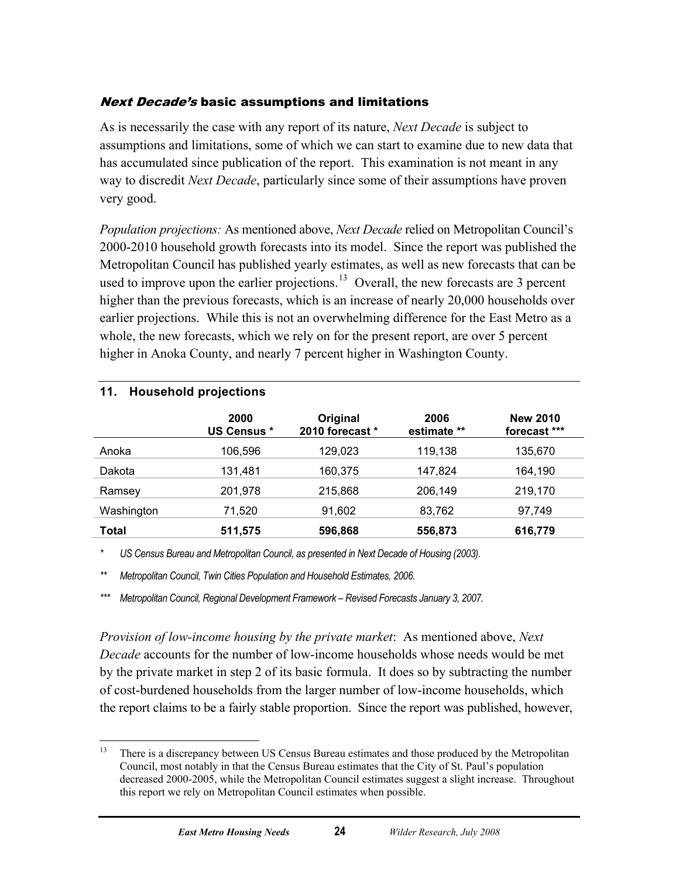### *Next Decade's* basic assumptions and limitations

As is necessarily the case with any report of its nature, *Next Decade* is subject to assumptions and limitations, some of which we can start to examine due to new data that has accumulated since publication of the report. This examination is not meant in any way to discredit *Next Decade*, particularly since some of their assumptions have proven very good.

*Population projections:* As mentioned above, *Next Decade* relied on Metropolitan Council's 2000-2010 household growth forecasts into its model. Since the report was published the Metropolitan Council has published yearly estimates, as well as new forecasts that can be used to improve upon the earlier projections.[13] Overall, the new forecasts are 3 percent higher than the previous forecasts, which is an increase of nearly 20,000 households over earlier projections. While this is not an overwhelming difference for the East Metro as a whole, the new forecasts, which we rely on for the present report, are over 5 percent higher in Anoka County, and nearly 7 percent higher in Washington County.

**11. Household projections**

| | 2000 US Census * | Original 2010 forecast * | 2006 estimate ** | New 2010 forecast *** |
|---|---|---|---|---|
| Anoka | 106,596 | 129,023 | 119,138 | 135,670 |
| Dakota | 131,481 | 160,375 | 147,824 | 164,190 |
| Ramsey | 201,978 | 215,868 | 206,149 | 219,170 |
| Washington | 71,520 | 91,602 | 83,762 | 97,749 |
| **Total** | **511,575** | **596,868** | **556,873** | **616,779** |

\* *US Census Bureau and Metropolitan Council, as presented in Next Decade of Housing (2003).*

\** *Metropolitan Council, Twin Cities Population and Household Estimates, 2006.*

\*** *Metropolitan Council, Regional Development Framework – Revised Forecasts January 3, 2007.*

*Provision of low-income housing by the private market*: As mentioned above, *Next Decade* accounts for the number of low-income households whose needs would be met by the private market in step 2 of its basic formula. It does so by subtracting the number of cost-burdened households from the larger number of low-income households, which the report claims to be a fairly stable proportion. Since the report was published, however,

[13] There is a discrepancy between US Census Bureau estimates and those produced by the Metropolitan Council, most notably in that the Census Bureau estimates that the City of St. Paul's population decreased 2000-2005, while the Metropolitan Council estimates suggest a slight increase. Throughout this report we rely on Metropolitan Council estimates when possible.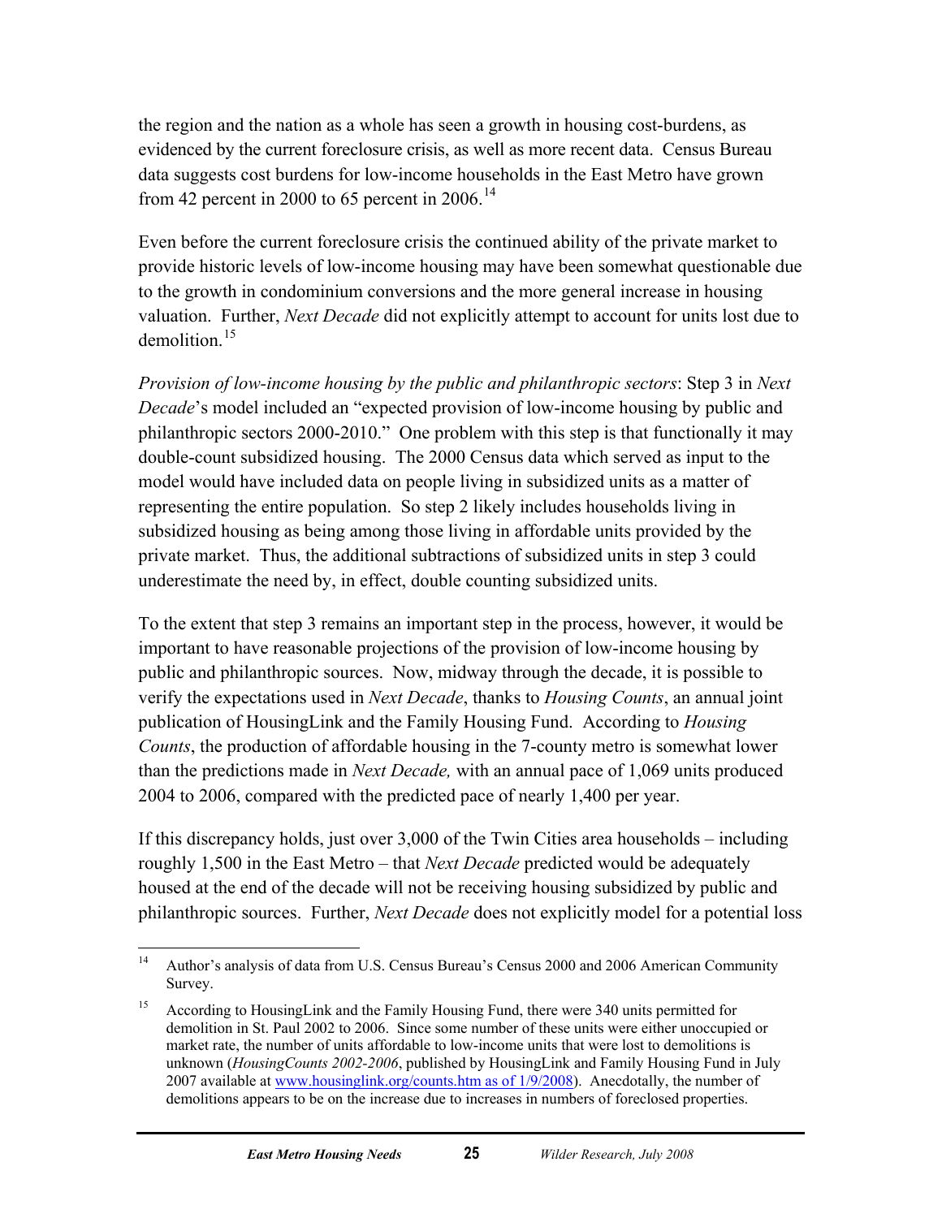the region and the nation as a whole has seen a growth in housing cost-burdens, as evidenced by the current foreclosure crisis, as well as more recent data. Census Bureau data suggests cost burdens for low-income households in the East Metro have grown from 42 percent in 2000 to 65 percent in 2006.[14]

Even before the current foreclosure crisis the continued ability of the private market to provide historic levels of low-income housing may have been somewhat questionable due to the growth in condominium conversions and the more general increase in housing valuation. Further, *Next Decade* did not explicitly attempt to account for units lost due to demolition.[15]

*Provision of low-income housing by the public and philanthropic sectors*: Step 3 in *Next Decade*'s model included an "expected provision of low-income housing by public and philanthropic sectors 2000-2010." One problem with this step is that functionally it may double-count subsidized housing. The 2000 Census data which served as input to the model would have included data on people living in subsidized units as a matter of representing the entire population. So step 2 likely includes households living in subsidized housing as being among those living in affordable units provided by the private market. Thus, the additional subtractions of subsidized units in step 3 could underestimate the need by, in effect, double counting subsidized units.

To the extent that step 3 remains an important step in the process, however, it would be important to have reasonable projections of the provision of low-income housing by public and philanthropic sources. Now, midway through the decade, it is possible to verify the expectations used in *Next Decade*, thanks to *Housing Counts*, an annual joint publication of HousingLink and the Family Housing Fund. According to *Housing Counts*, the production of affordable housing in the 7-county metro is somewhat lower than the predictions made in *Next Decade,* with an annual pace of 1,069 units produced 2004 to 2006, compared with the predicted pace of nearly 1,400 per year.

If this discrepancy holds, just over 3,000 of the Twin Cities area households – including roughly 1,500 in the East Metro – that *Next Decade* predicted would be adequately housed at the end of the decade will not be receiving housing subsidized by public and philanthropic sources. Further, *Next Decade* does not explicitly model for a potential loss

---

[14] Author's analysis of data from U.S. Census Bureau's Census 2000 and 2006 American Community Survey.

[15] According to HousingLink and the Family Housing Fund, there were 340 units permitted for demolition in St. Paul 2002 to 2006. Since some number of these units were either unoccupied or market rate, the number of units affordable to low-income units that were lost to demolitions is unknown (*HousingCounts 2002-2006*, published by HousingLink and Family Housing Fund in July 2007 available at www.housinglink.org/counts.htm as of 1/9/2008). Anecdotally, the number of demolitions appears to be on the increase due to increases in numbers of foreclosed properties.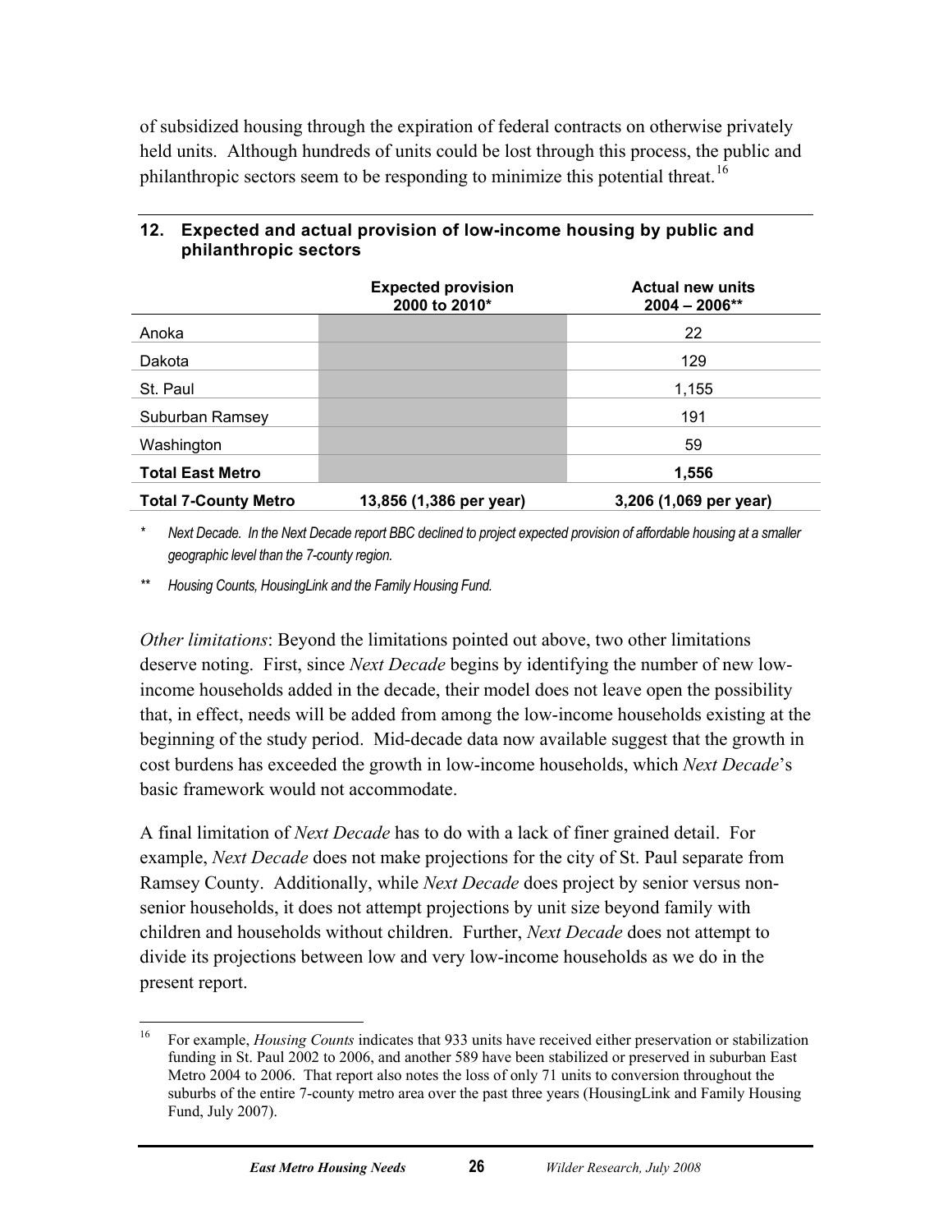of subsidized housing through the expiration of federal contracts on otherwise privately held units. Although hundreds of units could be lost through this process, the public and philanthropic sectors seem to be responding to minimize this potential threat.[16]

**12. Expected and actual provision of low-income housing by public and philanthropic sectors**

| | Expected provision 2000 to 2010* | Actual new units 2004 – 2006** |
|---|---|---|
| Anoka | | 22 |
| Dakota | | 129 |
| St. Paul | | 1,155 |
| Suburban Ramsey | | 191 |
| Washington | | 59 |
| **Total East Metro** | | **1,556** |
| **Total 7-County Metro** | **13,856 (1,386 per year)** | **3,206 (1,069 per year)** |

\* *Next Decade. In the Next Decade report BBC declined to project expected provision of affordable housing at a smaller geographic level than the 7-county region.*

\*\* *Housing Counts, HousingLink and the Family Housing Fund.*

*Other limitations*: Beyond the limitations pointed out above, two other limitations deserve noting. First, since *Next Decade* begins by identifying the number of new low-income households added in the decade, their model does not leave open the possibility that, in effect, needs will be added from among the low-income households existing at the beginning of the study period. Mid-decade data now available suggest that the growth in cost burdens has exceeded the growth in low-income households, which *Next Decade*'s basic framework would not accommodate.

A final limitation of *Next Decade* has to do with a lack of finer grained detail. For example, *Next Decade* does not make projections for the city of St. Paul separate from Ramsey County. Additionally, while *Next Decade* does project by senior versus non-senior households, it does not attempt projections by unit size beyond family with children and households without children. Further, *Next Decade* does not attempt to divide its projections between low and very low-income households as we do in the present report.

[16] For example, *Housing Counts* indicates that 933 units have received either preservation or stabilization funding in St. Paul 2002 to 2006, and another 589 have been stabilized or preserved in suburban East Metro 2004 to 2006. That report also notes the loss of only 71 units to conversion throughout the suburbs of the entire 7-county metro area over the past three years (HousingLink and Family Housing Fund, July 2007).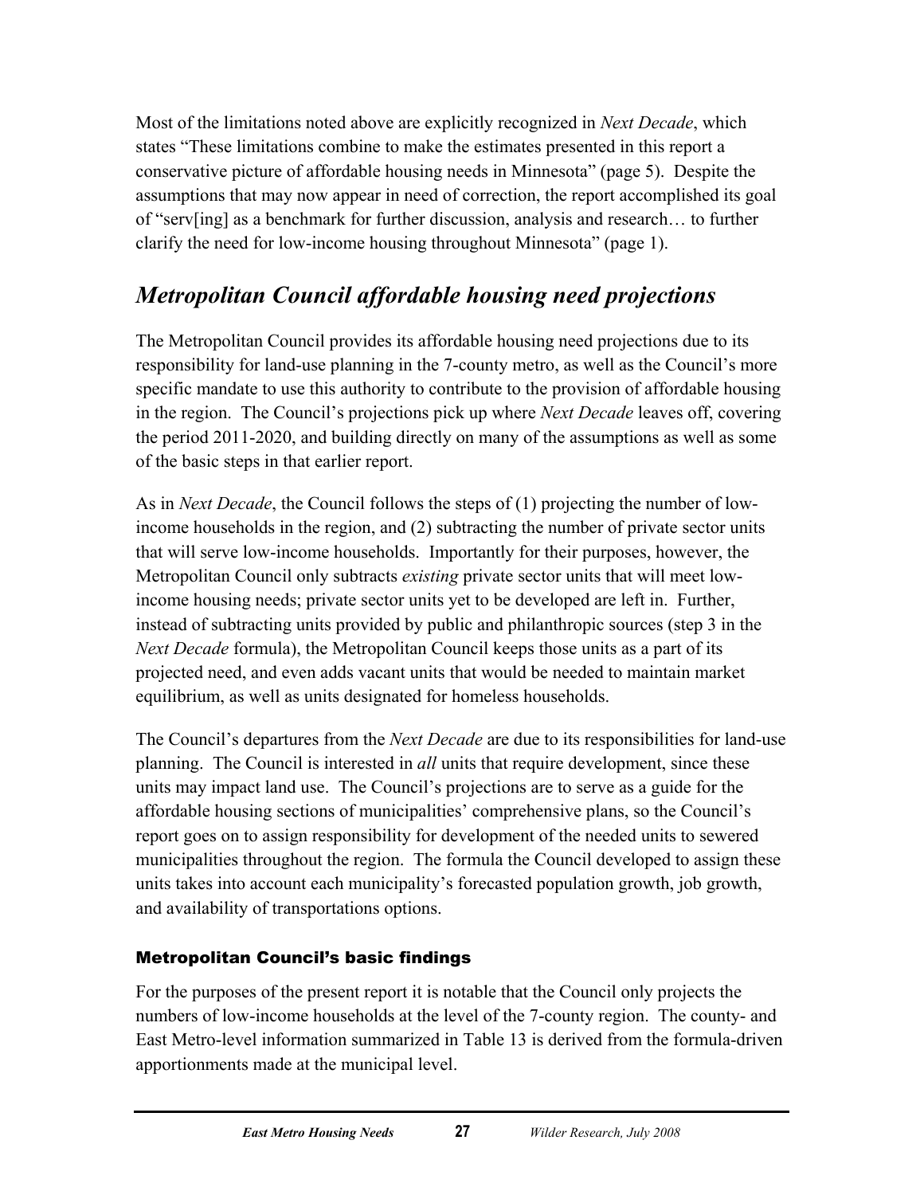Most of the limitations noted above are explicitly recognized in *Next Decade*, which states "These limitations combine to make the estimates presented in this report a conservative picture of affordable housing needs in Minnesota" (page 5). Despite the assumptions that may now appear in need of correction, the report accomplished its goal of "serv[ing] as a benchmark for further discussion, analysis and research… to further clarify the need for low-income housing throughout Minnesota" (page 1).

## *Metropolitan Council affordable housing need projections*

The Metropolitan Council provides its affordable housing need projections due to its responsibility for land-use planning in the 7-county metro, as well as the Council's more specific mandate to use this authority to contribute to the provision of affordable housing in the region. The Council's projections pick up where *Next Decade* leaves off, covering the period 2011-2020, and building directly on many of the assumptions as well as some of the basic steps in that earlier report.

As in *Next Decade*, the Council follows the steps of (1) projecting the number of low-income households in the region, and (2) subtracting the number of private sector units that will serve low-income households. Importantly for their purposes, however, the Metropolitan Council only subtracts *existing* private sector units that will meet low-income housing needs; private sector units yet to be developed are left in. Further, instead of subtracting units provided by public and philanthropic sources (step 3 in the *Next Decade* formula), the Metropolitan Council keeps those units as a part of its projected need, and even adds vacant units that would be needed to maintain market equilibrium, as well as units designated for homeless households.

The Council's departures from the *Next Decade* are due to its responsibilities for land-use planning. The Council is interested in *all* units that require development, since these units may impact land use. The Council's projections are to serve as a guide for the affordable housing sections of municipalities' comprehensive plans, so the Council's report goes on to assign responsibility for development of the needed units to sewered municipalities throughout the region. The formula the Council developed to assign these units takes into account each municipality's forecasted population growth, job growth, and availability of transportations options.

### Metropolitan Council's basic findings

For the purposes of the present report it is notable that the Council only projects the numbers of low-income households at the level of the 7-county region. The county- and East Metro-level information summarized in Table 13 is derived from the formula-driven apportionments made at the municipal level.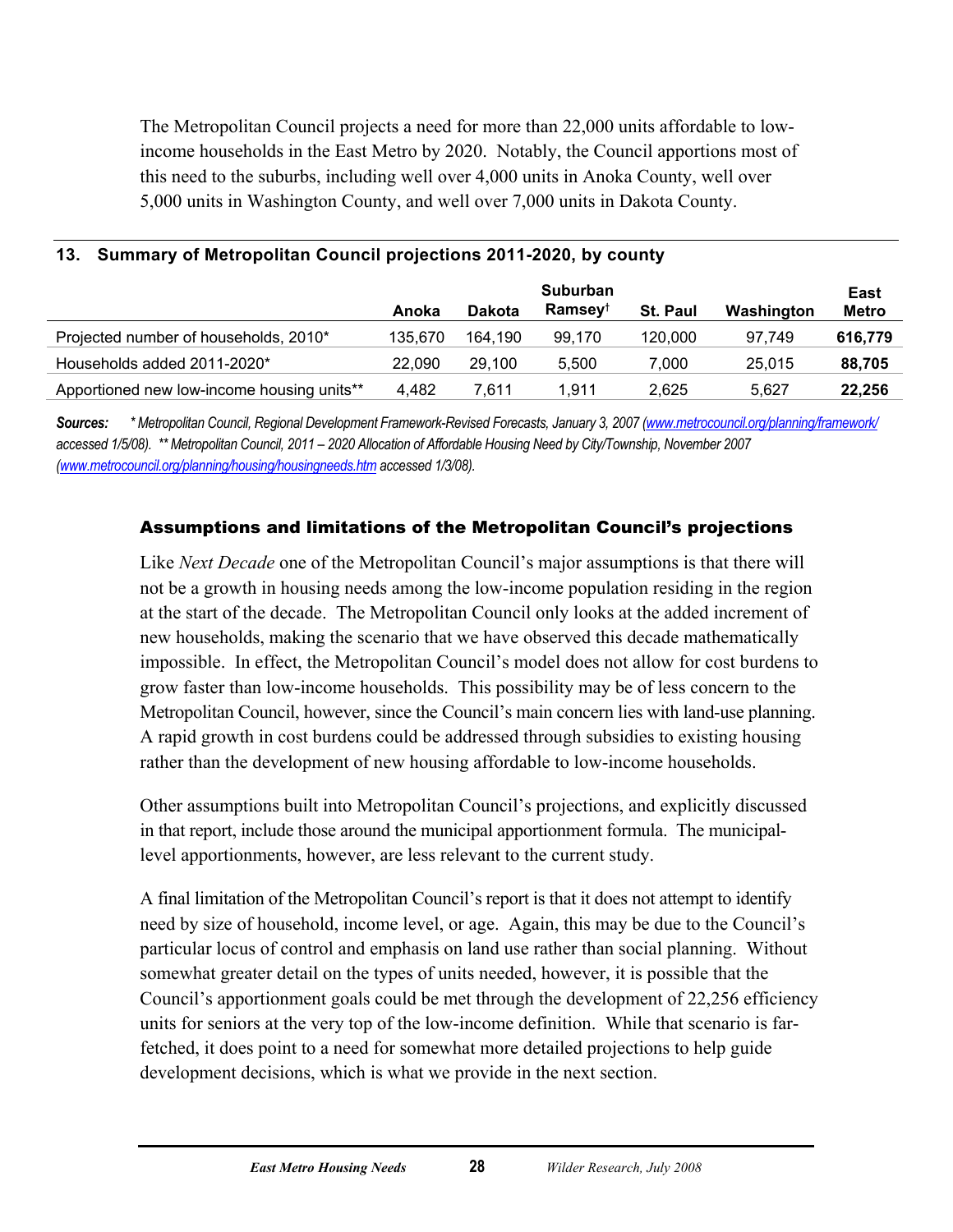The Metropolitan Council projects a need for more than 22,000 units affordable to low-income households in the East Metro by 2020. Notably, the Council apportions most of this need to the suburbs, including well over 4,000 units in Anoka County, well over 5,000 units in Washington County, and well over 7,000 units in Dakota County.

### 13. Summary of Metropolitan Council projections 2011-2020, by county

| | Anoka | Dakota | Suburban Ramsey† | St. Paul | Washington | East Metro |
|---|---|---|---|---|---|---|
| Projected number of households, 2010* | 135,670 | 164,190 | 99,170 | 120,000 | 97,749 | **616,779** |
| Households added 2011-2020* | 22,090 | 29,100 | 5,500 | 7,000 | 25,015 | **88,705** |
| Apportioned new low-income housing units** | 4,482 | 7,611 | 1,911 | 2,625 | 5,627 | **22,256** |

***Sources:*** *\* Metropolitan Council, Regional Development Framework-Revised Forecasts, January 3, 2007 (www.metrocouncil.org/planning/framework/ accessed 1/5/08). \*\* Metropolitan Council, 2011 – 2020 Allocation of Affordable Housing Need by City/Township, November 2007 (www.metrocouncil.org/planning/housing/housingneeds.htm accessed 1/3/08).*

## Assumptions and limitations of the Metropolitan Council's projections

Like *Next Decade* one of the Metropolitan Council's major assumptions is that there will not be a growth in housing needs among the low-income population residing in the region at the start of the decade. The Metropolitan Council only looks at the added increment of new households, making the scenario that we have observed this decade mathematically impossible. In effect, the Metropolitan Council's model does not allow for cost burdens to grow faster than low-income households. This possibility may be of less concern to the Metropolitan Council, however, since the Council's main concern lies with land-use planning. A rapid growth in cost burdens could be addressed through subsidies to existing housing rather than the development of new housing affordable to low-income households.

Other assumptions built into Metropolitan Council's projections, and explicitly discussed in that report, include those around the municipal apportionment formula. The municipal-level apportionments, however, are less relevant to the current study.

A final limitation of the Metropolitan Council's report is that it does not attempt to identify need by size of household, income level, or age. Again, this may be due to the Council's particular locus of control and emphasis on land use rather than social planning. Without somewhat greater detail on the types of units needed, however, it is possible that the Council's apportionment goals could be met through the development of 22,256 efficiency units for seniors at the very top of the low-income definition. While that scenario is far-fetched, it does point to a need for somewhat more detailed projections to help guide development decisions, which is what we provide in the next section.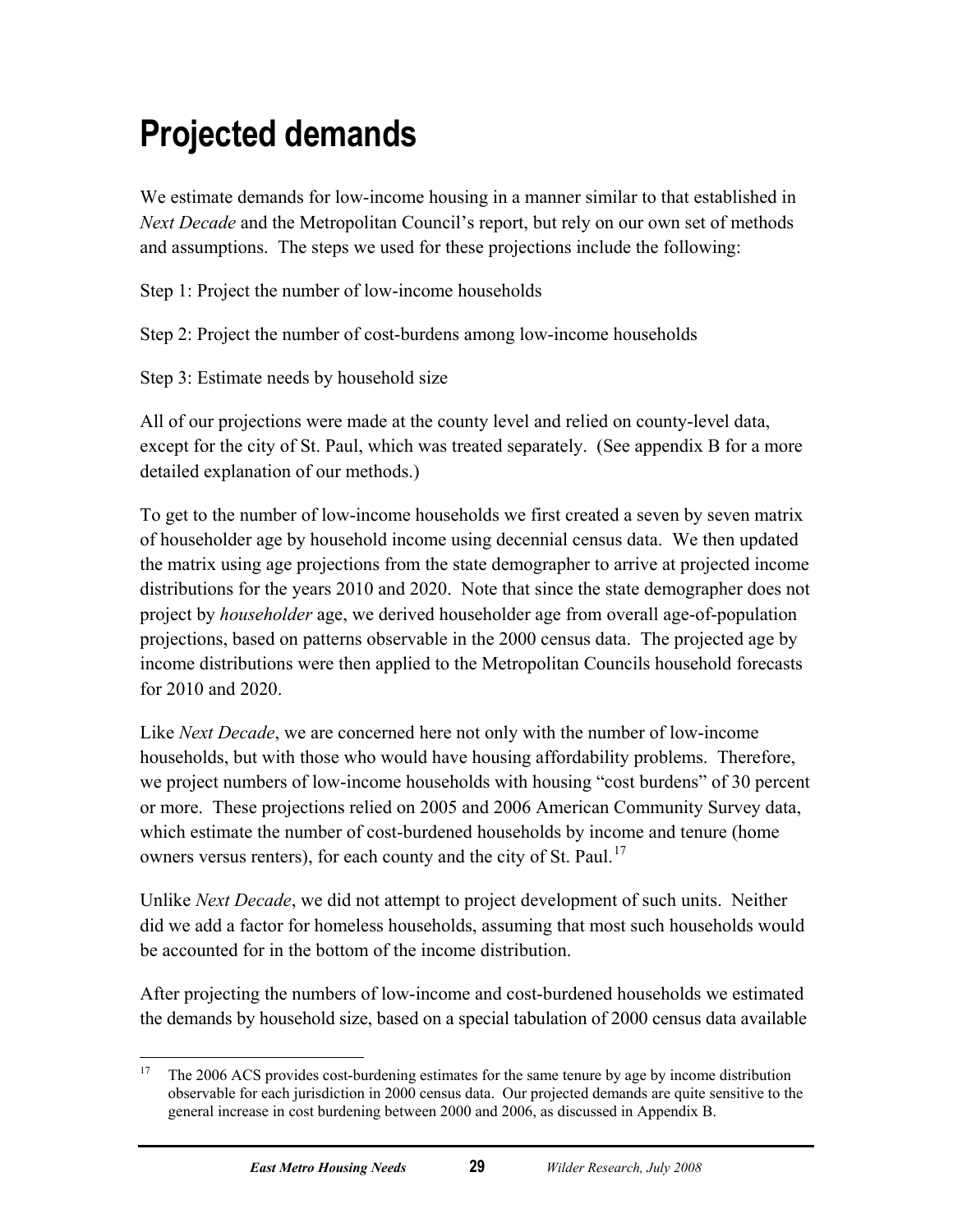# Projected demands

We estimate demands for low-income housing in a manner similar to that established in *Next Decade* and the Metropolitan Council's report, but rely on our own set of methods and assumptions. The steps we used for these projections include the following:

Step 1: Project the number of low-income households

Step 2: Project the number of cost-burdens among low-income households

Step 3: Estimate needs by household size

All of our projections were made at the county level and relied on county-level data, except for the city of St. Paul, which was treated separately. (See appendix B for a more detailed explanation of our methods.)

To get to the number of low-income households we first created a seven by seven matrix of householder age by household income using decennial census data. We then updated the matrix using age projections from the state demographer to arrive at projected income distributions for the years 2010 and 2020. Note that since the state demographer does not project by *householder* age, we derived householder age from overall age-of-population projections, based on patterns observable in the 2000 census data. The projected age by income distributions were then applied to the Metropolitan Councils household forecasts for 2010 and 2020.

Like *Next Decade*, we are concerned here not only with the number of low-income households, but with those who would have housing affordability problems. Therefore, we project numbers of low-income households with housing "cost burdens" of 30 percent or more. These projections relied on 2005 and 2006 American Community Survey data, which estimate the number of cost-burdened households by income and tenure (home owners versus renters), for each county and the city of St. Paul.[17]

Unlike *Next Decade*, we did not attempt to project development of such units. Neither did we add a factor for homeless households, assuming that most such households would be accounted for in the bottom of the income distribution.

After projecting the numbers of low-income and cost-burdened households we estimated the demands by household size, based on a special tabulation of 2000 census data available

---

[17] The 2006 ACS provides cost-burdening estimates for the same tenure by age by income distribution observable for each jurisdiction in 2000 census data. Our projected demands are quite sensitive to the general increase in cost burdening between 2000 and 2006, as discussed in Appendix B.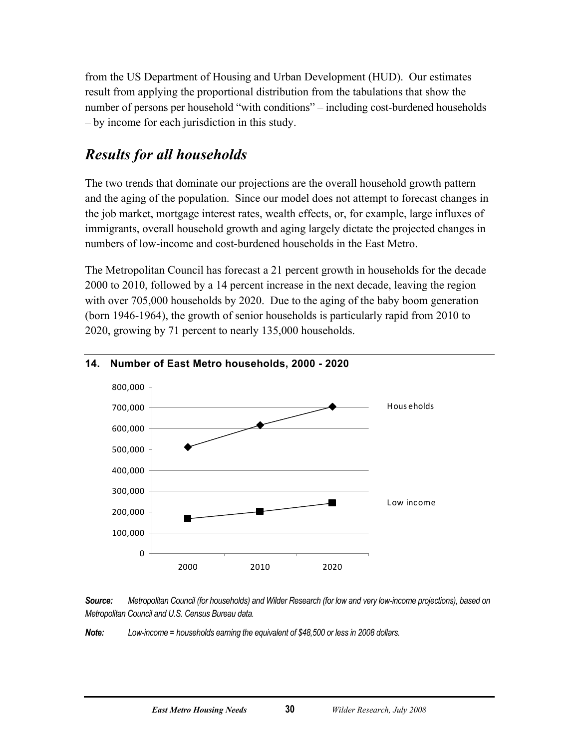from the US Department of Housing and Urban Development (HUD). Our estimates result from applying the proportional distribution from the tabulations that show the number of persons per household "with conditions" – including cost-burdened households – by income for each jurisdiction in this study.

## *Results for all households*

The two trends that dominate our projections are the overall household growth pattern and the aging of the population. Since our model does not attempt to forecast changes in the job market, mortgage interest rates, wealth effects, or, for example, large influxes of immigrants, overall household growth and aging largely dictate the projected changes in numbers of low-income and cost-burdened households in the East Metro.

The Metropolitan Council has forecast a 21 percent growth in households for the decade 2000 to 2010, followed by a 14 percent increase in the next decade, leaving the region with over 705,000 households by 2020. Due to the aging of the baby boom generation (born 1946-1964), the growth of senior households is particularly rapid from 2010 to 2020, growing by 71 percent to nearly 135,000 households.

**14. Number of East Metro households, 2000 - 2020**

***Source:*** *Metropolitan Council (for households) and Wilder Research (for low and very low-income projections), based on Metropolitan Council and U.S. Census Bureau data.*

***Note:*** *Low-income = households earning the equivalent of $48,500 or less in 2008 dollars.*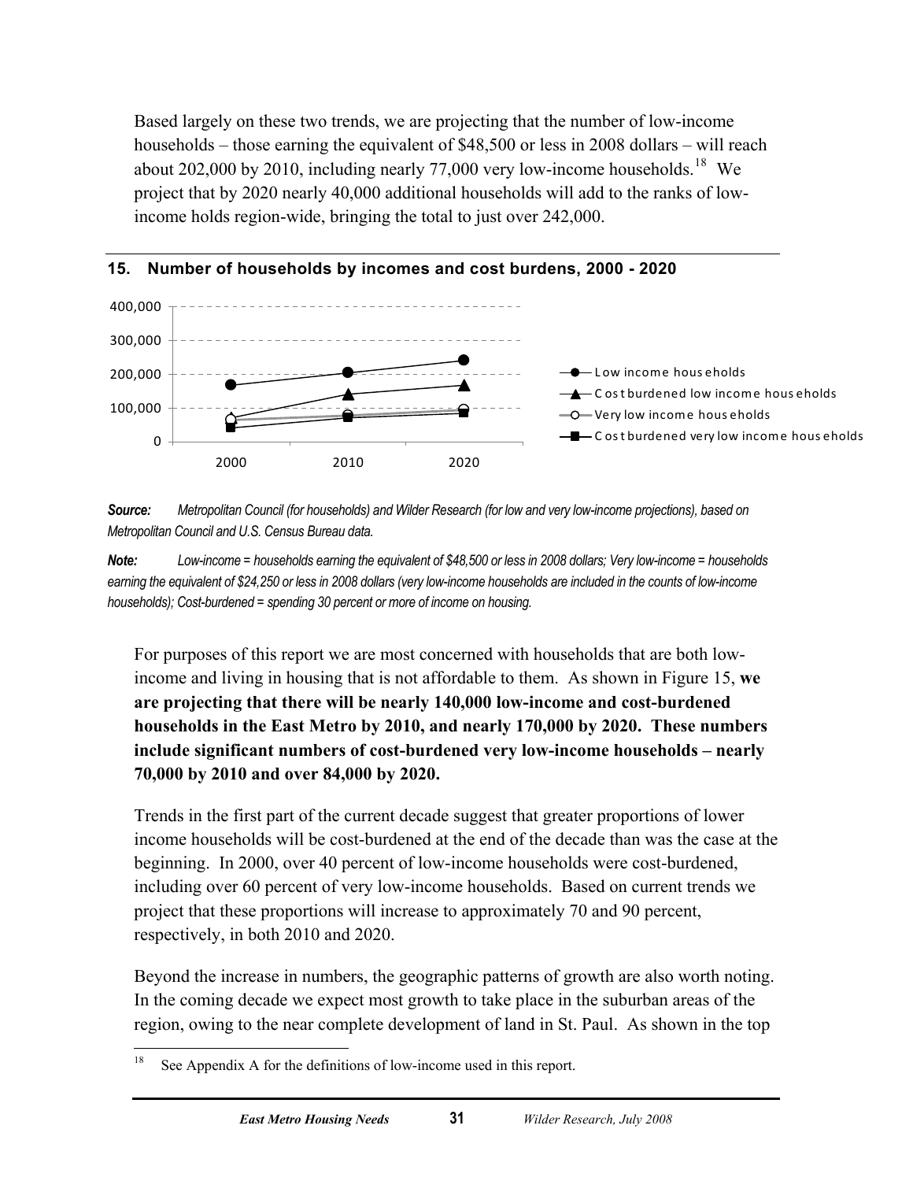Based largely on these two trends, we are projecting that the number of low-income households – those earning the equivalent of $48,500 or less in 2008 dollars – will reach about 202,000 by 2010, including nearly 77,000 very low-income households.[18] We project that by 2020 nearly 40,000 additional households will add to the ranks of low-income holds region-wide, bringing the total to just over 242,000.

### 15. Number of households by incomes and cost burdens, 2000 - 2020

*Source:* *Metropolitan Council (for households) and Wilder Research (for low and very low-income projections), based on Metropolitan Council and U.S. Census Bureau data.*

*Note:* *Low-income = households earning the equivalent of $48,500 or less in 2008 dollars; Very low-income = households earning the equivalent of $24,250 or less in 2008 dollars (very low-income households are included in the counts of low-income households); Cost-burdened = spending 30 percent or more of income on housing.*

For purposes of this report we are most concerned with households that are both low-income and living in housing that is not affordable to them. As shown in Figure 15, **we are projecting that there will be nearly 140,000 low-income and cost-burdened households in the East Metro by 2010, and nearly 170,000 by 2020. These numbers include significant numbers of cost-burdened very low-income households – nearly 70,000 by 2010 and over 84,000 by 2020.**

Trends in the first part of the current decade suggest that greater proportions of lower income households will be cost-burdened at the end of the decade than was the case at the beginning. In 2000, over 40 percent of low-income households were cost-burdened, including over 60 percent of very low-income households. Based on current trends we project that these proportions will increase to approximately 70 and 90 percent, respectively, in both 2010 and 2020.

Beyond the increase in numbers, the geographic patterns of growth are also worth noting. In the coming decade we expect most growth to take place in the suburban areas of the region, owing to the near complete development of land in St. Paul. As shown in the top

[18] See Appendix A for the definitions of low-income used in this report.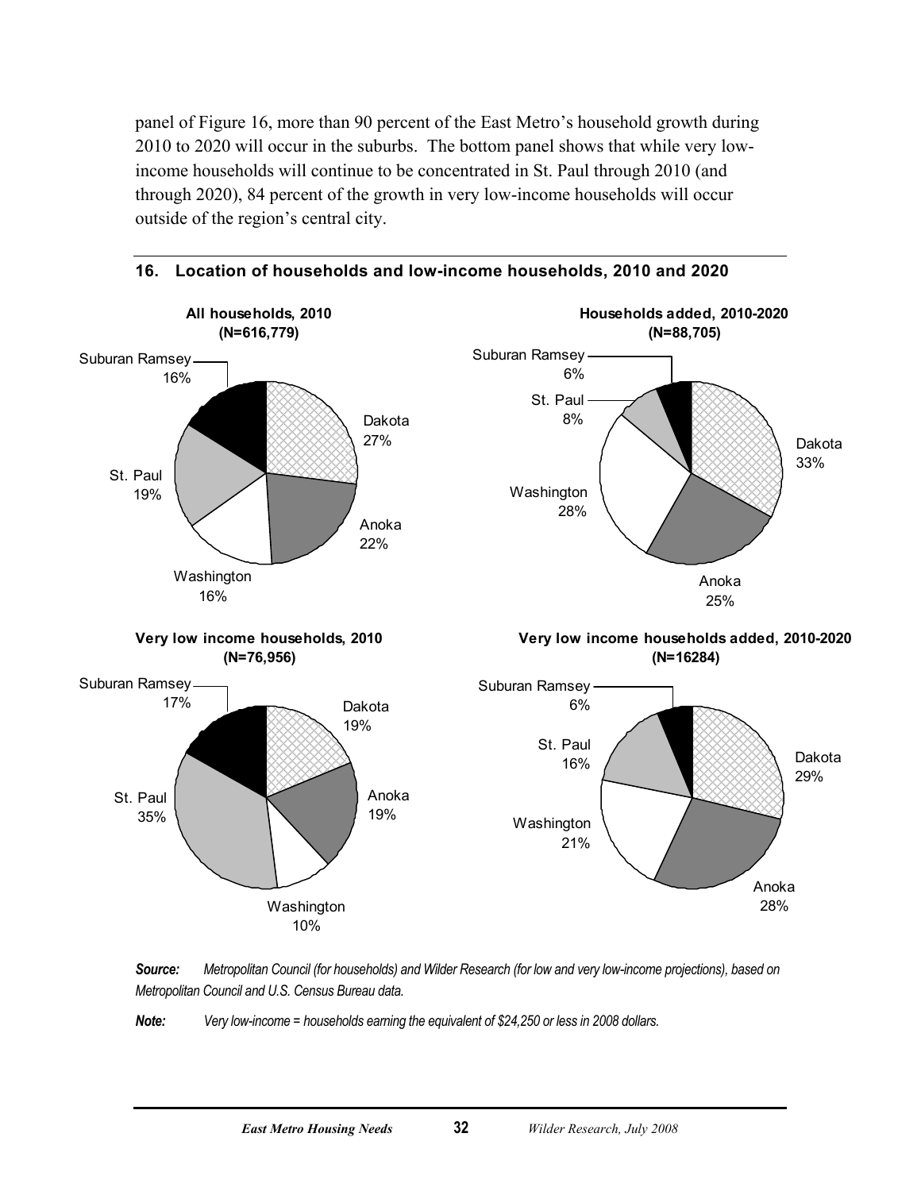panel of Figure 16, more than 90 percent of the East Metro's household growth during 2010 to 2020 will occur in the suburbs. The bottom panel shows that while very low-income households will continue to be concentrated in St. Paul through 2010 (and through 2020), 84 percent of the growth in very low-income households will occur outside of the region's central city.

## 16. Location of households and low-income households, 2010 and 2020

**All households, 2010 (N=616,779)**

| Location | Percent |
|---|---|
| Dakota | 27% |
| Anoka | 22% |
| Washington | 16% |
| St. Paul | 19% |
| Suburan Ramsey | 16% |

**Households added, 2010-2020 (N=88,705)**

| Location | Percent |
|---|---|
| Dakota | 33% |
| Anoka | 25% |
| Washington | 28% |
| St. Paul | 8% |
| Suburan Ramsey | 6% |

**Very low income households, 2010 (N=76,956)**

| Location | Percent |
|---|---|
| Dakota | 19% |
| Anoka | 19% |
| Washington | 10% |
| St. Paul | 35% |
| Suburan Ramsey | 17% |

**Very low income households added, 2010-2020 (N=16284)**

| Location | Percent |
|---|---|
| Dakota | 29% |
| Anoka | 28% |
| Washington | 21% |
| St. Paul | 16% |
| Suburan Ramsey | 6% |

***Source:*** *Metropolitan Council (for households) and Wilder Research (for low and very low-income projections), based on Metropolitan Council and U.S. Census Bureau data.*

***Note:*** *Very low-income = households earning the equivalent of $24,250 or less in 2008 dollars.*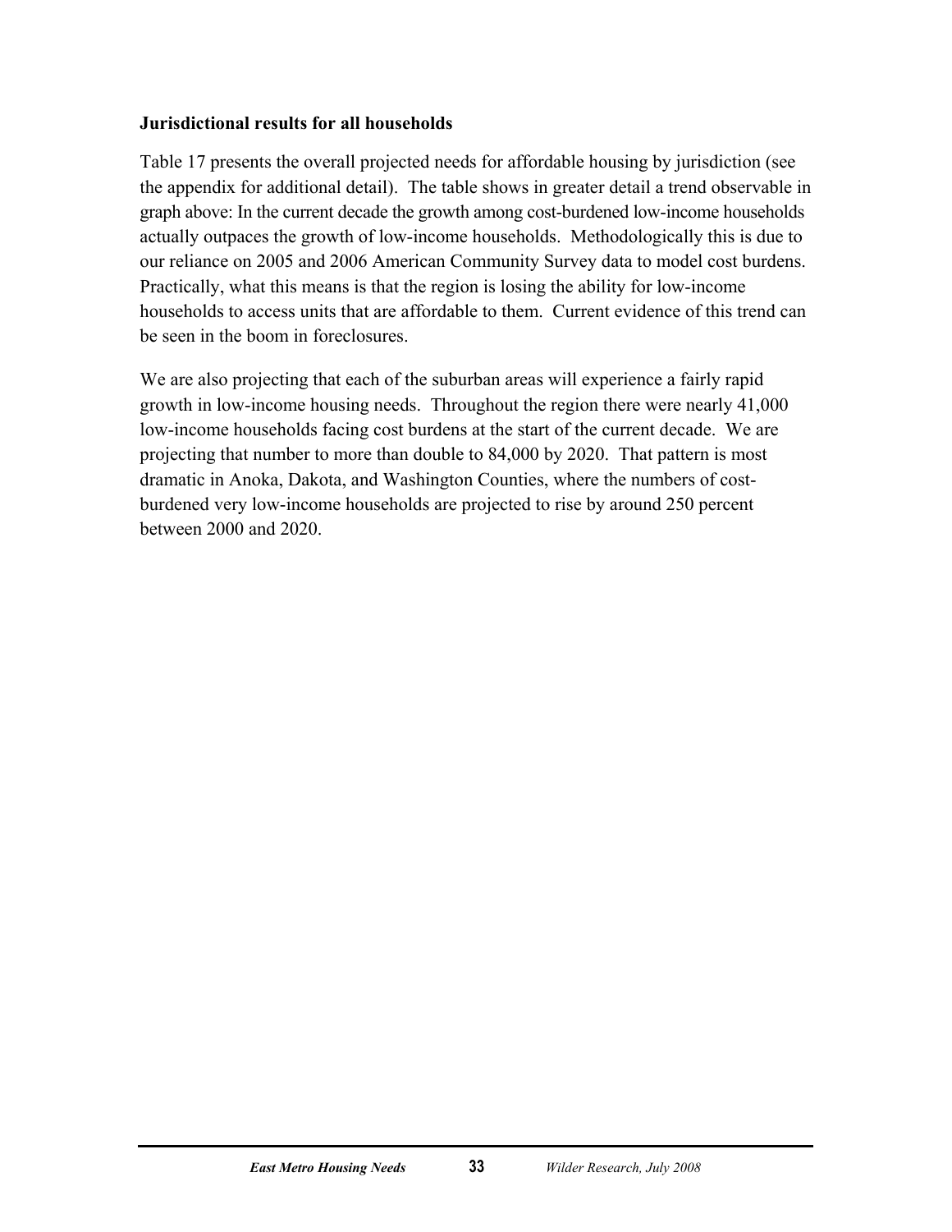**Jurisdictional results for all households**

Table 17 presents the overall projected needs for affordable housing by jurisdiction (see the appendix for additional detail). The table shows in greater detail a trend observable in graph above: In the current decade the growth among cost-burdened low-income households actually outpaces the growth of low-income households. Methodologically this is due to our reliance on 2005 and 2006 American Community Survey data to model cost burdens. Practically, what this means is that the region is losing the ability for low-income households to access units that are affordable to them. Current evidence of this trend can be seen in the boom in foreclosures.

We are also projecting that each of the suburban areas will experience a fairly rapid growth in low-income housing needs. Throughout the region there were nearly 41,000 low-income households facing cost burdens at the start of the current decade. We are projecting that number to more than double to 84,000 by 2020. That pattern is most dramatic in Anoka, Dakota, and Washington Counties, where the numbers of cost-burdened very low-income households are projected to rise by around 250 percent between 2000 and 2020.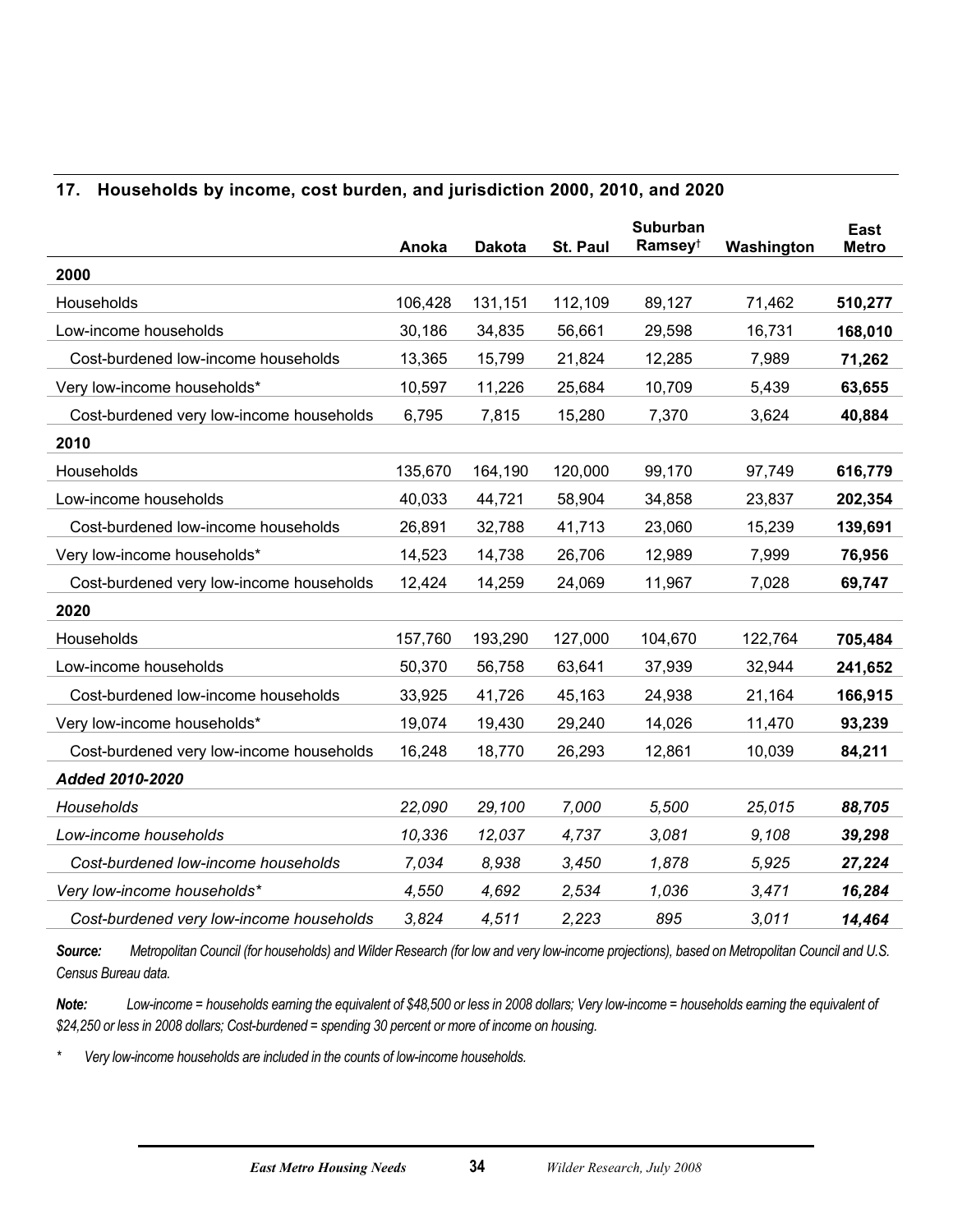## 17. Households by income, cost burden, and jurisdiction 2000, 2010, and 2020

| | Anoka | Dakota | St. Paul | Suburban Ramsey† | Washington | East Metro |
|---|---|---|---|---|---|---|
| **2000** | | | | | | |
| Households | 106,428 | 131,151 | 112,109 | 89,127 | 71,462 | **510,277** |
| Low-income households | 30,186 | 34,835 | 56,661 | 29,598 | 16,731 | **168,010** |
| Cost-burdened low-income households | 13,365 | 15,799 | 21,824 | 12,285 | 7,989 | **71,262** |
| Very low-income households* | 10,597 | 11,226 | 25,684 | 10,709 | 5,439 | **63,655** |
| Cost-burdened very low-income households | 6,795 | 7,815 | 15,280 | 7,370 | 3,624 | **40,884** |
| **2010** | | | | | | |
| Households | 135,670 | 164,190 | 120,000 | 99,170 | 97,749 | **616,779** |
| Low-income households | 40,033 | 44,721 | 58,904 | 34,858 | 23,837 | **202,354** |
| Cost-burdened low-income households | 26,891 | 32,788 | 41,713 | 23,060 | 15,239 | **139,691** |
| Very low-income households* | 14,523 | 14,738 | 26,706 | 12,989 | 7,999 | **76,956** |
| Cost-burdened very low-income households | 12,424 | 14,259 | 24,069 | 11,967 | 7,028 | **69,747** |
| **2020** | | | | | | |
| Households | 157,760 | 193,290 | 127,000 | 104,670 | 122,764 | **705,484** |
| Low-income households | 50,370 | 56,758 | 63,641 | 37,939 | 32,944 | **241,652** |
| Cost-burdened low-income households | 33,925 | 41,726 | 45,163 | 24,938 | 21,164 | **166,915** |
| Very low-income households* | 19,074 | 19,430 | 29,240 | 14,026 | 11,470 | **93,239** |
| Cost-burdened very low-income households | 16,248 | 18,770 | 26,293 | 12,861 | 10,039 | **84,211** |
| ***Added 2010-2020*** | | | | | | |
| *Households* | *22,090* | *29,100* | *7,000* | *5,500* | *25,015* | ***88,705*** |
| *Low-income households* | *10,336* | *12,037* | *4,737* | *3,081* | *9,108* | ***39,298*** |
| *Cost-burdened low-income households* | *7,034* | *8,938* | *3,450* | *1,878* | *5,925* | ***27,224*** |
| *Very low-income households** | *4,550* | *4,692* | *2,534* | *1,036* | *3,471* | ***16,284*** |
| *Cost-burdened very low-income households* | *3,824* | *4,511* | *2,223* | *895* | *3,011* | ***14,464*** |

***Source:*** *Metropolitan Council (for households) and Wilder Research (for low and very low-income projections), based on Metropolitan Council and U.S. Census Bureau data.*

***Note:*** *Low-income = households earning the equivalent of $48,500 or less in 2008 dollars; Very low-income = households earning the equivalent of $24,250 or less in 2008 dollars; Cost-burdened = spending 30 percent or more of income on housing.*

\* *Very low-income households are included in the counts of low-income households.*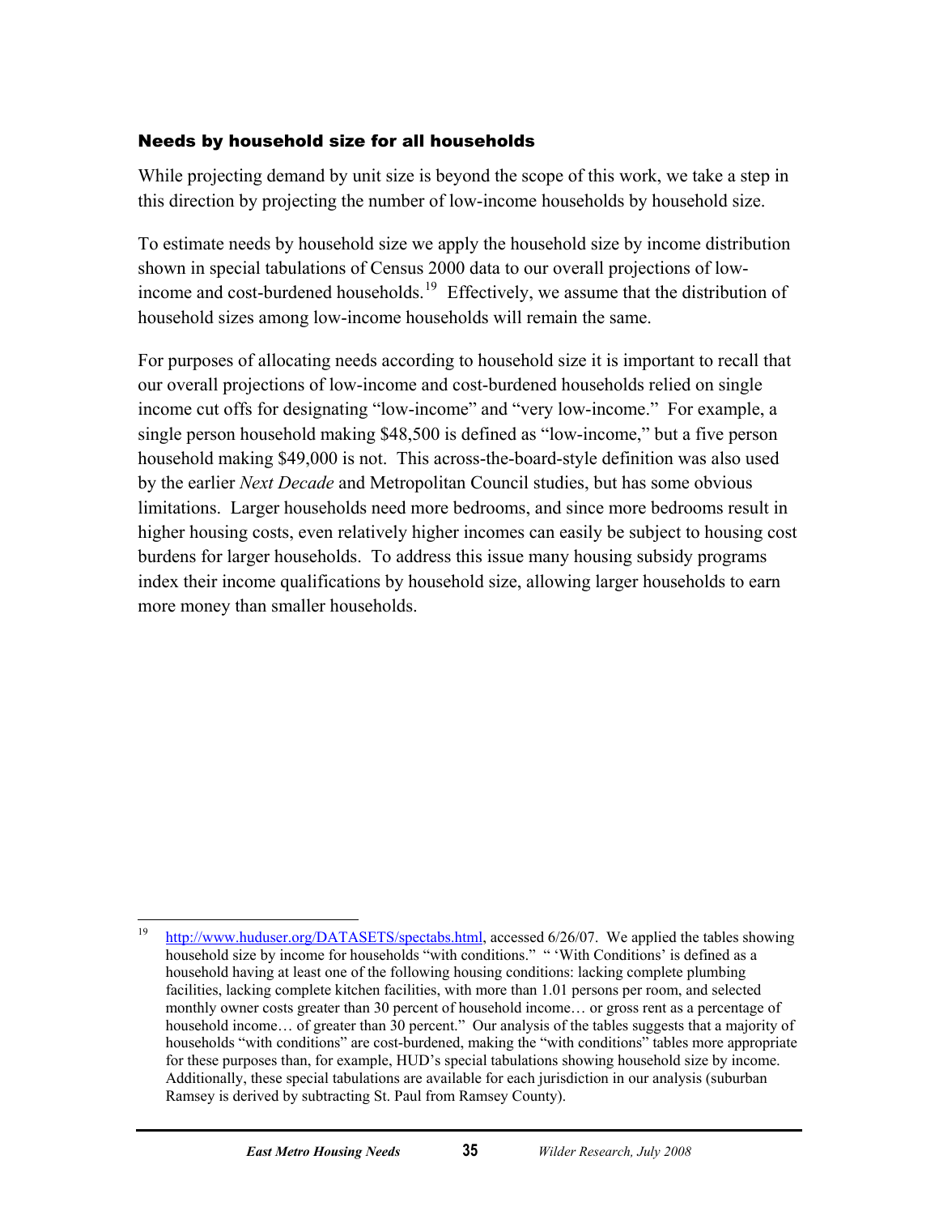### Needs by household size for all households

While projecting demand by unit size is beyond the scope of this work, we take a step in this direction by projecting the number of low-income households by household size.

To estimate needs by household size we apply the household size by income distribution shown in special tabulations of Census 2000 data to our overall projections of low-income and cost-burdened households.[19] Effectively, we assume that the distribution of household sizes among low-income households will remain the same.

For purposes of allocating needs according to household size it is important to recall that our overall projections of low-income and cost-burdened households relied on single income cut offs for designating "low-income" and "very low-income." For example, a single person household making $48,500 is defined as "low-income," but a five person household making $49,000 is not. This across-the-board-style definition was also used by the earlier *Next Decade* and Metropolitan Council studies, but has some obvious limitations. Larger households need more bedrooms, and since more bedrooms result in higher housing costs, even relatively higher incomes can easily be subject to housing cost burdens for larger households. To address this issue many housing subsidy programs index their income qualifications by household size, allowing larger households to earn more money than smaller households.

---

[19] http://www.huduser.org/DATASETS/spectabs.html, accessed 6/26/07. We applied the tables showing household size by income for households "with conditions." " 'With Conditions' is defined as a household having at least one of the following housing conditions: lacking complete plumbing facilities, lacking complete kitchen facilities, with more than 1.01 persons per room, and selected monthly owner costs greater than 30 percent of household income… or gross rent as a percentage of household income… of greater than 30 percent." Our analysis of the tables suggests that a majority of households "with conditions" are cost-burdened, making the "with conditions" tables more appropriate for these purposes than, for example, HUD's special tabulations showing household size by income. Additionally, these special tabulations are available for each jurisdiction in our analysis (suburban Ramsey is derived by subtracting St. Paul from Ramsey County).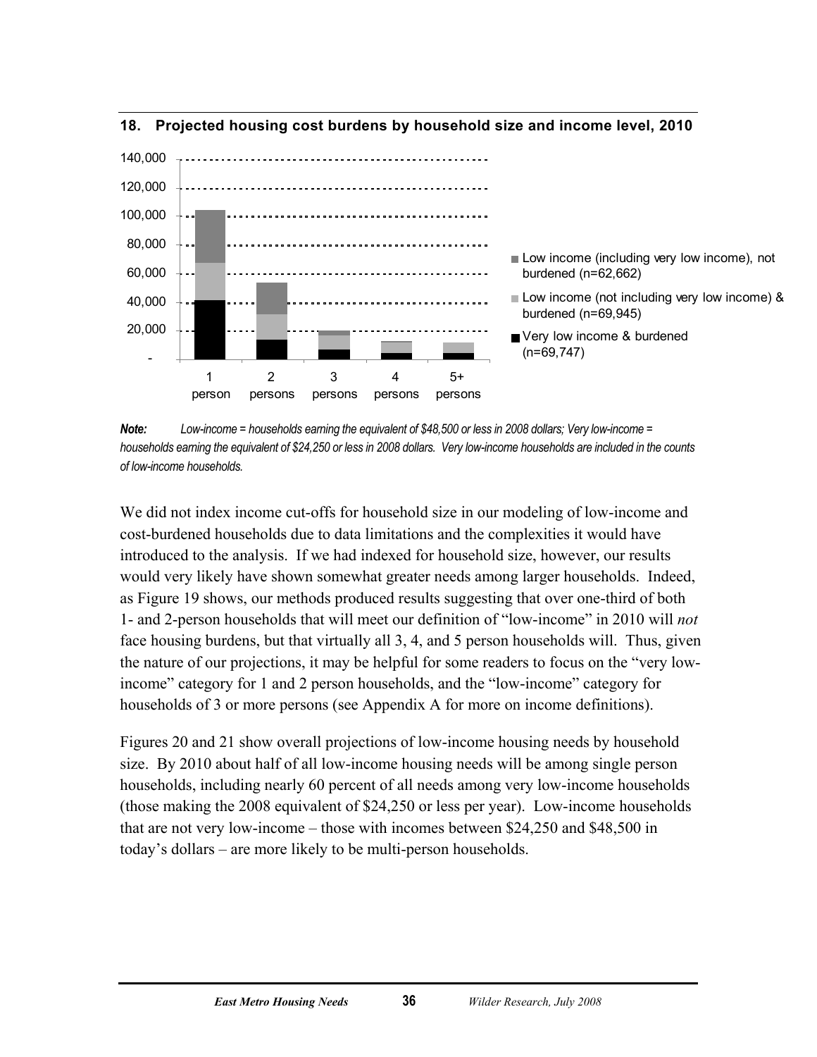**18. Projected housing cost burdens by household size and income level, 2010**

*Note:* *Low-income = households earning the equivalent of $48,500 or less in 2008 dollars; Very low-income = households earning the equivalent of $24,250 or less in 2008 dollars. Very low-income households are included in the counts of low-income households.*

We did not index income cut-offs for household size in our modeling of low-income and cost-burdened households due to data limitations and the complexities it would have introduced to the analysis. If we had indexed for household size, however, our results would very likely have shown somewhat greater needs among larger households. Indeed, as Figure 19 shows, our methods produced results suggesting that over one-third of both 1- and 2-person households that will meet our definition of "low-income" in 2010 will *not* face housing burdens, but that virtually all 3, 4, and 5 person households will. Thus, given the nature of our projections, it may be helpful for some readers to focus on the "very low-income" category for 1 and 2 person households, and the "low-income" category for households of 3 or more persons (see Appendix A for more on income definitions).

Figures 20 and 21 show overall projections of low-income housing needs by household size. By 2010 about half of all low-income housing needs will be among single person households, including nearly 60 percent of all needs among very low-income households (those making the 2008 equivalent of $24,250 or less per year). Low-income households that are not very low-income – those with incomes between $24,250 and $48,500 in today's dollars – are more likely to be multi-person households.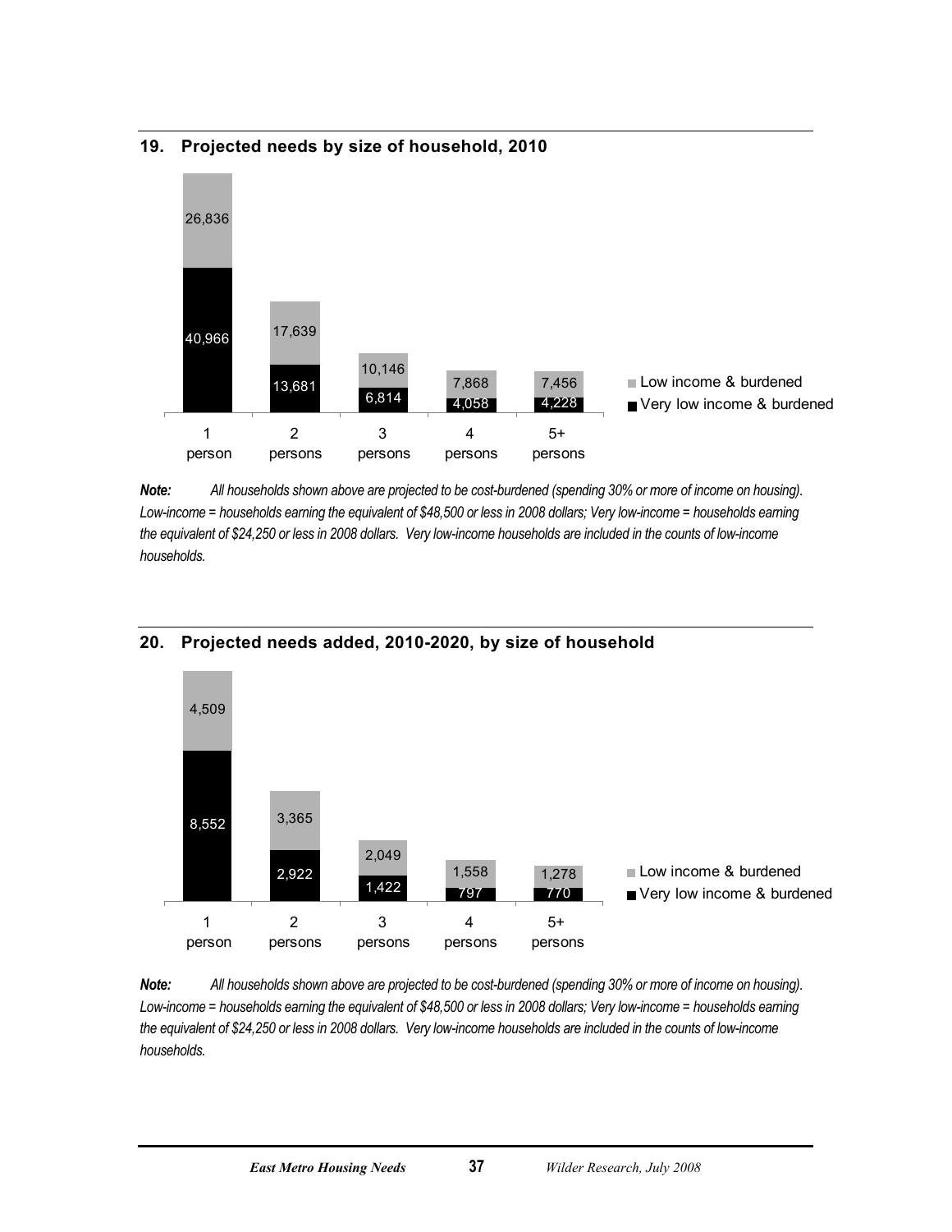## 19. Projected needs by size of household, 2010

| | 1 person | 2 persons | 3 persons | 4 persons | 5+ persons |
|---|---|---|---|---|---|
| Low income & burdened | 26,836 | 17,639 | 10,146 | 7,868 | 7,456 |
| Very low income & burdened | 40,966 | 13,681 | 6,814 | 4,058 | 4,228 |

***Note:*** *All households shown above are projected to be cost-burdened (spending 30% or more of income on housing). Low-income = households earning the equivalent of $48,500 or less in 2008 dollars; Very low-income = households earning the equivalent of $24,250 or less in 2008 dollars. Very low-income households are included in the counts of low-income households.*

## 20. Projected needs added, 2010-2020, by size of household

| | 1 person | 2 persons | 3 persons | 4 persons | 5+ persons |
|---|---|---|---|---|---|
| Low income & burdened | 4,509 | 3,365 | 2,049 | 1,558 | 1,278 |
| Very low income & burdened | 8,552 | 2,922 | 1,422 | 797 | 770 |

***Note:*** *All households shown above are projected to be cost-burdened (spending 30% or more of income on housing). Low-income = households earning the equivalent of $48,500 or less in 2008 dollars; Very low-income = households earning the equivalent of $24,250 or less in 2008 dollars. Very low-income households are included in the counts of low-income households.*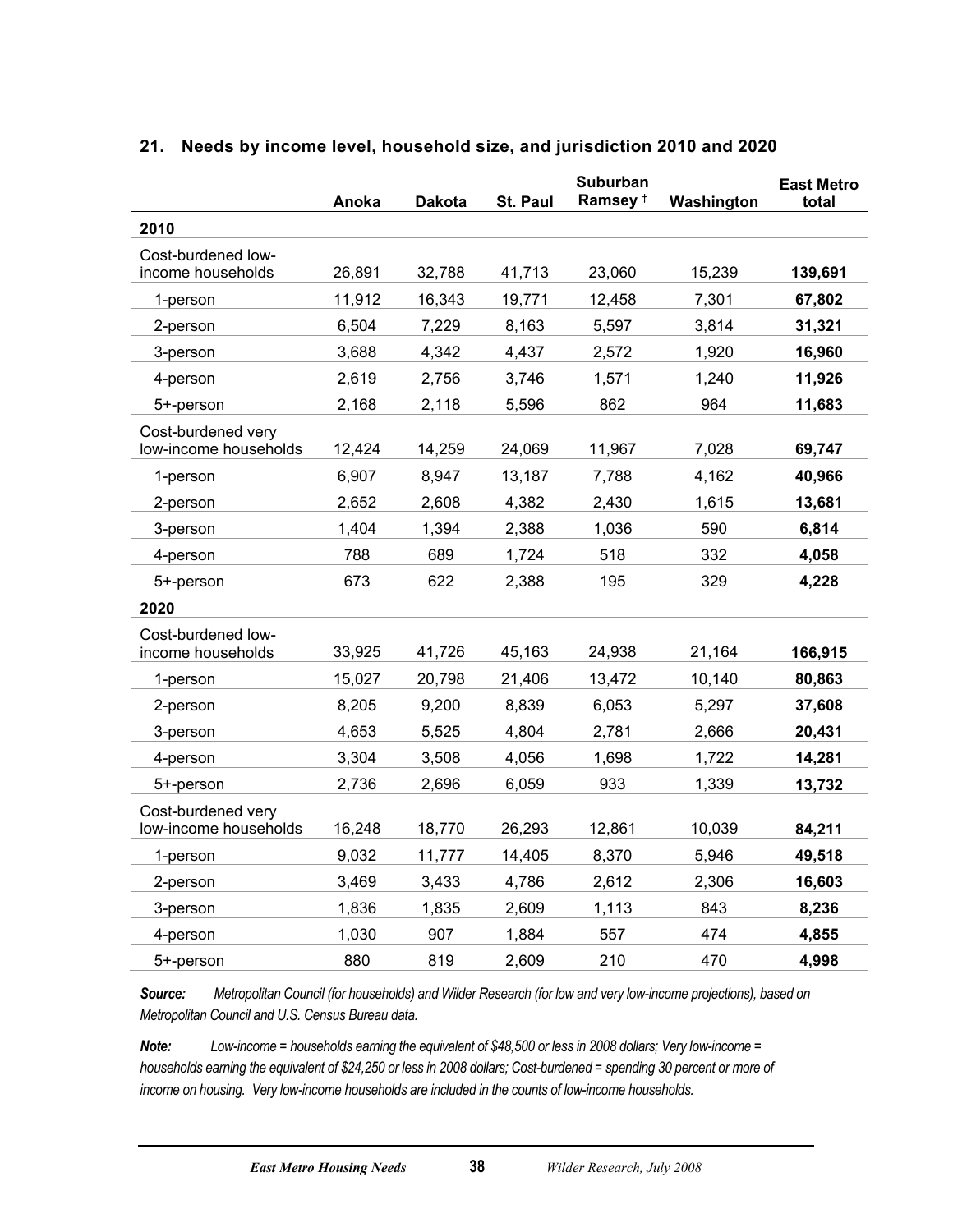## 21. Needs by income level, household size, and jurisdiction 2010 and 2020

| | Anoka | Dakota | St. Paul | Suburban Ramsey † | Washington | East Metro total |
|---|---|---|---|---|---|---|
| **2010** | | | | | | |
| Cost-burdened low-income households | 26,891 | 32,788 | 41,713 | 23,060 | 15,239 | **139,691** |
| 1-person | 11,912 | 16,343 | 19,771 | 12,458 | 7,301 | **67,802** |
| 2-person | 6,504 | 7,229 | 8,163 | 5,597 | 3,814 | **31,321** |
| 3-person | 3,688 | 4,342 | 4,437 | 2,572 | 1,920 | **16,960** |
| 4-person | 2,619 | 2,756 | 3,746 | 1,571 | 1,240 | **11,926** |
| 5+-person | 2,168 | 2,118 | 5,596 | 862 | 964 | **11,683** |
| Cost-burdened very low-income households | 12,424 | 14,259 | 24,069 | 11,967 | 7,028 | **69,747** |
| 1-person | 6,907 | 8,947 | 13,187 | 7,788 | 4,162 | **40,966** |
| 2-person | 2,652 | 2,608 | 4,382 | 2,430 | 1,615 | **13,681** |
| 3-person | 1,404 | 1,394 | 2,388 | 1,036 | 590 | **6,814** |
| 4-person | 788 | 689 | 1,724 | 518 | 332 | **4,058** |
| 5+-person | 673 | 622 | 2,388 | 195 | 329 | **4,228** |
| **2020** | | | | | | |
| Cost-burdened low-income households | 33,925 | 41,726 | 45,163 | 24,938 | 21,164 | **166,915** |
| 1-person | 15,027 | 20,798 | 21,406 | 13,472 | 10,140 | **80,863** |
| 2-person | 8,205 | 9,200 | 8,839 | 6,053 | 5,297 | **37,608** |
| 3-person | 4,653 | 5,525 | 4,804 | 2,781 | 2,666 | **20,431** |
| 4-person | 3,304 | 3,508 | 4,056 | 1,698 | 1,722 | **14,281** |
| 5+-person | 2,736 | 2,696 | 6,059 | 933 | 1,339 | **13,732** |
| Cost-burdened very low-income households | 16,248 | 18,770 | 26,293 | 12,861 | 10,039 | **84,211** |
| 1-person | 9,032 | 11,777 | 14,405 | 8,370 | 5,946 | **49,518** |
| 2-person | 3,469 | 3,433 | 4,786 | 2,612 | 2,306 | **16,603** |
| 3-person | 1,836 | 1,835 | 2,609 | 1,113 | 843 | **8,236** |
| 4-person | 1,030 | 907 | 1,884 | 557 | 474 | **4,855** |
| 5+-person | 880 | 819 | 2,609 | 210 | 470 | **4,998** |

***Source:*** *Metropolitan Council (for households) and Wilder Research (for low and very low-income projections), based on Metropolitan Council and U.S. Census Bureau data.*

***Note:*** *Low-income = households earning the equivalent of $48,500 or less in 2008 dollars; Very low-income = households earning the equivalent of $24,250 or less in 2008 dollars; Cost-burdened = spending 30 percent or more of income on housing. Very low-income households are included in the counts of low-income households.*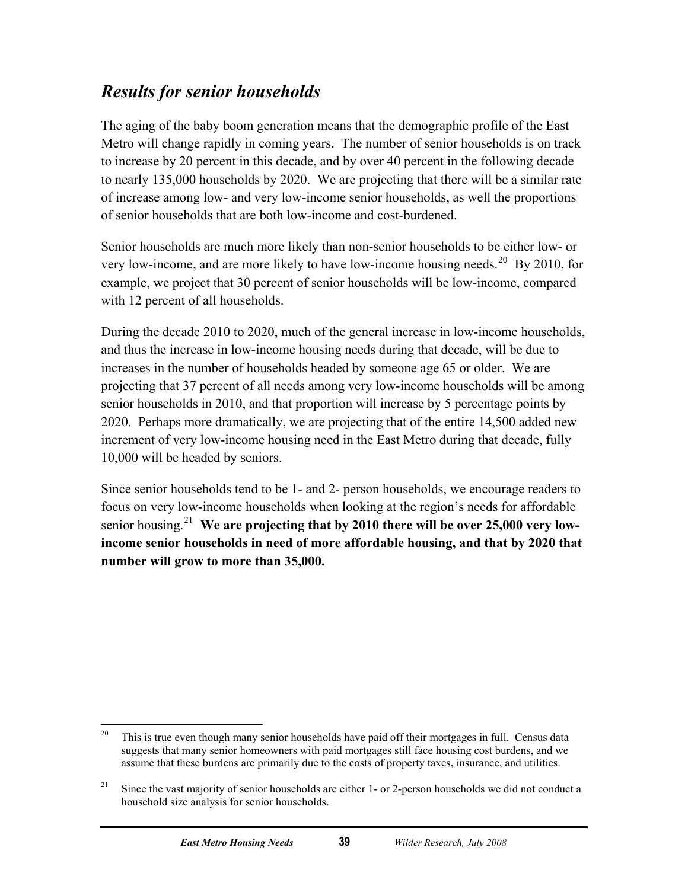## *Results for senior households*

The aging of the baby boom generation means that the demographic profile of the East Metro will change rapidly in coming years. The number of senior households is on track to increase by 20 percent in this decade, and by over 40 percent in the following decade to nearly 135,000 households by 2020. We are projecting that there will be a similar rate of increase among low- and very low-income senior households, as well the proportions of senior households that are both low-income and cost-burdened.

Senior households are much more likely than non-senior households to be either low- or very low-income, and are more likely to have low-income housing needs.[20] By 2010, for example, we project that 30 percent of senior households will be low-income, compared with 12 percent of all households.

During the decade 2010 to 2020, much of the general increase in low-income households, and thus the increase in low-income housing needs during that decade, will be due to increases in the number of households headed by someone age 65 or older. We are projecting that 37 percent of all needs among very low-income households will be among senior households in 2010, and that proportion will increase by 5 percentage points by 2020. Perhaps more dramatically, we are projecting that of the entire 14,500 added new increment of very low-income housing need in the East Metro during that decade, fully 10,000 will be headed by seniors.

Since senior households tend to be 1- and 2- person households, we encourage readers to focus on very low-income households when looking at the region's needs for affordable senior housing.[21] **We are projecting that by 2010 there will be over 25,000 very low-income senior households in need of more affordable housing, and that by 2020 that number will grow to more than 35,000.**

---

[20] This is true even though many senior households have paid off their mortgages in full. Census data suggests that many senior homeowners with paid mortgages still face housing cost burdens, and we assume that these burdens are primarily due to the costs of property taxes, insurance, and utilities.

[21] Since the vast majority of senior households are either 1- or 2-person households we did not conduct a household size analysis for senior households.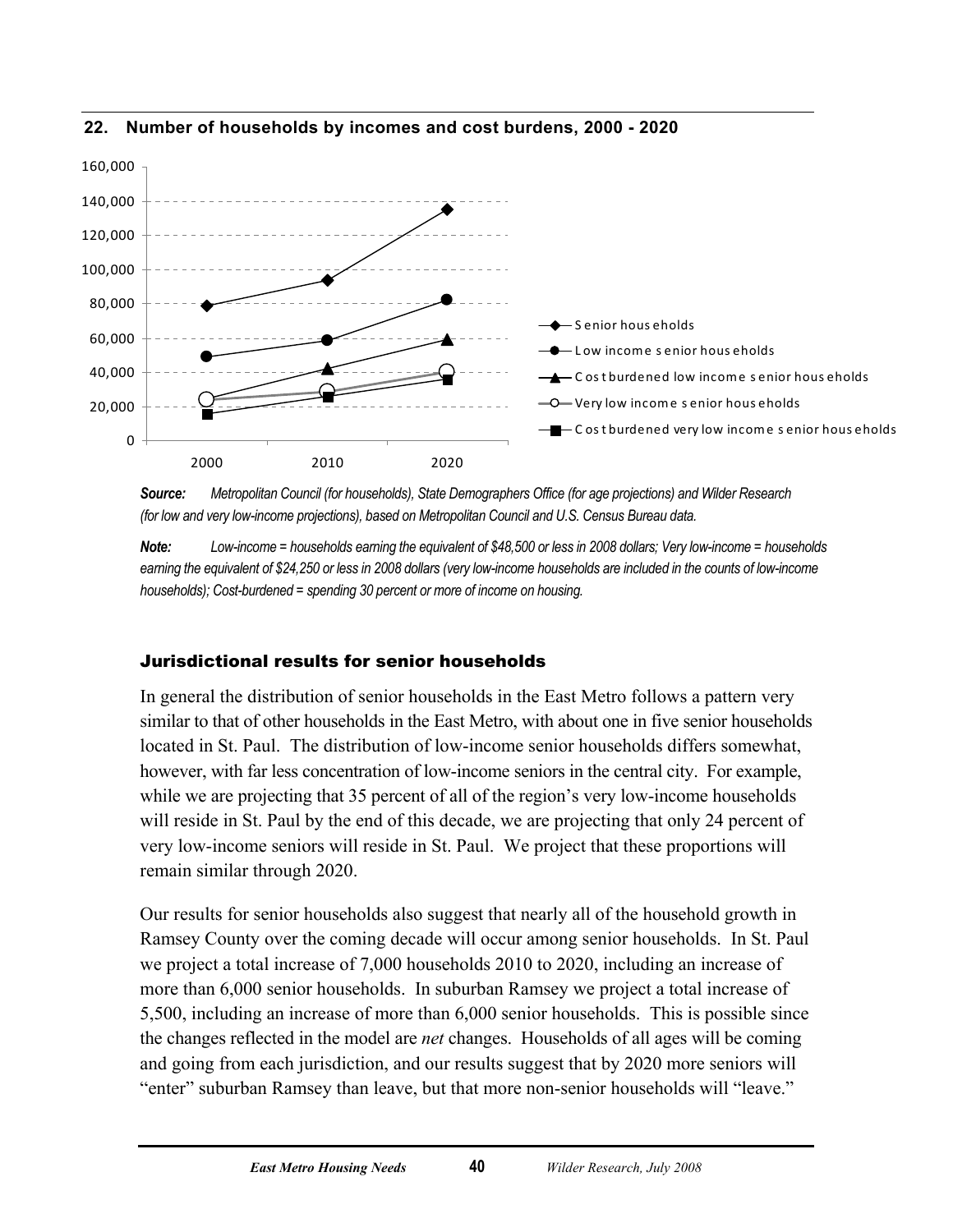**22. Number of households by incomes and cost burdens, 2000 - 2020**

*Source: Metropolitan Council (for households), State Demographers Office (for age projections) and Wilder Research (for low and very low-income projections), based on Metropolitan Council and U.S. Census Bureau data.*

*Note: Low-income = households earning the equivalent of $48,500 or less in 2008 dollars; Very low-income = households earning the equivalent of $24,250 or less in 2008 dollars (very low-income households are included in the counts of low-income households); Cost-burdened = spending 30 percent or more of income on housing.*

### Jurisdictional results for senior households

In general the distribution of senior households in the East Metro follows a pattern very similar to that of other households in the East Metro, with about one in five senior households located in St. Paul. The distribution of low-income senior households differs somewhat, however, with far less concentration of low-income seniors in the central city. For example, while we are projecting that 35 percent of all of the region's very low-income households will reside in St. Paul by the end of this decade, we are projecting that only 24 percent of very low-income seniors will reside in St. Paul. We project that these proportions will remain similar through 2020.

Our results for senior households also suggest that nearly all of the household growth in Ramsey County over the coming decade will occur among senior households. In St. Paul we project a total increase of 7,000 households 2010 to 2020, including an increase of more than 6,000 senior households. In suburban Ramsey we project a total increase of 5,500, including an increase of more than 6,000 senior households. This is possible since the changes reflected in the model are *net* changes. Households of all ages will be coming and going from each jurisdiction, and our results suggest that by 2020 more seniors will "enter" suburban Ramsey than leave, but that more non-senior households will "leave."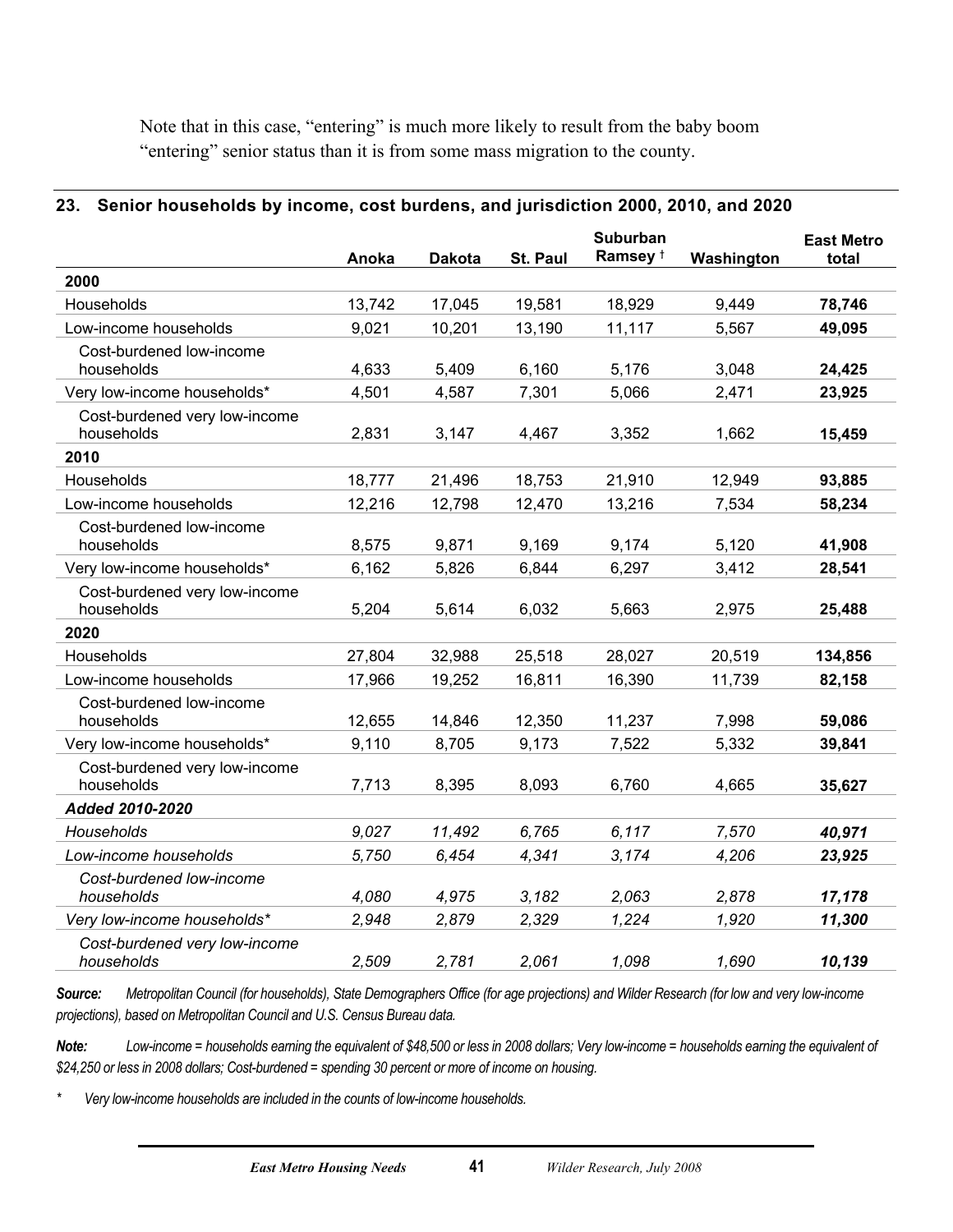Note that in this case, "entering" is much more likely to result from the baby boom "entering" senior status than it is from some mass migration to the county.

### 23. Senior households by income, cost burdens, and jurisdiction 2000, 2010, and 2020

| | Anoka | Dakota | St. Paul | Suburban Ramsey † | Washington | East Metro total |
|---|---|---|---|---|---|---|
| **2000** | | | | | | |
| Households | 13,742 | 17,045 | 19,581 | 18,929 | 9,449 | **78,746** |
| Low-income households | 9,021 | 10,201 | 13,190 | 11,117 | 5,567 | **49,095** |
| Cost-burdened low-income households | 4,633 | 5,409 | 6,160 | 5,176 | 3,048 | **24,425** |
| Very low-income households* | 4,501 | 4,587 | 7,301 | 5,066 | 2,471 | **23,925** |
| Cost-burdened very low-income households | 2,831 | 3,147 | 4,467 | 3,352 | 1,662 | **15,459** |
| **2010** | | | | | | |
| Households | 18,777 | 21,496 | 18,753 | 21,910 | 12,949 | **93,885** |
| Low-income households | 12,216 | 12,798 | 12,470 | 13,216 | 7,534 | **58,234** |
| Cost-burdened low-income households | 8,575 | 9,871 | 9,169 | 9,174 | 5,120 | **41,908** |
| Very low-income households* | 6,162 | 5,826 | 6,844 | 6,297 | 3,412 | **28,541** |
| Cost-burdened very low-income households | 5,204 | 5,614 | 6,032 | 5,663 | 2,975 | **25,488** |
| **2020** | | | | | | |
| Households | 27,804 | 32,988 | 25,518 | 28,027 | 20,519 | **134,856** |
| Low-income households | 17,966 | 19,252 | 16,811 | 16,390 | 11,739 | **82,158** |
| Cost-burdened low-income households | 12,655 | 14,846 | 12,350 | 11,237 | 7,998 | **59,086** |
| Very low-income households* | 9,110 | 8,705 | 9,173 | 7,522 | 5,332 | **39,841** |
| Cost-burdened very low-income households | 7,713 | 8,395 | 8,093 | 6,760 | 4,665 | **35,627** |
| ***Added 2010-2020*** | | | | | | |
| *Households* | *9,027* | *11,492* | *6,765* | *6,117* | *7,570* | ***40,971*** |
| *Low-income households* | *5,750* | *6,454* | *4,341* | *3,174* | *4,206* | ***23,925*** |
| *Cost-burdened low-income households* | *4,080* | *4,975* | *3,182* | *2,063* | *2,878* | ***17,178*** |
| *Very low-income households** | *2,948* | *2,879* | *2,329* | *1,224* | *1,920* | ***11,300*** |
| *Cost-burdened very low-income households* | *2,509* | *2,781* | *2,061* | *1,098* | *1,690* | ***10,139*** |

***Source:*** *Metropolitan Council (for households), State Demographers Office (for age projections) and Wilder Research (for low and very low-income projections), based on Metropolitan Council and U.S. Census Bureau data.*

***Note:*** *Low-income = households earning the equivalent of $48,500 or less in 2008 dollars; Very low-income = households earning the equivalent of $24,250 or less in 2008 dollars; Cost-burdened = spending 30 percent or more of income on housing.*

*\* Very low-income households are included in the counts of low-income households.*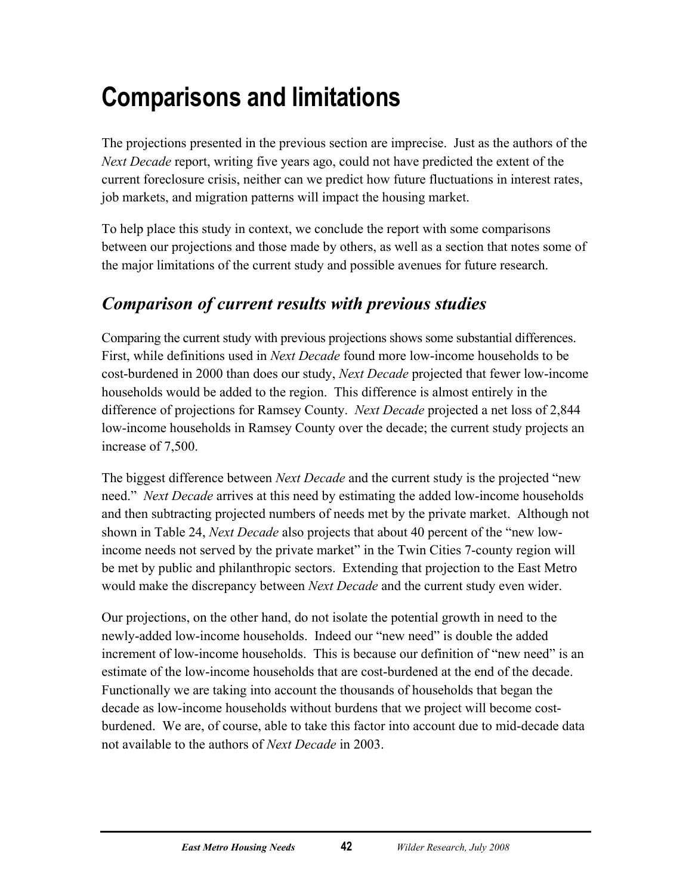# Comparisons and limitations

The projections presented in the previous section are imprecise. Just as the authors of the *Next Decade* report, writing five years ago, could not have predicted the extent of the current foreclosure crisis, neither can we predict how future fluctuations in interest rates, job markets, and migration patterns will impact the housing market.

To help place this study in context, we conclude the report with some comparisons between our projections and those made by others, as well as a section that notes some of the major limitations of the current study and possible avenues for future research.

## *Comparison of current results with previous studies*

Comparing the current study with previous projections shows some substantial differences. First, while definitions used in *Next Decade* found more low-income households to be cost-burdened in 2000 than does our study, *Next Decade* projected that fewer low-income households would be added to the region. This difference is almost entirely in the difference of projections for Ramsey County. *Next Decade* projected a net loss of 2,844 low-income households in Ramsey County over the decade; the current study projects an increase of 7,500.

The biggest difference between *Next Decade* and the current study is the projected "new need." *Next Decade* arrives at this need by estimating the added low-income households and then subtracting projected numbers of needs met by the private market. Although not shown in Table 24, *Next Decade* also projects that about 40 percent of the "new low-income needs not served by the private market" in the Twin Cities 7-county region will be met by public and philanthropic sectors. Extending that projection to the East Metro would make the discrepancy between *Next Decade* and the current study even wider.

Our projections, on the other hand, do not isolate the potential growth in need to the newly-added low-income households. Indeed our "new need" is double the added increment of low-income households. This is because our definition of "new need" is an estimate of the low-income households that are cost-burdened at the end of the decade. Functionally we are taking into account the thousands of households that began the decade as low-income households without burdens that we project will become cost-burdened. We are, of course, able to take this factor into account due to mid-decade data not available to the authors of *Next Decade* in 2003.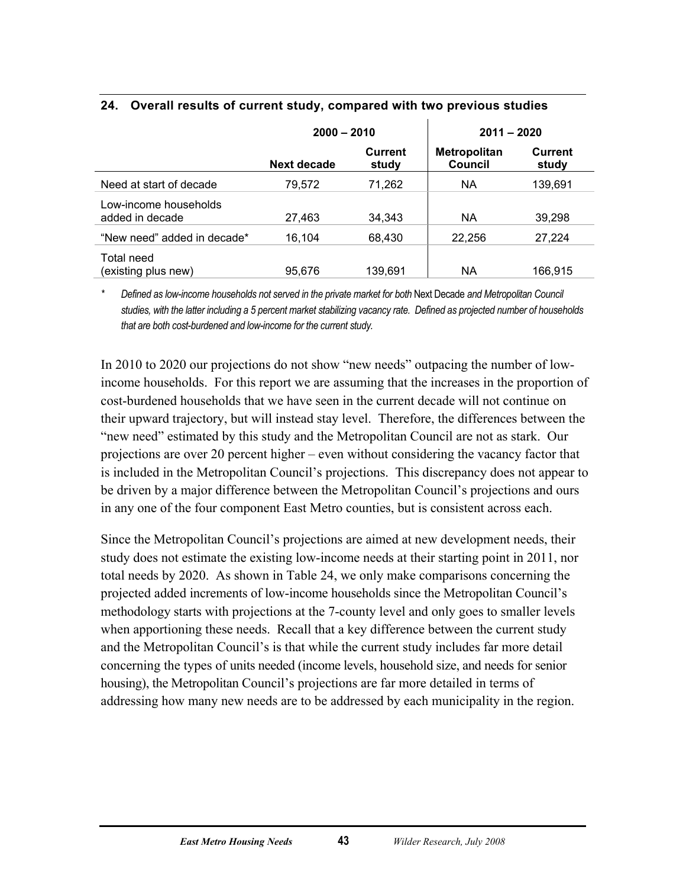### 24. Overall results of current study, compared with two previous studies

| | 2000 – 2010 | | 2011 – 2020 | |
|---|---|---|---|---|
| | **Next decade** | **Current study** | **Metropolitan Council** | **Current study** |
| Need at start of decade | 79,572 | 71,262 | NA | 139,691 |
| Low-income households added in decade | 27,463 | 34,343 | NA | 39,298 |
| "New need" added in decade* | 16,104 | 68,430 | 22,256 | 27,224 |
| Total need (existing plus new) | 95,676 | 139,691 | NA | 166,915 |

\* *Defined as low-income households not served in the private market for both* Next Decade *and Metropolitan Council studies, with the latter including a 5 percent market stabilizing vacancy rate. Defined as projected number of households that are both cost-burdened and low-income for the current study.*

In 2010 to 2020 our projections do not show "new needs" outpacing the number of low-income households. For this report we are assuming that the increases in the proportion of cost-burdened households that we have seen in the current decade will not continue on their upward trajectory, but will instead stay level. Therefore, the differences between the "new need" estimated by this study and the Metropolitan Council are not as stark. Our projections are over 20 percent higher – even without considering the vacancy factor that is included in the Metropolitan Council's projections. This discrepancy does not appear to be driven by a major difference between the Metropolitan Council's projections and ours in any one of the four component East Metro counties, but is consistent across each.

Since the Metropolitan Council's projections are aimed at new development needs, their study does not estimate the existing low-income needs at their starting point in 2011, nor total needs by 2020. As shown in Table 24, we only make comparisons concerning the projected added increments of low-income households since the Metropolitan Council's methodology starts with projections at the 7-county level and only goes to smaller levels when apportioning these needs. Recall that a key difference between the current study and the Metropolitan Council's is that while the current study includes far more detail concerning the types of units needed (income levels, household size, and needs for senior housing), the Metropolitan Council's projections are far more detailed in terms of addressing how many new needs are to be addressed by each municipality in the region.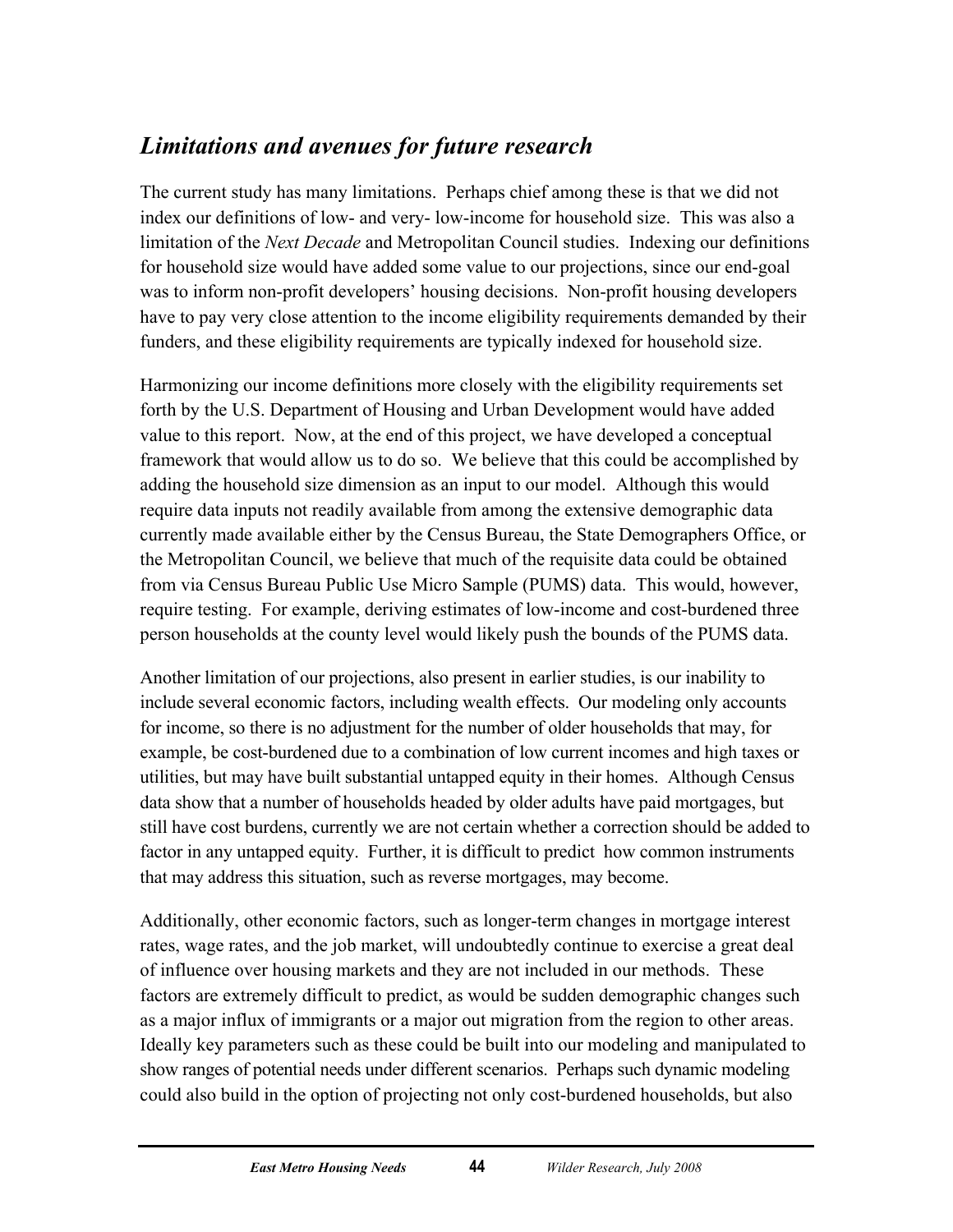## *Limitations and avenues for future research*

The current study has many limitations. Perhaps chief among these is that we did not index our definitions of low- and very- low-income for household size. This was also a limitation of the *Next Decade* and Metropolitan Council studies. Indexing our definitions for household size would have added some value to our projections, since our end-goal was to inform non-profit developers' housing decisions. Non-profit housing developers have to pay very close attention to the income eligibility requirements demanded by their funders, and these eligibility requirements are typically indexed for household size.

Harmonizing our income definitions more closely with the eligibility requirements set forth by the U.S. Department of Housing and Urban Development would have added value to this report. Now, at the end of this project, we have developed a conceptual framework that would allow us to do so. We believe that this could be accomplished by adding the household size dimension as an input to our model. Although this would require data inputs not readily available from among the extensive demographic data currently made available either by the Census Bureau, the State Demographers Office, or the Metropolitan Council, we believe that much of the requisite data could be obtained from via Census Bureau Public Use Micro Sample (PUMS) data. This would, however, require testing. For example, deriving estimates of low-income and cost-burdened three person households at the county level would likely push the bounds of the PUMS data.

Another limitation of our projections, also present in earlier studies, is our inability to include several economic factors, including wealth effects. Our modeling only accounts for income, so there is no adjustment for the number of older households that may, for example, be cost-burdened due to a combination of low current incomes and high taxes or utilities, but may have built substantial untapped equity in their homes. Although Census data show that a number of households headed by older adults have paid mortgages, but still have cost burdens, currently we are not certain whether a correction should be added to factor in any untapped equity. Further, it is difficult to predict how common instruments that may address this situation, such as reverse mortgages, may become.

Additionally, other economic factors, such as longer-term changes in mortgage interest rates, wage rates, and the job market, will undoubtedly continue to exercise a great deal of influence over housing markets and they are not included in our methods. These factors are extremely difficult to predict, as would be sudden demographic changes such as a major influx of immigrants or a major out migration from the region to other areas. Ideally key parameters such as these could be built into our modeling and manipulated to show ranges of potential needs under different scenarios. Perhaps such dynamic modeling could also build in the option of projecting not only cost-burdened households, but also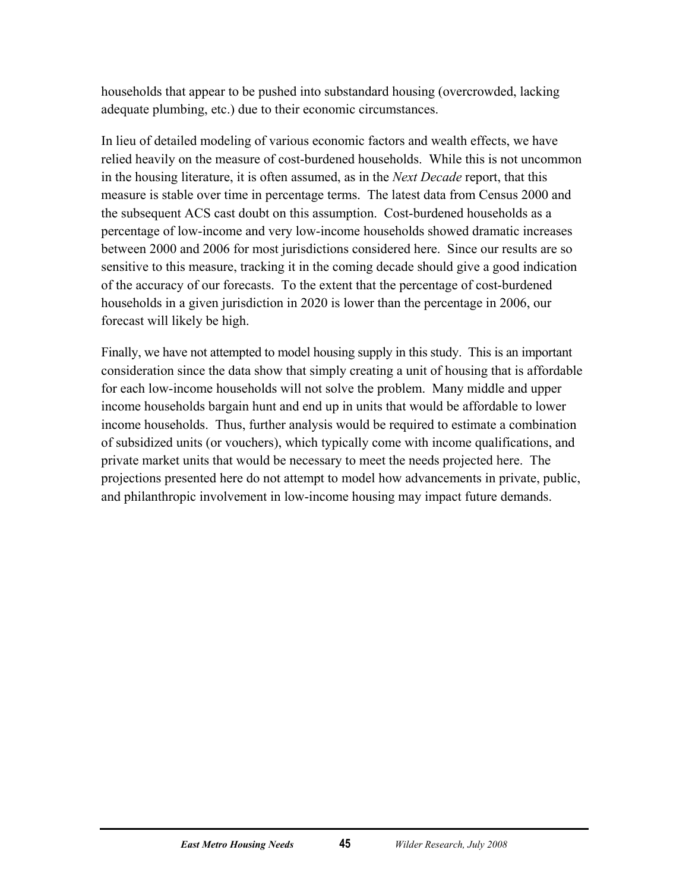households that appear to be pushed into substandard housing (overcrowded, lacking adequate plumbing, etc.) due to their economic circumstances.

In lieu of detailed modeling of various economic factors and wealth effects, we have relied heavily on the measure of cost-burdened households. While this is not uncommon in the housing literature, it is often assumed, as in the *Next Decade* report, that this measure is stable over time in percentage terms. The latest data from Census 2000 and the subsequent ACS cast doubt on this assumption. Cost-burdened households as a percentage of low-income and very low-income households showed dramatic increases between 2000 and 2006 for most jurisdictions considered here. Since our results are so sensitive to this measure, tracking it in the coming decade should give a good indication of the accuracy of our forecasts. To the extent that the percentage of cost-burdened households in a given jurisdiction in 2020 is lower than the percentage in 2006, our forecast will likely be high.

Finally, we have not attempted to model housing supply in this study. This is an important consideration since the data show that simply creating a unit of housing that is affordable for each low-income households will not solve the problem. Many middle and upper income households bargain hunt and end up in units that would be affordable to lower income households. Thus, further analysis would be required to estimate a combination of subsidized units (or vouchers), which typically come with income qualifications, and private market units that would be necessary to meet the needs projected here. The projections presented here do not attempt to model how advancements in private, public, and philanthropic involvement in low-income housing may impact future demands.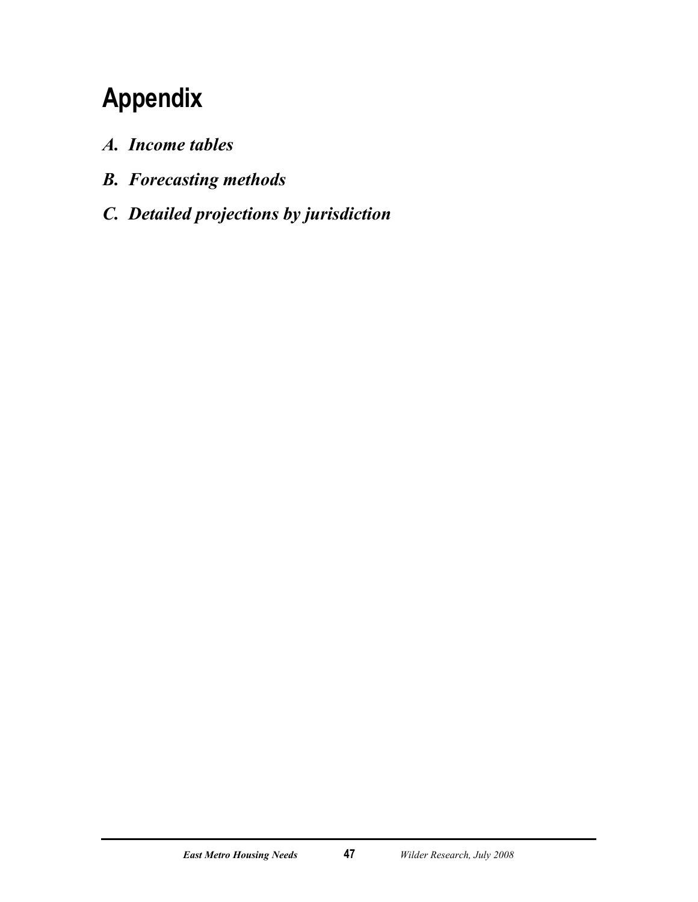# Appendix

*A. Income tables*

*B. Forecasting methods*

*C. Detailed projections by jurisdiction*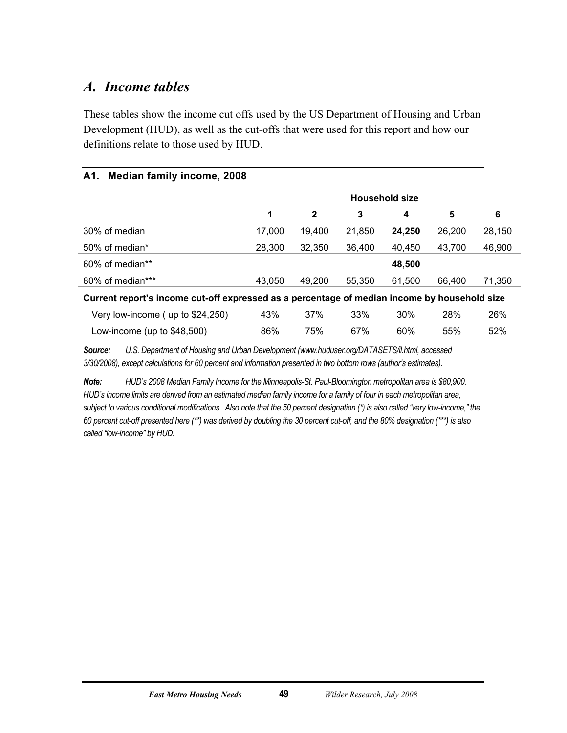## A. Income tables

These tables show the income cut offs used by the US Department of Housing and Urban Development (HUD), as well as the cut-offs that were used for this report and how our definitions relate to those used by HUD.

### A1. Median family income, 2008

| | Household size | | | | | |
|---|---|---|---|---|---|---|
| | **1** | **2** | **3** | **4** | **5** | **6** |
| 30% of median | 17,000 | 19,400 | 21,850 | **24,250** | 26,200 | 28,150 |
| 50% of median* | 28,300 | 32,350 | 36,400 | 40,450 | 43,700 | 46,900 |
| 60% of median** | | | | **48,500** | | |
| 80% of median*** | 43,050 | 49,200 | 55,350 | 61,500 | 66,400 | 71,350 |
| **Current report's income cut-off expressed as a percentage of median income by household size** | | | | | | |
| Very low-income ( up to $24,250) | 43% | 37% | 33% | 30% | 28% | 26% |
| Low-income (up to $48,500) | 86% | 75% | 67% | 60% | 55% | 52% |

***Source:*** *U.S. Department of Housing and Urban Development (www.huduser.org/DATASETS/il.html, accessed 3/30/2008), except calculations for 60 percent and information presented in two bottom rows (author's estimates).*

***Note:*** *HUD's 2008 Median Family Income for the Minneapolis-St. Paul-Bloomington metropolitan area is $80,900. HUD's income limits are derived from an estimated median family income for a family of four in each metropolitan area, subject to various conditional modifications. Also note that the 50 percent designation (*) is also called "very low-income," the 60 percent cut-off presented here (**) was derived by doubling the 30 percent cut-off, and the 80% designation (***) is also called "low-income" by HUD.*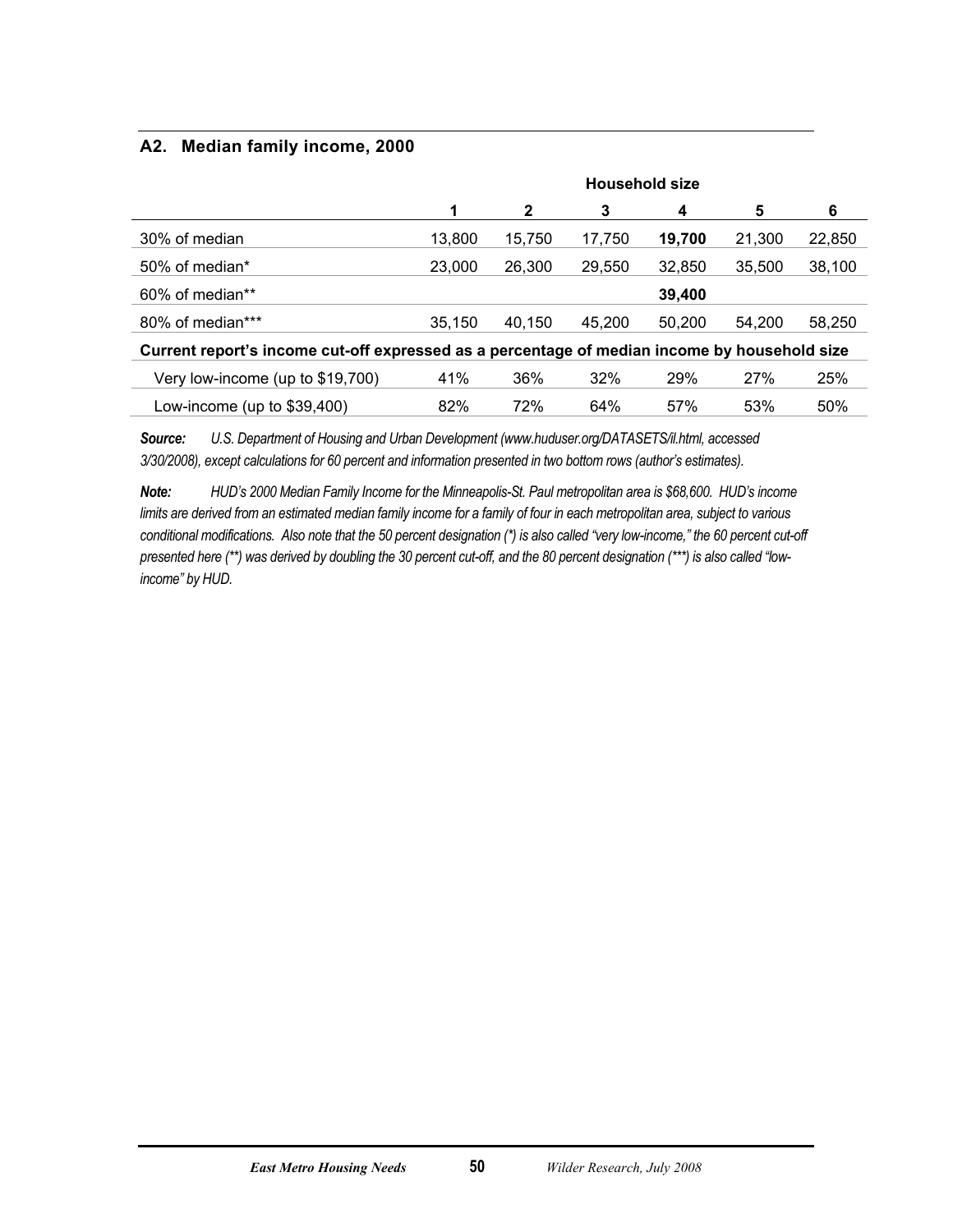## A2. Median family income, 2000

| | Household size | | | | | |
|---|---|---|---|---|---|---|
| | 1 | 2 | 3 | 4 | 5 | 6 |
| 30% of median | 13,800 | 15,750 | 17,750 | **19,700** | 21,300 | 22,850 |
| 50% of median* | 23,000 | 26,300 | 29,550 | 32,850 | 35,500 | 38,100 |
| 60% of median** | | | | **39,400** | | |
| 80% of median*** | 35,150 | 40,150 | 45,200 | 50,200 | 54,200 | 58,250 |
| **Current report's income cut-off expressed as a percentage of median income by household size** | | | | | | |
| Very low-income (up to $19,700) | 41% | 36% | 32% | 29% | 27% | 25% |
| Low-income (up to $39,400) | 82% | 72% | 64% | 57% | 53% | 50% |

***Source:*** *U.S. Department of Housing and Urban Development (www.huduser.org/DATASETS/il.html, accessed 3/30/2008), except calculations for 60 percent and information presented in two bottom rows (author's estimates).*

***Note:*** *HUD's 2000 Median Family Income for the Minneapolis-St. Paul metropolitan area is $68,600. HUD's income limits are derived from an estimated median family income for a family of four in each metropolitan area, subject to various conditional modifications. Also note that the 50 percent designation (*) is also called "very low-income," the 60 percent cut-off presented here (**) was derived by doubling the 30 percent cut-off, and the 80 percent designation (***) is also called "low-income" by HUD.*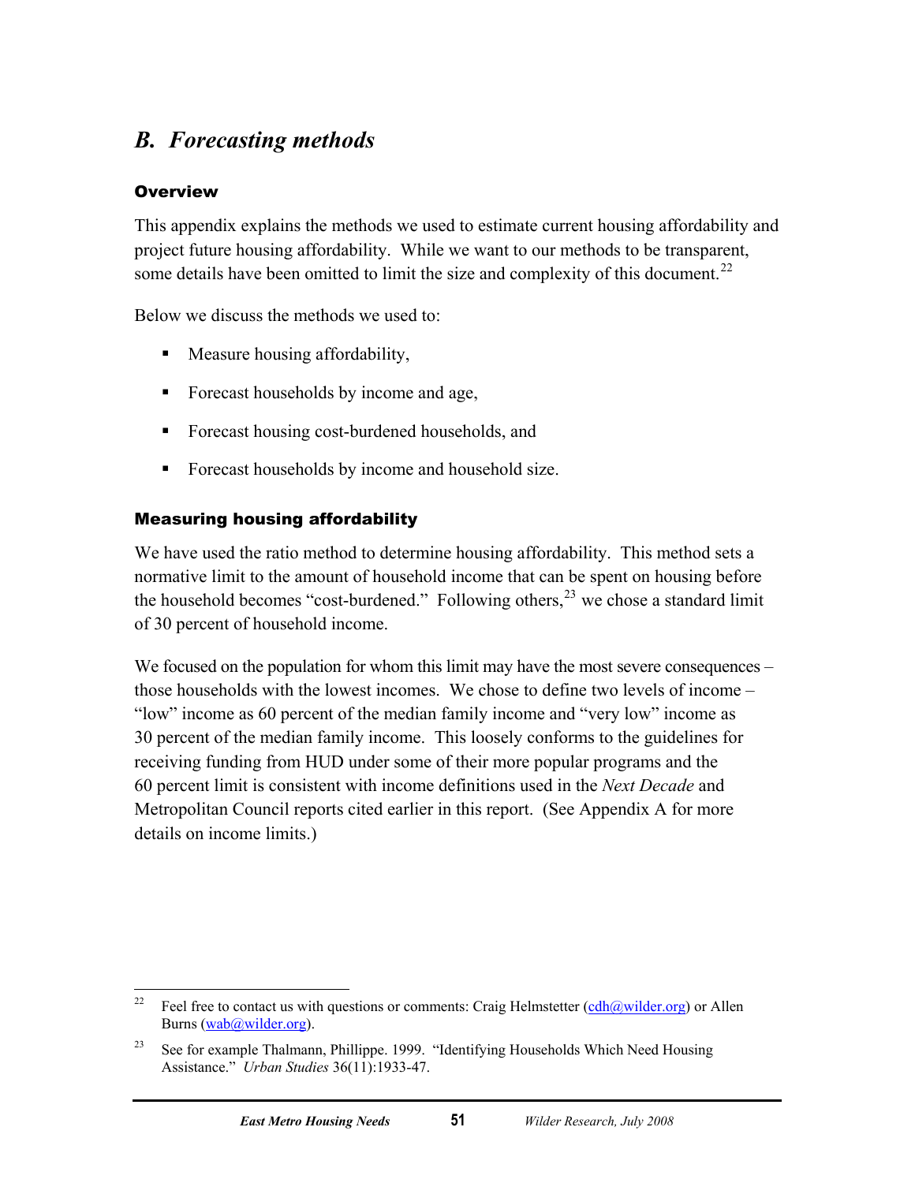## *B. Forecasting methods*

### Overview

This appendix explains the methods we used to estimate current housing affordability and project future housing affordability. While we want to our methods to be transparent, some details have been omitted to limit the size and complexity of this document.[22]

Below we discuss the methods we used to:

- Measure housing affordability,
- Forecast households by income and age,
- Forecast housing cost-burdened households, and
- Forecast households by income and household size.

### Measuring housing affordability

We have used the ratio method to determine housing affordability. This method sets a normative limit to the amount of household income that can be spent on housing before the household becomes "cost-burdened." Following others,[23] we chose a standard limit of 30 percent of household income.

We focused on the population for whom this limit may have the most severe consequences – those households with the lowest incomes. We chose to define two levels of income – "low" income as 60 percent of the median family income and "very low" income as 30 percent of the median family income. This loosely conforms to the guidelines for receiving funding from HUD under some of their more popular programs and the 60 percent limit is consistent with income definitions used in the *Next Decade* and Metropolitan Council reports cited earlier in this report. (See Appendix A for more details on income limits.)

---

[22] Feel free to contact us with questions or comments: Craig Helmstetter (cdh@wilder.org) or Allen Burns (wab@wilder.org).

[23] See for example Thalmann, Phillippe. 1999. "Identifying Households Which Need Housing Assistance." *Urban Studies* 36(11):1933-47.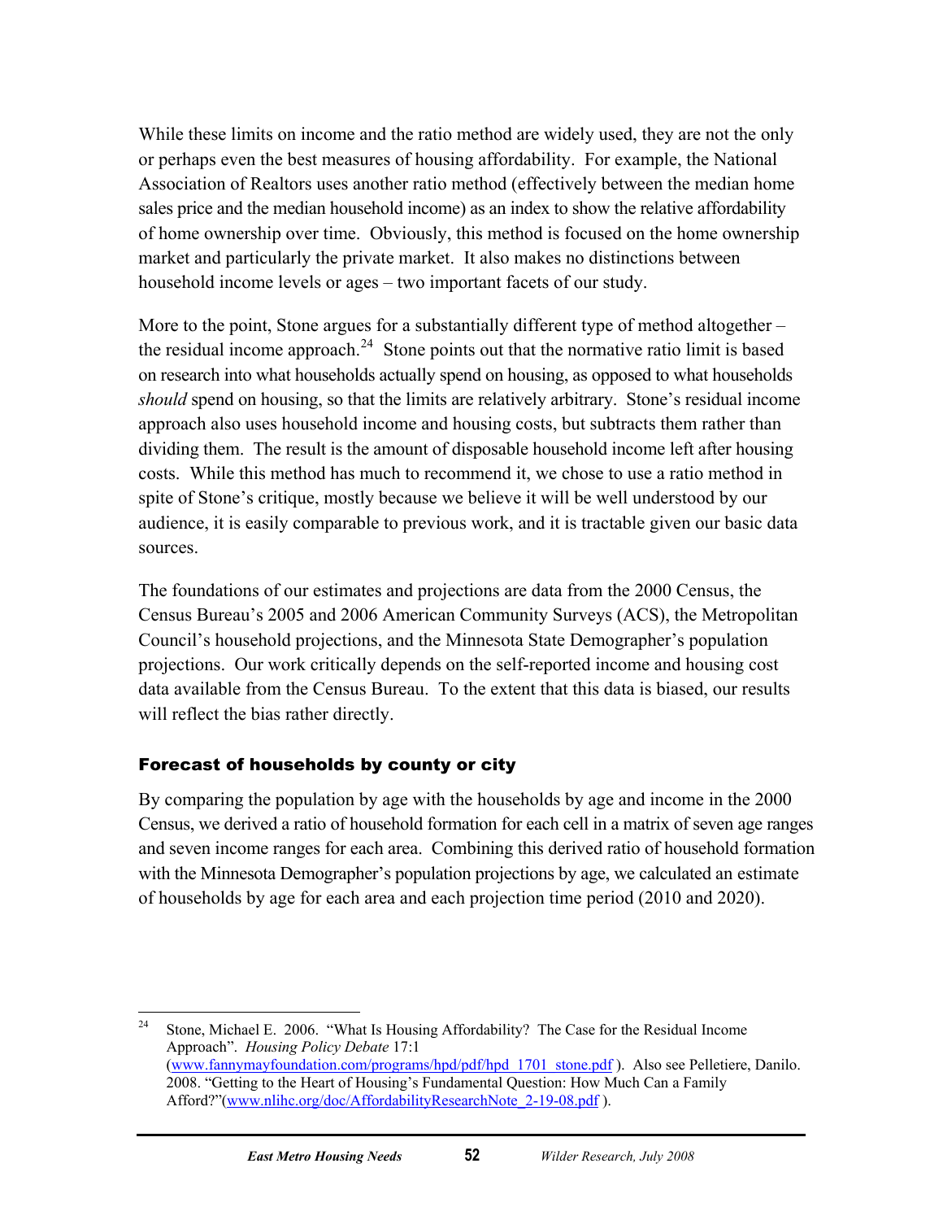While these limits on income and the ratio method are widely used, they are not the only or perhaps even the best measures of housing affordability. For example, the National Association of Realtors uses another ratio method (effectively between the median home sales price and the median household income) as an index to show the relative affordability of home ownership over time. Obviously, this method is focused on the home ownership market and particularly the private market. It also makes no distinctions between household income levels or ages – two important facets of our study.

More to the point, Stone argues for a substantially different type of method altogether – the residual income approach.[24] Stone points out that the normative ratio limit is based on research into what households actually spend on housing, as opposed to what households *should* spend on housing, so that the limits are relatively arbitrary. Stone's residual income approach also uses household income and housing costs, but subtracts them rather than dividing them. The result is the amount of disposable household income left after housing costs. While this method has much to recommend it, we chose to use a ratio method in spite of Stone's critique, mostly because we believe it will be well understood by our audience, it is easily comparable to previous work, and it is tractable given our basic data sources.

The foundations of our estimates and projections are data from the 2000 Census, the Census Bureau's 2005 and 2006 American Community Surveys (ACS), the Metropolitan Council's household projections, and the Minnesota State Demographer's population projections. Our work critically depends on the self-reported income and housing cost data available from the Census Bureau. To the extent that this data is biased, our results will reflect the bias rather directly.

### Forecast of households by county or city

By comparing the population by age with the households by age and income in the 2000 Census, we derived a ratio of household formation for each cell in a matrix of seven age ranges and seven income ranges for each area. Combining this derived ratio of household formation with the Minnesota Demographer's population projections by age, we calculated an estimate of households by age for each area and each projection time period (2010 and 2020).

---

[24] Stone, Michael E. 2006. "What Is Housing Affordability? The Case for the Residual Income Approach". *Housing Policy Debate* 17:1 (www.fannymayfoundation.com/programs/hpd/pdf/hpd_1701_stone.pdf ). Also see Pelletiere, Danilo. 2008. "Getting to the Heart of Housing's Fundamental Question: How Much Can a Family Afford?"(www.nlihc.org/doc/AffordabilityResearchNote_2-19-08.pdf ).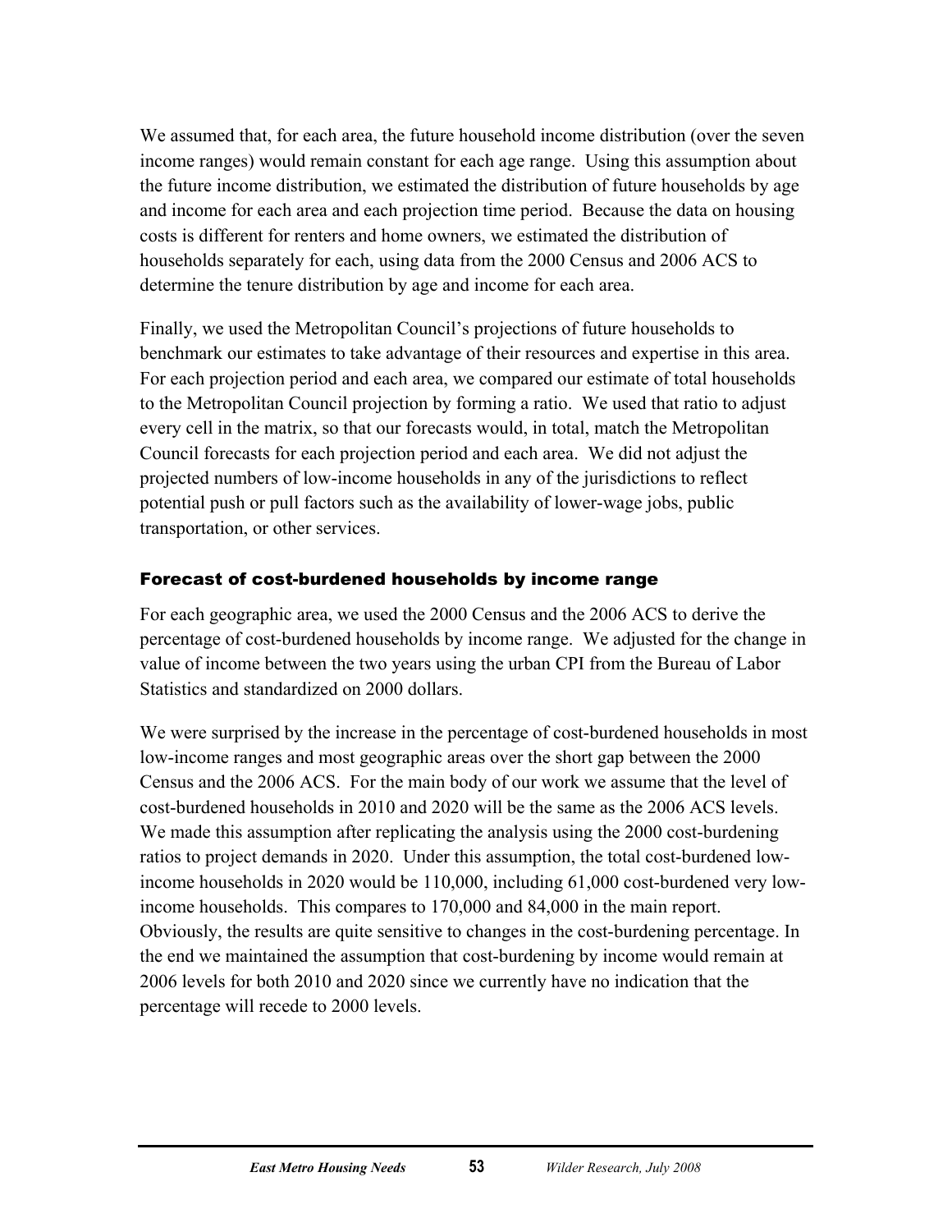We assumed that, for each area, the future household income distribution (over the seven income ranges) would remain constant for each age range. Using this assumption about the future income distribution, we estimated the distribution of future households by age and income for each area and each projection time period. Because the data on housing costs is different for renters and home owners, we estimated the distribution of households separately for each, using data from the 2000 Census and 2006 ACS to determine the tenure distribution by age and income for each area.

Finally, we used the Metropolitan Council's projections of future households to benchmark our estimates to take advantage of their resources and expertise in this area. For each projection period and each area, we compared our estimate of total households to the Metropolitan Council projection by forming a ratio. We used that ratio to adjust every cell in the matrix, so that our forecasts would, in total, match the Metropolitan Council forecasts for each projection period and each area. We did not adjust the projected numbers of low-income households in any of the jurisdictions to reflect potential push or pull factors such as the availability of lower-wage jobs, public transportation, or other services.

### Forecast of cost-burdened households by income range

For each geographic area, we used the 2000 Census and the 2006 ACS to derive the percentage of cost-burdened households by income range. We adjusted for the change in value of income between the two years using the urban CPI from the Bureau of Labor Statistics and standardized on 2000 dollars.

We were surprised by the increase in the percentage of cost-burdened households in most low-income ranges and most geographic areas over the short gap between the 2000 Census and the 2006 ACS. For the main body of our work we assume that the level of cost-burdened households in 2010 and 2020 will be the same as the 2006 ACS levels. We made this assumption after replicating the analysis using the 2000 cost-burdening ratios to project demands in 2020. Under this assumption, the total cost-burdened low-income households in 2020 would be 110,000, including 61,000 cost-burdened very low-income households. This compares to 170,000 and 84,000 in the main report. Obviously, the results are quite sensitive to changes in the cost-burdening percentage. In the end we maintained the assumption that cost-burdening by income would remain at 2006 levels for both 2010 and 2020 since we currently have no indication that the percentage will recede to 2000 levels.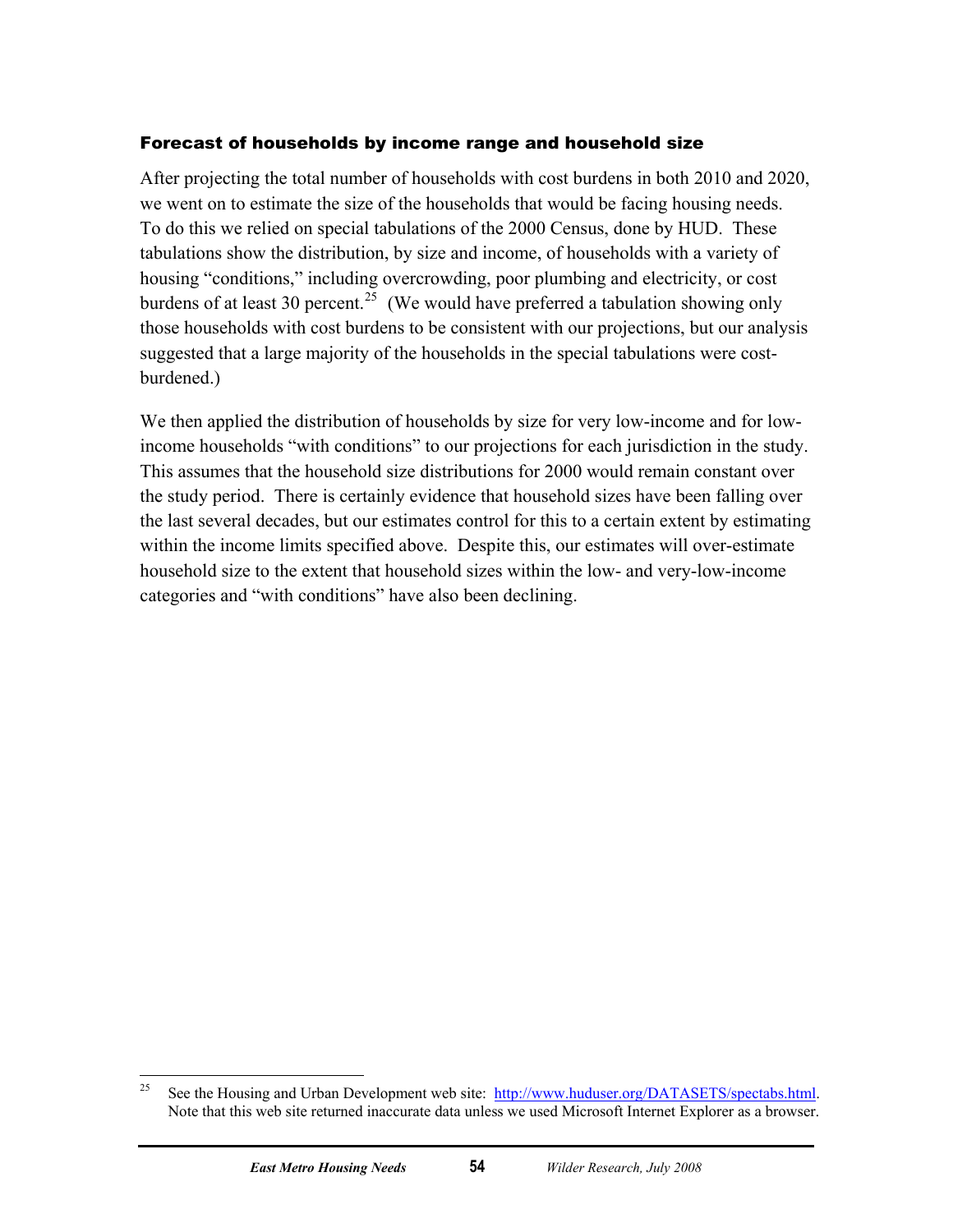### Forecast of households by income range and household size

After projecting the total number of households with cost burdens in both 2010 and 2020, we went on to estimate the size of the households that would be facing housing needs. To do this we relied on special tabulations of the 2000 Census, done by HUD. These tabulations show the distribution, by size and income, of households with a variety of housing "conditions," including overcrowding, poor plumbing and electricity, or cost burdens of at least 30 percent.[25] (We would have preferred a tabulation showing only those households with cost burdens to be consistent with our projections, but our analysis suggested that a large majority of the households in the special tabulations were cost-burdened.)

We then applied the distribution of households by size for very low-income and for low-income households "with conditions" to our projections for each jurisdiction in the study. This assumes that the household size distributions for 2000 would remain constant over the study period. There is certainly evidence that household sizes have been falling over the last several decades, but our estimates control for this to a certain extent by estimating within the income limits specified above. Despite this, our estimates will over-estimate household size to the extent that household sizes within the low- and very-low-income categories and "with conditions" have also been declining.

---

[25] See the Housing and Urban Development web site: http://www.huduser.org/DATASETS/spectabs.html. Note that this web site returned inaccurate data unless we used Microsoft Internet Explorer as a browser.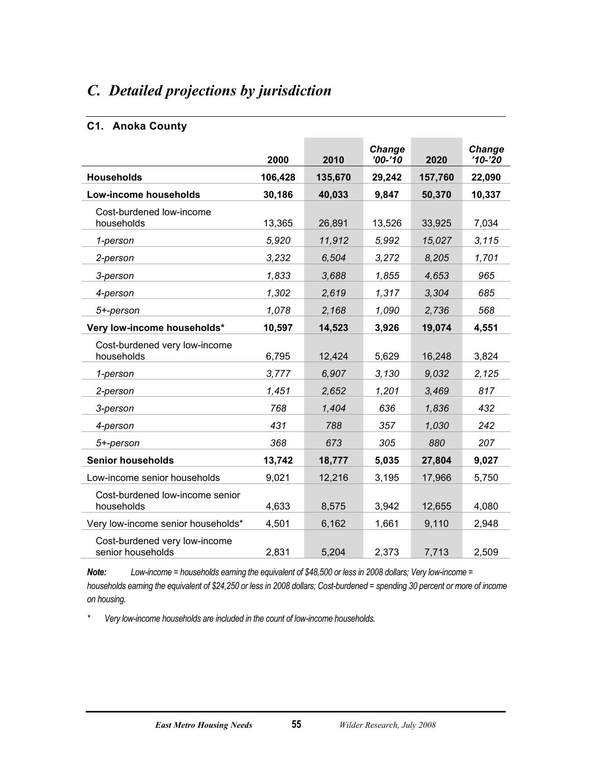# C. Detailed projections by jurisdiction

## C1. Anoka County

| | 2000 | 2010 | *Change '00-'10* | 2020 | *Change '10-'20* |
|---|---|---|---|---|---|
| **Households** | **106,428** | **135,670** | **29,242** | **157,760** | **22,090** |
| **Low-income households** | **30,186** | **40,033** | **9,847** | **50,370** | **10,337** |
| Cost-burdened low-income households | 13,365 | 26,891 | 13,526 | 33,925 | 7,034 |
| *1-person* | *5,920* | *11,912* | *5,992* | *15,027* | *3,115* |
| *2-person* | *3,232* | *6,504* | *3,272* | *8,205* | *1,701* |
| *3-person* | *1,833* | *3,688* | *1,855* | *4,653* | *965* |
| *4-person* | *1,302* | *2,619* | *1,317* | *3,304* | *685* |
| *5+-person* | *1,078* | *2,168* | *1,090* | *2,736* | *568* |
| **Very low-income households*** | **10,597** | **14,523** | **3,926** | **19,074** | **4,551** |
| Cost-burdened very low-income households | 6,795 | 12,424 | 5,629 | 16,248 | 3,824 |
| *1-person* | *3,777* | *6,907* | *3,130* | *9,032* | *2,125* |
| *2-person* | *1,451* | *2,652* | *1,201* | *3,469* | *817* |
| *3-person* | *768* | *1,404* | *636* | *1,836* | *432* |
| *4-person* | *431* | *788* | *357* | *1,030* | *242* |
| *5+-person* | *368* | *673* | *305* | *880* | *207* |
| **Senior households** | **13,742** | **18,777** | **5,035** | **27,804** | **9,027** |
| Low-income senior households | 9,021 | 12,216 | 3,195 | 17,966 | 5,750 |
| Cost-burdened low-income senior households | 4,633 | 8,575 | 3,942 | 12,655 | 4,080 |
| Very low-income senior households* | 4,501 | 6,162 | 1,661 | 9,110 | 2,948 |
| Cost-burdened very low-income senior households | 2,831 | 5,204 | 2,373 | 7,713 | 2,509 |

***Note:*** *Low-income = households earning the equivalent of $48,500 or less in 2008 dollars; Very low-income = households earning the equivalent of $24,250 or less in 2008 dollars; Cost-burdened = spending 30 percent or more of income on housing.*

\* *Very low-income households are included in the count of low-income households.*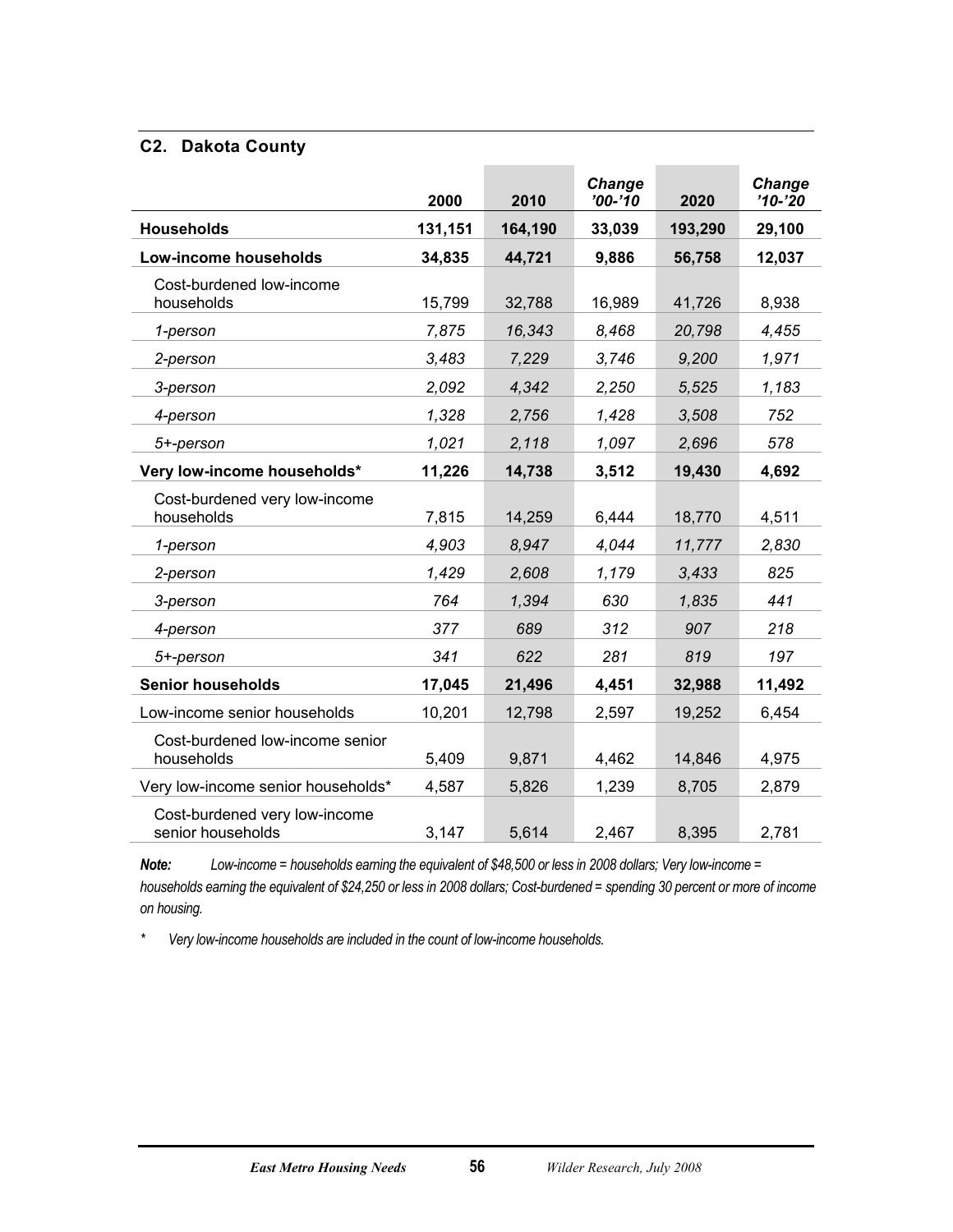### C2. Dakota County

| | 2000 | 2010 | *Change '00-'10* | 2020 | *Change '10-'20* |
|---|---|---|---|---|---|
| **Households** | **131,151** | **164,190** | **33,039** | **193,290** | **29,100** |
| **Low-income households** | **34,835** | **44,721** | **9,886** | **56,758** | **12,037** |
| Cost-burdened low-income households | 15,799 | 32,788 | 16,989 | 41,726 | 8,938 |
| *1-person* | *7,875* | *16,343* | *8,468* | *20,798* | *4,455* |
| *2-person* | *3,483* | *7,229* | *3,746* | *9,200* | *1,971* |
| *3-person* | *2,092* | *4,342* | *2,250* | *5,525* | *1,183* |
| *4-person* | *1,328* | *2,756* | *1,428* | *3,508* | *752* |
| *5+-person* | *1,021* | *2,118* | *1,097* | *2,696* | *578* |
| **Very low-income households*** | **11,226** | **14,738** | **3,512** | **19,430** | **4,692** |
| Cost-burdened very low-income households | 7,815 | 14,259 | 6,444 | 18,770 | 4,511 |
| *1-person* | *4,903* | *8,947* | *4,044* | *11,777* | *2,830* |
| *2-person* | *1,429* | *2,608* | *1,179* | *3,433* | *825* |
| *3-person* | *764* | *1,394* | *630* | *1,835* | *441* |
| *4-person* | *377* | *689* | *312* | *907* | *218* |
| *5+-person* | *341* | *622* | *281* | *819* | *197* |
| **Senior households** | **17,045** | **21,496** | **4,451** | **32,988** | **11,492** |
| Low-income senior households | 10,201 | 12,798 | 2,597 | 19,252 | 6,454 |
| Cost-burdened low-income senior households | 5,409 | 9,871 | 4,462 | 14,846 | 4,975 |
| Very low-income senior households* | 4,587 | 5,826 | 1,239 | 8,705 | 2,879 |
| Cost-burdened very low-income senior households | 3,147 | 5,614 | 2,467 | 8,395 | 2,781 |

***Note:*** *Low-income = households earning the equivalent of $48,500 or less in 2008 dollars; Very low-income = households earning the equivalent of $24,250 or less in 2008 dollars; Cost-burdened = spending 30 percent or more of income on housing.*

\* *Very low-income households are included in the count of low-income households.*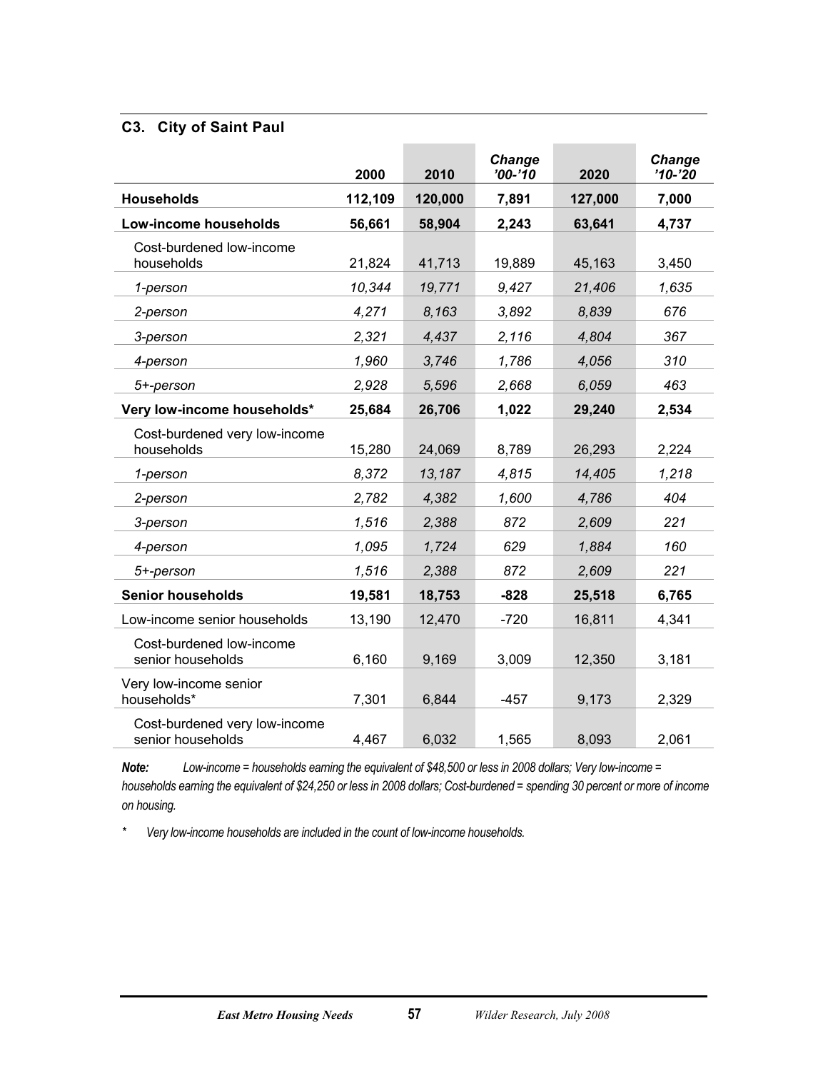## C3. City of Saint Paul

| | 2000 | 2010 | *Change '00-'10* | 2020 | *Change '10-'20* |
|---|---|---|---|---|---|
| **Households** | **112,109** | **120,000** | **7,891** | **127,000** | **7,000** |
| **Low-income households** | **56,661** | **58,904** | **2,243** | **63,641** | **4,737** |
| Cost-burdened low-income households | 21,824 | 41,713 | 19,889 | 45,163 | 3,450 |
| *1-person* | *10,344* | *19,771* | *9,427* | *21,406* | *1,635* |
| *2-person* | *4,271* | *8,163* | *3,892* | *8,839* | *676* |
| *3-person* | *2,321* | *4,437* | *2,116* | *4,804* | *367* |
| *4-person* | *1,960* | *3,746* | *1,786* | *4,056* | *310* |
| *5+-person* | *2,928* | *5,596* | *2,668* | *6,059* | *463* |
| **Very low-income households*** | **25,684** | **26,706** | **1,022** | **29,240** | **2,534** |
| Cost-burdened very low-income households | 15,280 | 24,069 | 8,789 | 26,293 | 2,224 |
| *1-person* | *8,372* | *13,187* | *4,815* | *14,405* | *1,218* |
| *2-person* | *2,782* | *4,382* | *1,600* | *4,786* | *404* |
| *3-person* | *1,516* | *2,388* | *872* | *2,609* | *221* |
| *4-person* | *1,095* | *1,724* | *629* | *1,884* | *160* |
| *5+-person* | *1,516* | *2,388* | *872* | *2,609* | *221* |
| **Senior households** | **19,581** | **18,753** | **-828** | **25,518** | **6,765** |
| Low-income senior households | 13,190 | 12,470 | -720 | 16,811 | 4,341 |
| Cost-burdened low-income senior households | 6,160 | 9,169 | 3,009 | 12,350 | 3,181 |
| Very low-income senior households* | 7,301 | 6,844 | -457 | 9,173 | 2,329 |
| Cost-burdened very low-income senior households | 4,467 | 6,032 | 1,565 | 8,093 | 2,061 |

***Note:*** *Low-income = households earning the equivalent of $48,500 or less in 2008 dollars; Very low-income = households earning the equivalent of $24,250 or less in 2008 dollars; Cost-burdened = spending 30 percent or more of income on housing.*

\* *Very low-income households are included in the count of low-income households.*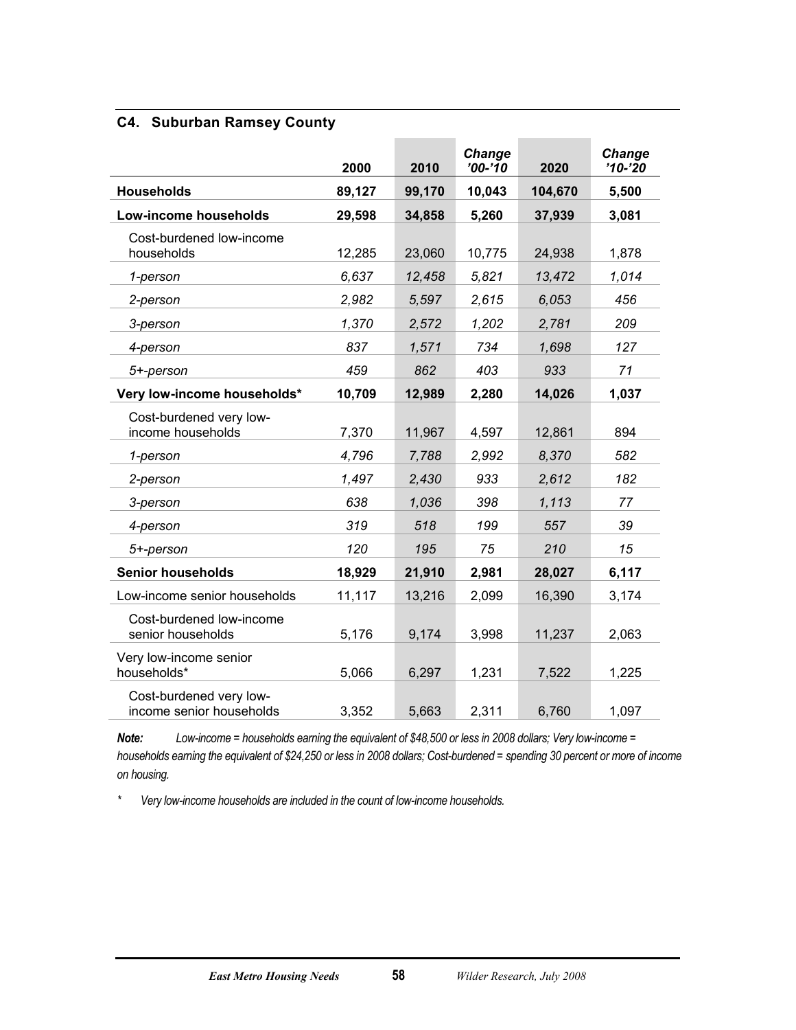### C4. Suburban Ramsey County

| | 2000 | 2010 | *Change '00-'10* | 2020 | *Change '10-'20* |
|---|---|---|---|---|---|
| **Households** | **89,127** | **99,170** | **10,043** | **104,670** | **5,500** |
| **Low-income households** | **29,598** | **34,858** | **5,260** | **37,939** | **3,081** |
| Cost-burdened low-income households | 12,285 | 23,060 | 10,775 | 24,938 | 1,878 |
| *1-person* | *6,637* | *12,458* | *5,821* | *13,472* | *1,014* |
| *2-person* | *2,982* | *5,597* | *2,615* | *6,053* | *456* |
| *3-person* | *1,370* | *2,572* | *1,202* | *2,781* | *209* |
| *4-person* | *837* | *1,571* | *734* | *1,698* | *127* |
| *5+-person* | *459* | *862* | *403* | *933* | *71* |
| **Very low-income households*** | **10,709** | **12,989** | **2,280** | **14,026** | **1,037** |
| Cost-burdened very low-income households | 7,370 | 11,967 | 4,597 | 12,861 | 894 |
| *1-person* | *4,796* | *7,788* | *2,992* | *8,370* | *582* |
| *2-person* | *1,497* | *2,430* | *933* | *2,612* | *182* |
| *3-person* | *638* | *1,036* | *398* | *1,113* | *77* |
| *4-person* | *319* | *518* | *199* | *557* | *39* |
| *5+-person* | *120* | *195* | *75* | *210* | *15* |
| **Senior households** | **18,929** | **21,910** | **2,981** | **28,027** | **6,117** |
| Low-income senior households | 11,117 | 13,216 | 2,099 | 16,390 | 3,174 |
| Cost-burdened low-income senior households | 5,176 | 9,174 | 3,998 | 11,237 | 2,063 |
| Very low-income senior households* | 5,066 | 6,297 | 1,231 | 7,522 | 1,225 |
| Cost-burdened very low-income senior households | 3,352 | 5,663 | 2,311 | 6,760 | 1,097 |

***Note:*** *Low-income = households earning the equivalent of $48,500 or less in 2008 dollars; Very low-income = households earning the equivalent of $24,250 or less in 2008 dollars; Cost-burdened = spending 30 percent or more of income on housing.*

\* *Very low-income households are included in the count of low-income households.*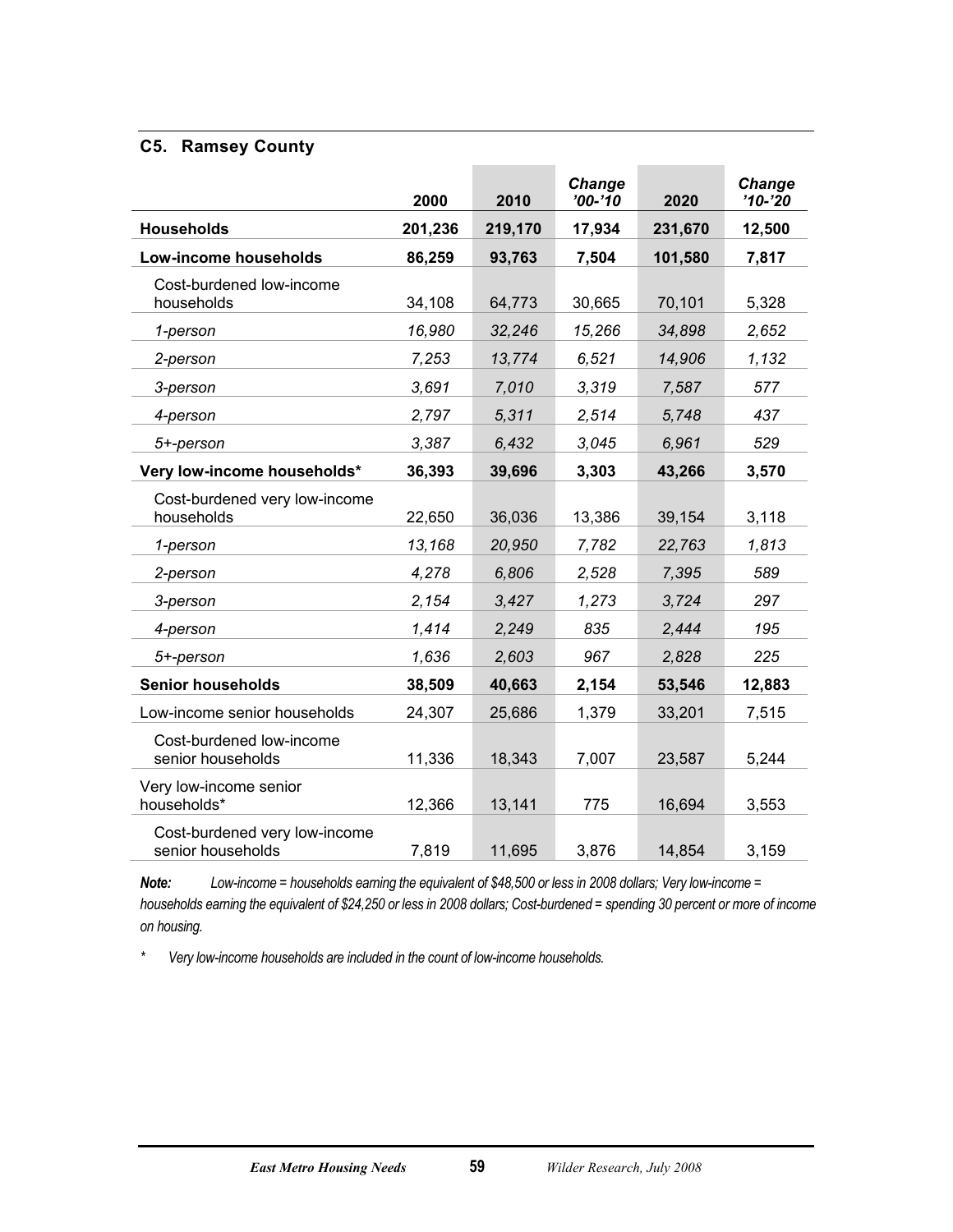## C5. Ramsey County

| | 2000 | 2010 | *Change '00-'10* | 2020 | *Change '10-'20* |
|---|---|---|---|---|---|
| **Households** | **201,236** | **219,170** | **17,934** | **231,670** | **12,500** |
| **Low-income households** | **86,259** | **93,763** | **7,504** | **101,580** | **7,817** |
| Cost-burdened low-income households | 34,108 | 64,773 | 30,665 | 70,101 | 5,328 |
| *1-person* | *16,980* | *32,246* | *15,266* | *34,898* | *2,652* |
| *2-person* | *7,253* | *13,774* | *6,521* | *14,906* | *1,132* |
| *3-person* | *3,691* | *7,010* | *3,319* | *7,587* | *577* |
| *4-person* | *2,797* | *5,311* | *2,514* | *5,748* | *437* |
| *5+-person* | *3,387* | *6,432* | *3,045* | *6,961* | *529* |
| **Very low-income households*** | **36,393** | **39,696** | **3,303** | **43,266** | **3,570** |
| Cost-burdened very low-income households | 22,650 | 36,036 | 13,386 | 39,154 | 3,118 |
| *1-person* | *13,168* | *20,950* | *7,782* | *22,763* | *1,813* |
| *2-person* | *4,278* | *6,806* | *2,528* | *7,395* | *589* |
| *3-person* | *2,154* | *3,427* | *1,273* | *3,724* | *297* |
| *4-person* | *1,414* | *2,249* | *835* | *2,444* | *195* |
| *5+-person* | *1,636* | *2,603* | *967* | *2,828* | *225* |
| **Senior households** | **38,509** | **40,663** | **2,154** | **53,546** | **12,883** |
| Low-income senior households | 24,307 | 25,686 | 1,379 | 33,201 | 7,515 |
| Cost-burdened low-income senior households | 11,336 | 18,343 | 7,007 | 23,587 | 5,244 |
| Very low-income senior households* | 12,366 | 13,141 | 775 | 16,694 | 3,553 |
| Cost-burdened very low-income senior households | 7,819 | 11,695 | 3,876 | 14,854 | 3,159 |

***Note:*** *Low-income = households earning the equivalent of $48,500 or less in 2008 dollars; Very low-income = households earning the equivalent of $24,250 or less in 2008 dollars; Cost-burdened = spending 30 percent or more of income on housing.*

\* *Very low-income households are included in the count of low-income households.*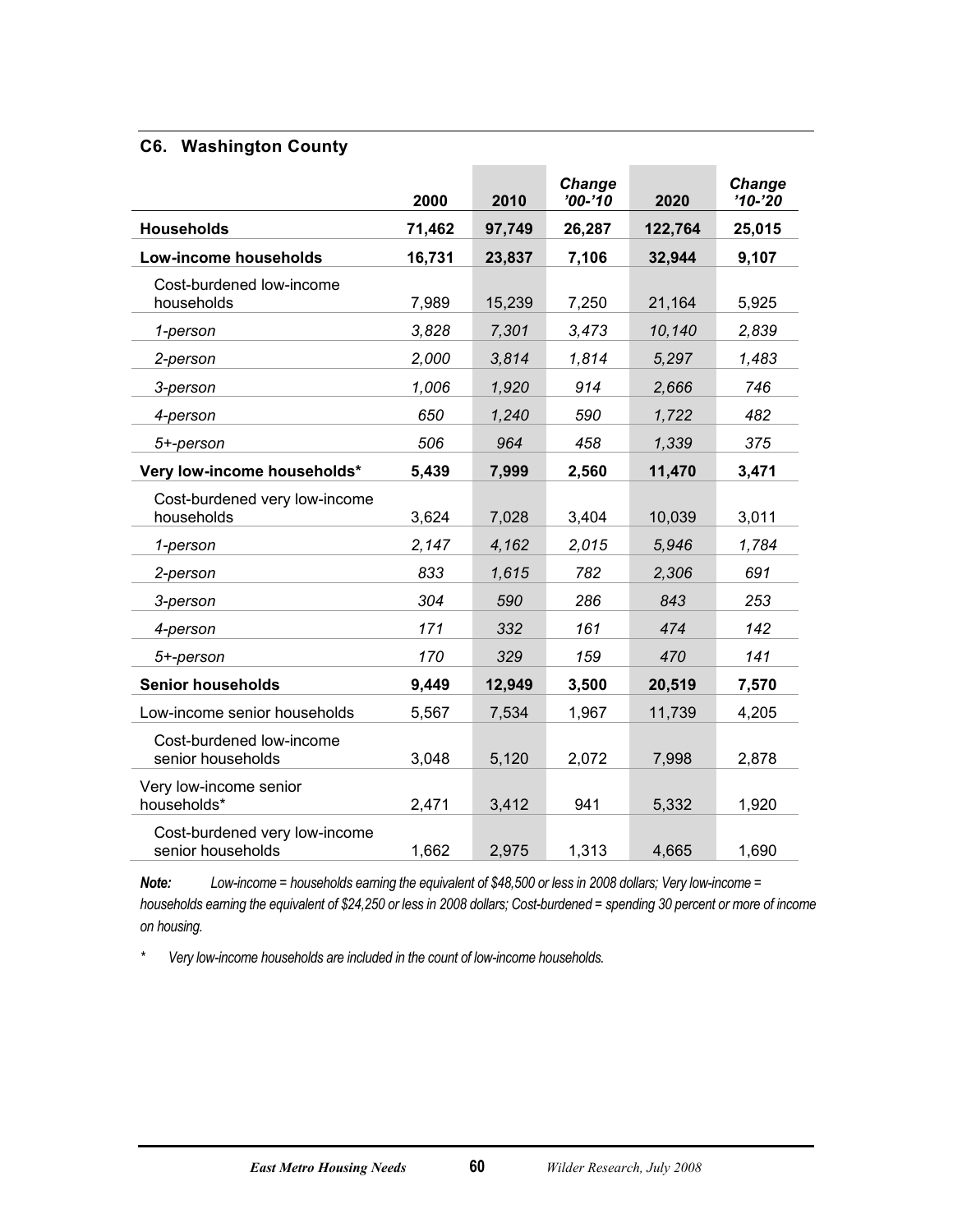### C6. Washington County

| | 2000 | 2010 | Change '00-'10 | 2020 | Change '10-'20 |
|---|---|---|---|---|---|
| **Households** | **71,462** | **97,749** | **26,287** | **122,764** | **25,015** |
| **Low-income households** | **16,731** | **23,837** | **7,106** | **32,944** | **9,107** |
| Cost-burdened low-income households | 7,989 | 15,239 | 7,250 | 21,164 | 5,925 |
| *1-person* | *3,828* | *7,301* | *3,473* | *10,140* | *2,839* |
| *2-person* | *2,000* | *3,814* | *1,814* | *5,297* | *1,483* |
| *3-person* | *1,006* | *1,920* | *914* | *2,666* | *746* |
| *4-person* | *650* | *1,240* | *590* | *1,722* | *482* |
| *5+-person* | *506* | *964* | *458* | *1,339* | *375* |
| **Very low-income households*** | **5,439** | **7,999** | **2,560** | **11,470** | **3,471** |
| Cost-burdened very low-income households | 3,624 | 7,028 | 3,404 | 10,039 | 3,011 |
| *1-person* | *2,147* | *4,162* | *2,015* | *5,946* | *1,784* |
| *2-person* | *833* | *1,615* | *782* | *2,306* | *691* |
| *3-person* | *304* | *590* | *286* | *843* | *253* |
| *4-person* | *171* | *332* | *161* | *474* | *142* |
| *5+-person* | *170* | *329* | *159* | *470* | *141* |
| **Senior households** | **9,449** | **12,949** | **3,500** | **20,519** | **7,570** |
| Low-income senior households | 5,567 | 7,534 | 1,967 | 11,739 | 4,205 |
| Cost-burdened low-income senior households | 3,048 | 5,120 | 2,072 | 7,998 | 2,878 |
| Very low-income senior households* | 2,471 | 3,412 | 941 | 5,332 | 1,920 |
| Cost-burdened very low-income senior households | 1,662 | 2,975 | 1,313 | 4,665 | 1,690 |

***Note:*** *Low-income = households earning the equivalent of $48,500 or less in 2008 dollars; Very low-income = households earning the equivalent of $24,250 or less in 2008 dollars; Cost-burdened = spending 30 percent or more of income on housing.*

\* *Very low-income households are included in the count of low-income households.*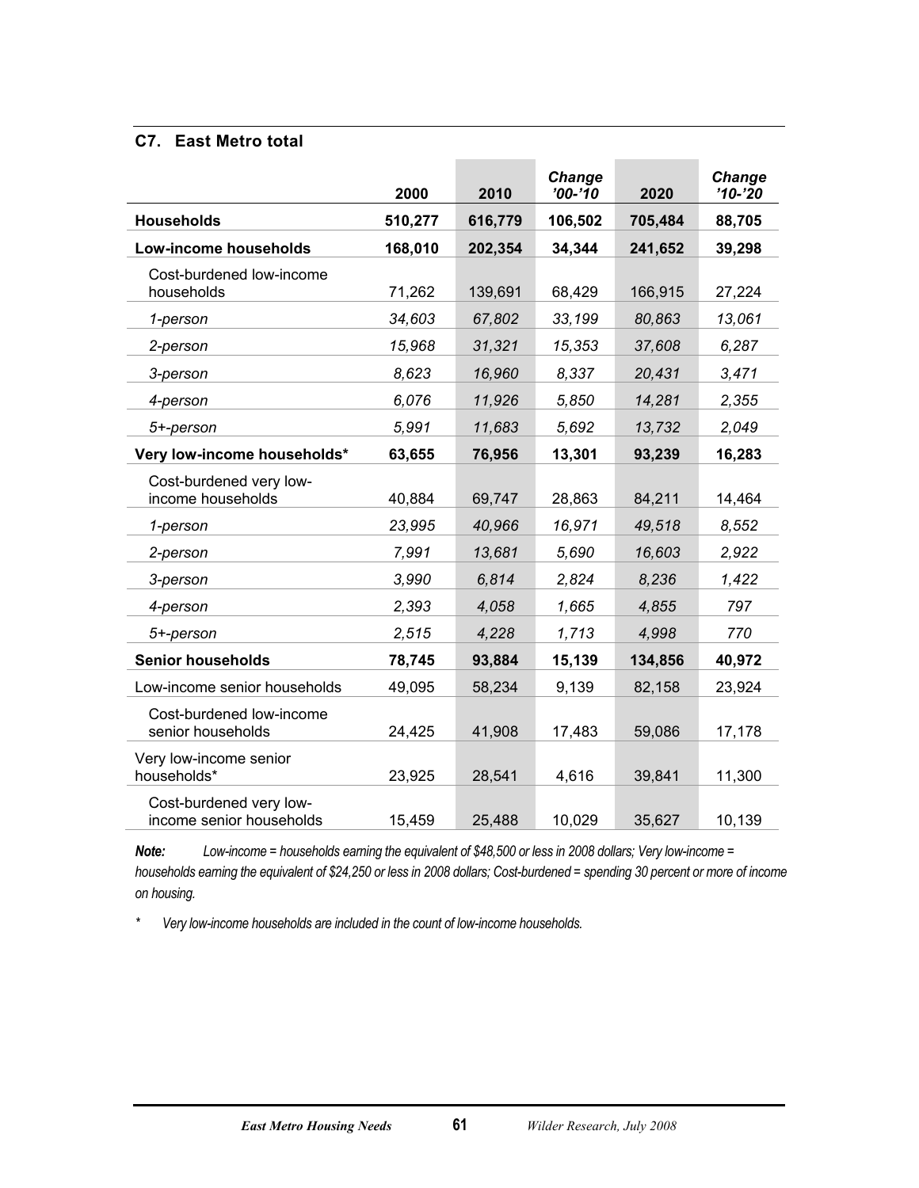## C7. East Metro total

| | 2000 | 2010 | *Change '00-'10* | 2020 | *Change '10-'20* |
|---|---|---|---|---|---|
| **Households** | **510,277** | **616,779** | **106,502** | **705,484** | **88,705** |
| **Low-income households** | **168,010** | **202,354** | **34,344** | **241,652** | **39,298** |
| Cost-burdened low-income households | 71,262 | 139,691 | 68,429 | 166,915 | 27,224 |
| *1-person* | *34,603* | *67,802* | *33,199* | *80,863* | *13,061* |
| *2-person* | *15,968* | *31,321* | *15,353* | *37,608* | *6,287* |
| *3-person* | *8,623* | *16,960* | *8,337* | *20,431* | *3,471* |
| *4-person* | *6,076* | *11,926* | *5,850* | *14,281* | *2,355* |
| *5+-person* | *5,991* | *11,683* | *5,692* | *13,732* | *2,049* |
| **Very low-income households*** | **63,655** | **76,956** | **13,301** | **93,239** | **16,283** |
| Cost-burdened very low-income households | 40,884 | 69,747 | 28,863 | 84,211 | 14,464 |
| *1-person* | *23,995* | *40,966* | *16,971* | *49,518* | *8,552* |
| *2-person* | *7,991* | *13,681* | *5,690* | *16,603* | *2,922* |
| *3-person* | *3,990* | *6,814* | *2,824* | *8,236* | *1,422* |
| *4-person* | *2,393* | *4,058* | *1,665* | *4,855* | *797* |
| *5+-person* | *2,515* | *4,228* | *1,713* | *4,998* | *770* |
| **Senior households** | **78,745** | **93,884** | **15,139** | **134,856** | **40,972** |
| Low-income senior households | 49,095 | 58,234 | 9,139 | 82,158 | 23,924 |
| Cost-burdened low-income senior households | 24,425 | 41,908 | 17,483 | 59,086 | 17,178 |
| Very low-income senior households* | 23,925 | 28,541 | 4,616 | 39,841 | 11,300 |
| Cost-burdened very low-income senior households | 15,459 | 25,488 | 10,029 | 35,627 | 10,139 |

***Note:*** *Low-income = households earning the equivalent of $48,500 or less in 2008 dollars; Very low-income = households earning the equivalent of $24,250 or less in 2008 dollars; Cost-burdened = spending 30 percent or more of income on housing.*

\* *Very low-income households are included in the count of low-income households.*